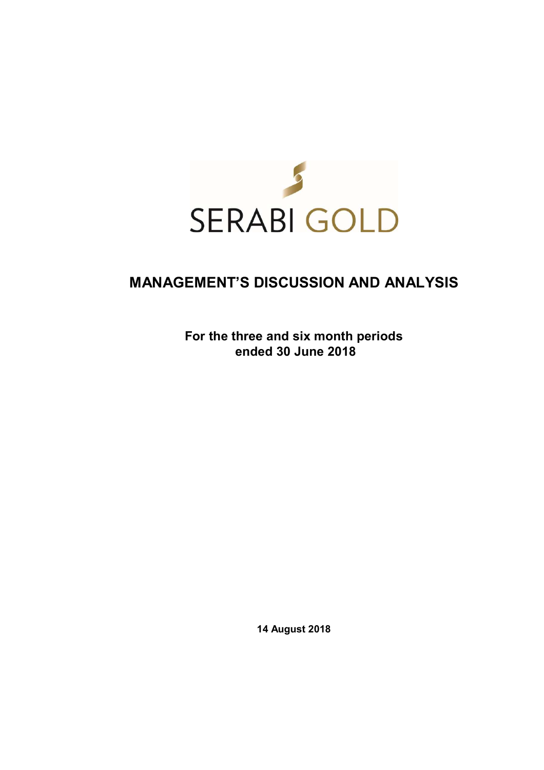SERABI GOLD

# MANAGEMENT'S DISCUSSION AND ANALYSIS

**For the three and six month periods ended 30 June 2018**

**14 August 2018**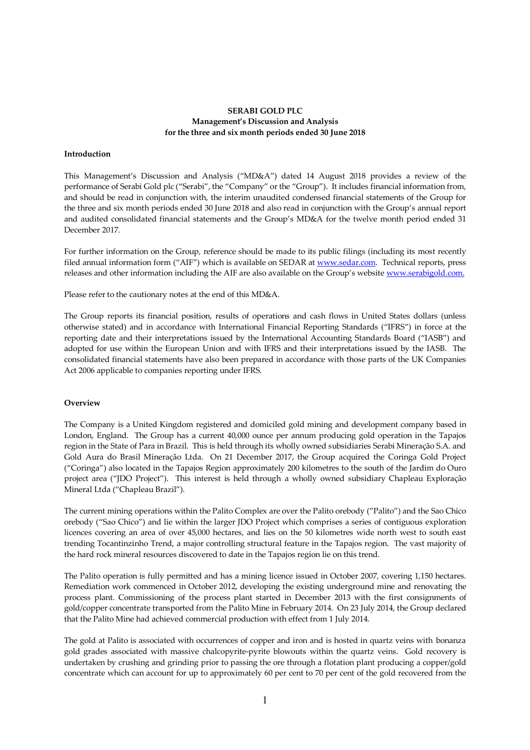**SERABI GOLD PLC**
**Management's Discussion and Analysis**
**for the three and six month periods ended 30 June 2018**

**Introduction**

This Management's Discussion and Analysis ("MD&A") dated 14 August 2018 provides a review of the performance of Serabi Gold plc ("Serabi", the "Company" or the "Group"). It includes financial information from, and should be read in conjunction with, the interim unaudited condensed financial statements of the Group for the three and six month periods ended 30 June 2018 and also read in conjunction with the Group's annual report and audited consolidated financial statements and the Group's MD&A for the twelve month period ended 31 December 2017.

For further information on the Group, reference should be made to its public filings (including its most recently filed annual information form ("AIF") which is available on SEDAR at www.sedar.com. Technical reports, press releases and other information including the AIF are also available on the Group's website www.serabigold.com.

Please refer to the cautionary notes at the end of this MD&A.

The Group reports its financial position, results of operations and cash flows in United States dollars (unless otherwise stated) and in accordance with International Financial Reporting Standards ("IFRS") in force at the reporting date and their interpretations issued by the International Accounting Standards Board ("IASB") and adopted for use within the European Union and with IFRS and their interpretations issued by the IASB. The consolidated financial statements have also been prepared in accordance with those parts of the UK Companies Act 2006 applicable to companies reporting under IFRS.

**Overview**

The Company is a United Kingdom registered and domiciled gold mining and development company based in London, England. The Group has a current 40,000 ounce per annum producing gold operation in the Tapajos region in the State of Para in Brazil. This is held through its wholly owned subsidiaries Serabi Mineração S.A. and Gold Aura do Brasil Mineração Ltda. On 21 December 2017, the Group acquired the Coringa Gold Project ("Coringa") also located in the Tapajos Region approximately 200 kilometres to the south of the Jardim do Ouro project area ("JDO Project"). This interest is held through a wholly owned subsidiary Chapleau Exploração Mineral Ltda ("Chapleau Brazil").

The current mining operations within the Palito Complex are over the Palito orebody ("Palito") and the Sao Chico orebody ("Sao Chico") and lie within the larger JDO Project which comprises a series of contiguous exploration licences covering an area of over 45,000 hectares, and lies on the 50 kilometres wide north west to south east trending Tocantinzinho Trend, a major controlling structural feature in the Tapajos region. The vast majority of the hard rock mineral resources discovered to date in the Tapajos region lie on this trend.

The Palito operation is fully permitted and has a mining licence issued in October 2007, covering 1,150 hectares. Remediation work commenced in October 2012, developing the existing underground mine and renovating the process plant. Commissioning of the process plant started in December 2013 with the first consignments of gold/copper concentrate transported from the Palito Mine in February 2014. On 23 July 2014, the Group declared that the Palito Mine had achieved commercial production with effect from 1 July 2014.

The gold at Palito is associated with occurrences of copper and iron and is hosted in quartz veins with bonanza gold grades associated with massive chalcopyrite-pyrite blowouts within the quartz veins. Gold recovery is undertaken by crushing and grinding prior to passing the ore through a flotation plant producing a copper/gold concentrate which can account for up to approximately 60 per cent to 70 per cent of the gold recovered from the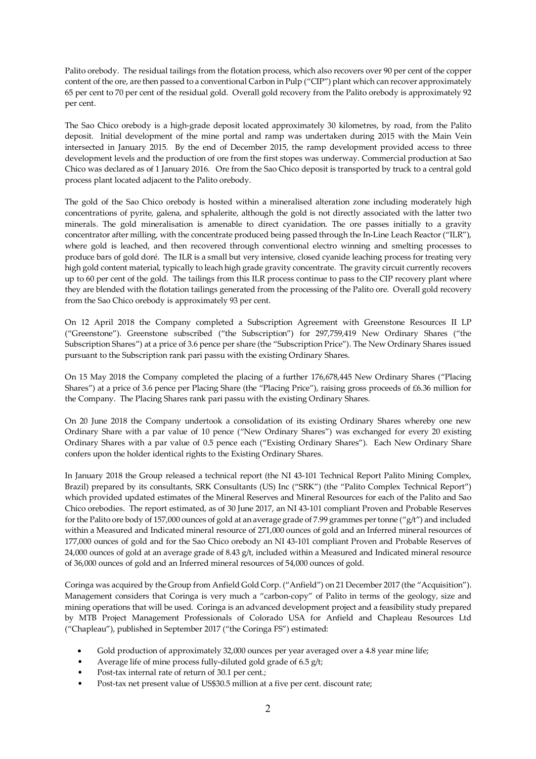Palito orebody. The residual tailings from the flotation process, which also recovers over 90 per cent of the copper content of the ore, are then passed to a conventional Carbon in Pulp ("CIP") plant which can recover approximately 65 per cent to 70 per cent of the residual gold. Overall gold recovery from the Palito orebody is approximately 92 per cent.

The Sao Chico orebody is a high-grade deposit located approximately 30 kilometres, by road, from the Palito deposit. Initial development of the mine portal and ramp was undertaken during 2015 with the Main Vein intersected in January 2015. By the end of December 2015, the ramp development provided access to three development levels and the production of ore from the first stopes was underway. Commercial production at Sao Chico was declared as of 1 January 2016. Ore from the Sao Chico deposit is transported by truck to a central gold process plant located adjacent to the Palito orebody.

The gold of the Sao Chico orebody is hosted within a mineralised alteration zone including moderately high concentrations of pyrite, galena, and sphalerite, although the gold is not directly associated with the latter two minerals. The gold mineralisation is amenable to direct cyanidation. The ore passes initially to a gravity concentrator after milling, with the concentrate produced being passed through the In-Line Leach Reactor ("ILR"), where gold is leached, and then recovered through conventional electro winning and smelting processes to produce bars of gold doré. The ILR is a small but very intensive, closed cyanide leaching process for treating very high gold content material, typically to leach high grade gravity concentrate. The gravity circuit currently recovers up to 60 per cent of the gold. The tailings from this ILR process continue to pass to the CIP recovery plant where they are blended with the flotation tailings generated from the processing of the Palito ore. Overall gold recovery from the Sao Chico orebody is approximately 93 per cent.

On 12 April 2018 the Company completed a Subscription Agreement with Greenstone Resources II LP ("Greenstone"). Greenstone subscribed ("the Subscription") for 297,759,419 New Ordinary Shares ("the Subscription Shares") at a price of 3.6 pence per share (the "Subscription Price"). The New Ordinary Shares issued pursuant to the Subscription rank pari passu with the existing Ordinary Shares.

On 15 May 2018 the Company completed the placing of a further 176,678,445 New Ordinary Shares ("Placing Shares") at a price of 3.6 pence per Placing Share (the "Placing Price"), raising gross proceeds of £6.36 million for the Company. The Placing Shares rank pari passu with the existing Ordinary Shares.

On 20 June 2018 the Company undertook a consolidation of its existing Ordinary Shares whereby one new Ordinary Share with a par value of 10 pence ("New Ordinary Shares") was exchanged for every 20 existing Ordinary Shares with a par value of 0.5 pence each ("Existing Ordinary Shares"). Each New Ordinary Share confers upon the holder identical rights to the Existing Ordinary Shares.

In January 2018 the Group released a technical report (the NI 43-101 Technical Report Palito Mining Complex, Brazil) prepared by its consultants, SRK Consultants (US) Inc ("SRK") (the "Palito Complex Technical Report") which provided updated estimates of the Mineral Reserves and Mineral Resources for each of the Palito and Sao Chico orebodies. The report estimated, as of 30 June 2017, an NI 43-101 compliant Proven and Probable Reserves for the Palito ore body of 157,000 ounces of gold at an average grade of 7.99 grammes per tonne ("g/t") and included within a Measured and Indicated mineral resource of 271,000 ounces of gold and an Inferred mineral resources of 177,000 ounces of gold and for the Sao Chico orebody an NI 43-101 compliant Proven and Probable Reserves of 24,000 ounces of gold at an average grade of 8.43 g/t, included within a Measured and Indicated mineral resource of 36,000 ounces of gold and an Inferred mineral resources of 54,000 ounces of gold.

Coringa was acquired by the Group from Anfield Gold Corp. ("Anfield") on 21 December 2017 (the "Acquisition"). Management considers that Coringa is very much a "carbon-copy" of Palito in terms of the geology, size and mining operations that will be used. Coringa is an advanced development project and a feasibility study prepared by MTB Project Management Professionals of Colorado USA for Anfield and Chapleau Resources Ltd ("Chapleau"), published in September 2017 ("the Coringa FS") estimated:

- Gold production of approximately 32,000 ounces per year averaged over a 4.8 year mine life;
- Average life of mine process fully-diluted gold grade of 6.5 g/t;
- Post-tax internal rate of return of 30.1 per cent.;
- Post-tax net present value of US$30.5 million at a five per cent. discount rate;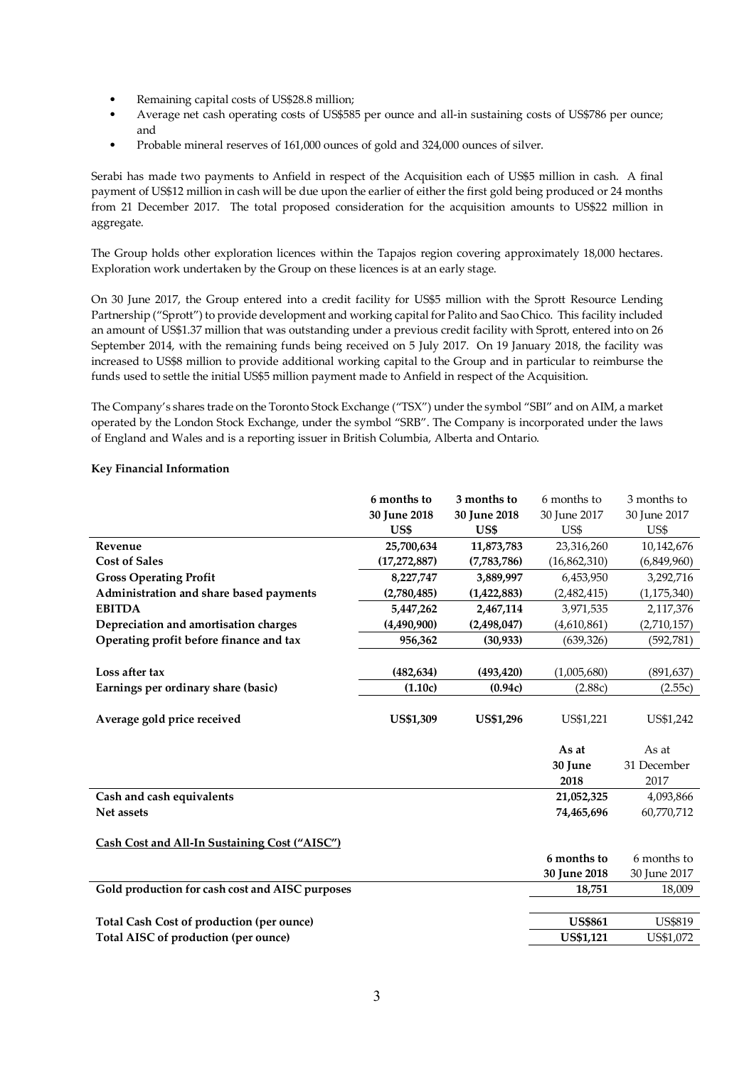- Remaining capital costs of US$28.8 million;
- Average net cash operating costs of US$585 per ounce and all-in sustaining costs of US$786 per ounce; and
- Probable mineral reserves of 161,000 ounces of gold and 324,000 ounces of silver.

Serabi has made two payments to Anfield in respect of the Acquisition each of US$5 million in cash. A final payment of US$12 million in cash will be due upon the earlier of either the first gold being produced or 24 months from 21 December 2017. The total proposed consideration for the acquisition amounts to US$22 million in aggregate.

The Group holds other exploration licences within the Tapajos region covering approximately 18,000 hectares. Exploration work undertaken by the Group on these licences is at an early stage.

On 30 June 2017, the Group entered into a credit facility for US$5 million with the Sprott Resource Lending Partnership ("Sprott") to provide development and working capital for Palito and Sao Chico. This facility included an amount of US$1.37 million that was outstanding under a previous credit facility with Sprott, entered into on 26 September 2014, with the remaining funds being received on 5 July 2017. On 19 January 2018, the facility was increased to US$8 million to provide additional working capital to the Group and in particular to reimburse the funds used to settle the initial US$5 million payment made to Anfield in respect of the Acquisition.

The Company's shares trade on the Toronto Stock Exchange ("TSX") under the symbol "SBI" and on AIM, a market operated by the London Stock Exchange, under the symbol "SRB". The Company is incorporated under the laws of England and Wales and is a reporting issuer in British Columbia, Alberta and Ontario.

**Key Financial Information**

| | **6 months to 30 June 2018 US$** | **3 months to 30 June 2018 US$** | 6 months to 30 June 2017 US$ | 3 months to 30 June 2017 US$ |
|---|---|---|---|---|
| **Revenue** | **25,700,634** | **11,873,783** | 23,316,260 | 10,142,676 |
| **Cost of Sales** | **(17,272,887)** | **(7,783,786)** | (16,862,310) | (6,849,960) |
| **Gross Operating Profit** | **8,227,747** | **3,889,997** | 6,453,950 | 3,292,716 |
| **Administration and share based payments** | **(2,780,485)** | **(1,422,883)** | (2,482,415) | (1,175,340) |
| **EBITDA** | **5,447,262** | **2,467,114** | 3,971,535 | 2,117,376 |
| **Depreciation and amortisation charges** | **(4,490,900)** | **(2,498,047)** | (4,610,861) | (2,710,157) |
| **Operating profit before finance and tax** | **956,362** | **(30,933)** | (639,326) | (592,781) |
| | | | | |
| **Loss after tax** | **(482,634)** | **(493,420)** | (1,005,680) | (891,637) |
| **Earnings per ordinary share (basic)** | **(1.10c)** | **(0.94c)** | (2.88c) | (2.55c) |
| | | | | |
| **Average gold price received** | **US$1,309** | **US$1,296** | US$1,221 | US$1,242 |

| | **As at 30 June 2018** | As at 31 December 2017 |
|---|---|---|
| **Cash and cash equivalents** | **21,052,325** | 4,093,866 |
| **Net assets** | **74,465,696** | 60,770,712 |

**Cash Cost and All-In Sustaining Cost ("AISC")**

| | **6 months to 30 June 2018** | 6 months to 30 June 2017 |
|---|---|---|
| **Gold production for cash cost and AISC purposes** | **18,751** | 18,009 |
| | | |
| **Total Cash Cost of production (per ounce)** | **US$861** | US$819 |
| **Total AISC of production (per ounce)** | **US$1,121** | US$1,072 |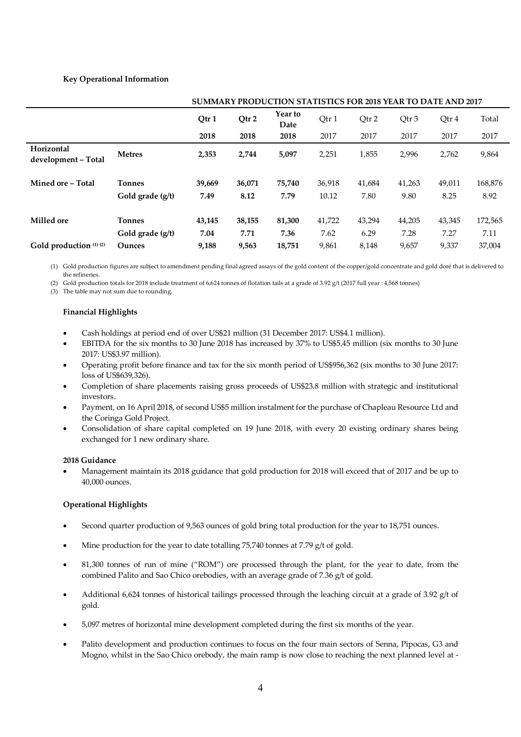**Key Operational Information**

| | | SUMMARY PRODUCTION STATISTICS FOR 2018 YEAR TO DATE AND 2017 | | | | | | | |
|---|---|---|---|---|---|---|---|---|---|
| | | **Qtr 1** | **Qtr 2** | **Year to Date** | Qtr 1 | Qtr 2 | Qtr 3 | Qtr 4 | Total |
| | | **2018** | **2018** | **2018** | 2017 | 2017 | 2017 | 2017 | 2017 |
| **Horizontal development – Total** | **Metres** | **2,353** | **2,744** | **5,097** | 2,251 | 1,855 | 2,996 | 2,762 | 9,864 |
| **Mined ore – Total** | **Tonnes** | **39,669** | **36,071** | **75,740** | 36,918 | 41,684 | 41,263 | 49,011 | 168,876 |
| | **Gold grade (g/t)** | **7.49** | **8.12** | **7.79** | 10.12 | 7.80 | 9.80 | 8.25 | 8.92 |
| **Milled ore** | **Tonnes** | **43,145** | **38,155** | **81,300** | 41,722 | 43,294 | 44,205 | 43,345 | 172,565 |
| | **Gold grade (g/t)** | **7.04** | **7.71** | **7.36** | 7.62 | 6.29 | 7.28 | 7.27 | 7.11 |
| **Gold production (1) (2)** | **Ounces** | **9,188** | **9,563** | **18,751** | 9,861 | 8,148 | 9,657 | 9,337 | 37,004 |

(1) Gold production figures are subject to amendment pending final agreed assays of the gold content of the copper/gold concentrate and gold doré that is delivered to the refineries.

(2) Gold production totals for 2018 include treatment of 6,624 tonnes of flotation tails at a grade of 3.92 g/t (2017 full year : 4,568 tonnes)

(3) The table may not sum due to rounding.

**Financial Highlights**

- Cash holdings at period end of over US$21 million (31 December 2017: US$4.1 million).
- EBITDA for the six months to 30 June 2018 has increased by 37% to US$5.45 million (six months to 30 June 2017: US$3.97 million).
- Operating profit before finance and tax for the six month period of US$956,362 (six months to 30 June 2017: loss of US$639,326).
- Completion of share placements raising gross proceeds of US$23.8 million with strategic and institutional investors.
- Payment, on 16 April 2018, of second US$5 million instalment for the purchase of Chapleau Resource Ltd and the Coringa Gold Project.
- Consolidation of share capital completed on 19 June 2018, with every 20 existing ordinary shares being exchanged for 1 new ordinary share.

**2018 Guidance**

- Management maintain its 2018 guidance that gold production for 2018 will exceed that of 2017 and be up to 40,000 ounces.

**Operational Highlights**

- Second quarter production of 9,563 ounces of gold bring total production for the year to 18,751 ounces.
- Mine production for the year to date totalling 75,740 tonnes at 7.79 g/t of gold.
- 81,300 tonnes of run of mine ("ROM") ore processed through the plant, for the year to date, from the combined Palito and Sao Chico orebodies, with an average grade of 7.36 g/t of gold.
- Additional 6,624 tonnes of historical tailings processed through the leaching circuit at a grade of 3.92 g/t of gold.
- 5,097 metres of horizontal mine development completed during the first six months of the year.
- Palito development and production continues to focus on the four main sectors of Senna, Pipocas, G3 and Mogno, whilst in the Sao Chico orebody, the main ramp is now close to reaching the next planned level at -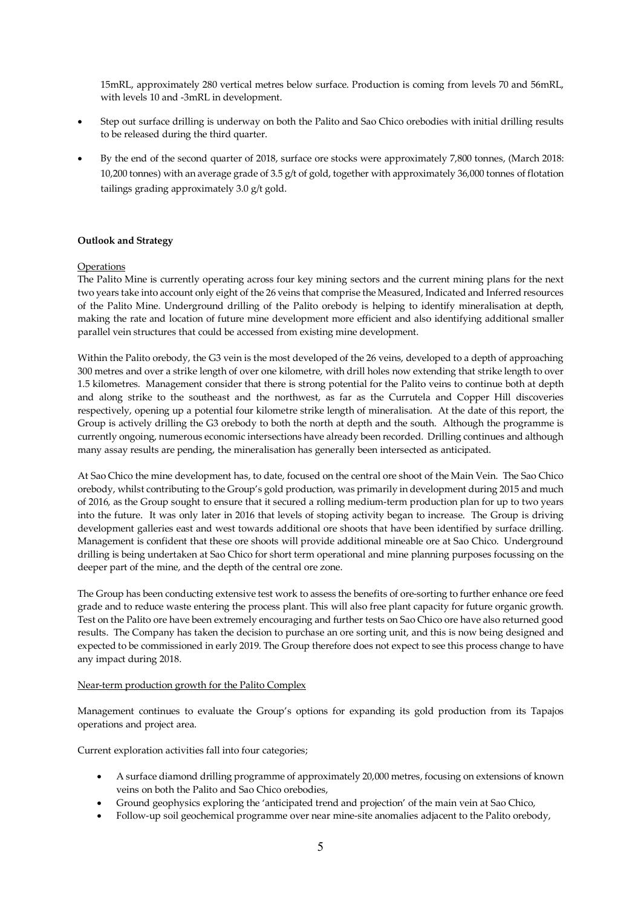15mRL, approximately 280 vertical metres below surface. Production is coming from levels 70 and 56mRL, with levels 10 and -3mRL in development.

- Step out surface drilling is underway on both the Palito and Sao Chico orebodies with initial drilling results to be released during the third quarter.
- By the end of the second quarter of 2018, surface ore stocks were approximately 7,800 tonnes, (March 2018: 10,200 tonnes) with an average grade of 3.5 g/t of gold, together with approximately 36,000 tonnes of flotation tailings grading approximately 3.0 g/t gold.

**Outlook and Strategy**

Operations

The Palito Mine is currently operating across four key mining sectors and the current mining plans for the next two years take into account only eight of the 26 veins that comprise the Measured, Indicated and Inferred resources of the Palito Mine. Underground drilling of the Palito orebody is helping to identify mineralisation at depth, making the rate and location of future mine development more efficient and also identifying additional smaller parallel vein structures that could be accessed from existing mine development.

Within the Palito orebody, the G3 vein is the most developed of the 26 veins, developed to a depth of approaching 300 metres and over a strike length of over one kilometre, with drill holes now extending that strike length to over 1.5 kilometres. Management consider that there is strong potential for the Palito veins to continue both at depth and along strike to the southeast and the northwest, as far as the Currutela and Copper Hill discoveries respectively, opening up a potential four kilometre strike length of mineralisation. At the date of this report, the Group is actively drilling the G3 orebody to both the north at depth and the south. Although the programme is currently ongoing, numerous economic intersections have already been recorded. Drilling continues and although many assay results are pending, the mineralisation has generally been intersected as anticipated.

At Sao Chico the mine development has, to date, focused on the central ore shoot of the Main Vein. The Sao Chico orebody, whilst contributing to the Group's gold production, was primarily in development during 2015 and much of 2016, as the Group sought to ensure that it secured a rolling medium-term production plan for up to two years into the future. It was only later in 2016 that levels of stoping activity began to increase. The Group is driving development galleries east and west towards additional ore shoots that have been identified by surface drilling. Management is confident that these ore shoots will provide additional mineable ore at Sao Chico. Underground drilling is being undertaken at Sao Chico for short term operational and mine planning purposes focussing on the deeper part of the mine, and the depth of the central ore zone.

The Group has been conducting extensive test work to assess the benefits of ore-sorting to further enhance ore feed grade and to reduce waste entering the process plant. This will also free plant capacity for future organic growth. Test on the Palito ore have been extremely encouraging and further tests on Sao Chico ore have also returned good results. The Company has taken the decision to purchase an ore sorting unit, and this is now being designed and expected to be commissioned in early 2019. The Group therefore does not expect to see this process change to have any impact during 2018.

Near-term production growth for the Palito Complex

Management continues to evaluate the Group's options for expanding its gold production from its Tapajos operations and project area.

Current exploration activities fall into four categories;

- A surface diamond drilling programme of approximately 20,000 metres, focusing on extensions of known veins on both the Palito and Sao Chico orebodies,
- Ground geophysics exploring the 'anticipated trend and projection' of the main vein at Sao Chico,
- Follow-up soil geochemical programme over near mine-site anomalies adjacent to the Palito orebody,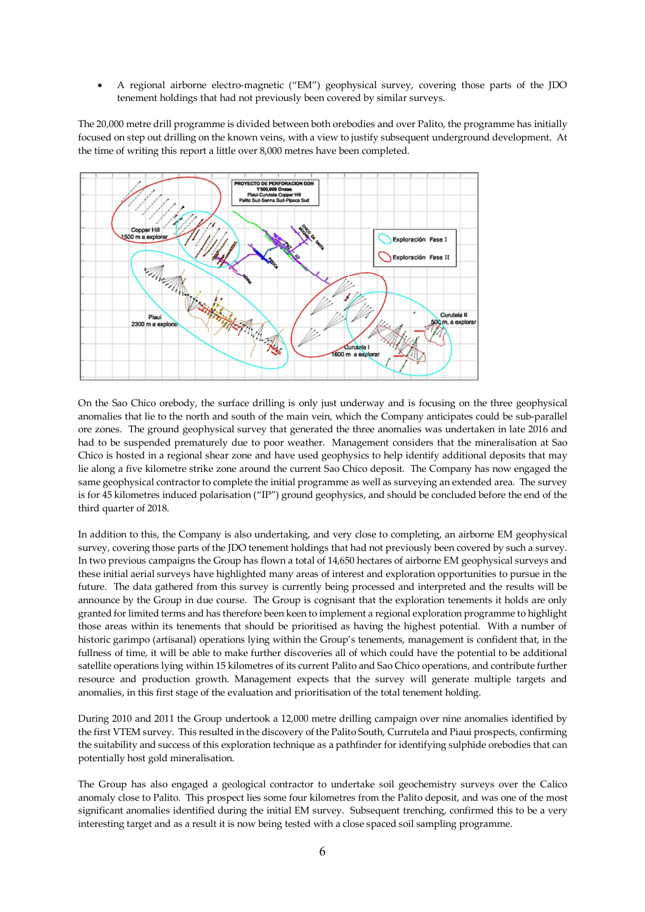- A regional airborne electro-magnetic ("EM") geophysical survey, covering those parts of the JDO tenement holdings that had not previously been covered by similar surveys.

The 20,000 metre drill programme is divided between both orebodies and over Palito, the programme has initially focused on step out drilling on the known veins, with a view to justify subsequent underground development. At the time of writing this report a little over 8,000 metres have been completed.

On the Sao Chico orebody, the surface drilling is only just underway and is focusing on the three geophysical anomalies that lie to the north and south of the main vein, which the Company anticipates could be sub-parallel ore zones. The ground geophysical survey that generated the three anomalies was undertaken in late 2016 and had to be suspended prematurely due to poor weather. Management considers that the mineralisation at Sao Chico is hosted in a regional shear zone and have used geophysics to help identify additional deposits that may lie along a five kilometre strike zone around the current Sao Chico deposit. The Company has now engaged the same geophysical contractor to complete the initial programme as well as surveying an extended area. The survey is for 45 kilometres induced polarisation ("IP") ground geophysics, and should be concluded before the end of the third quarter of 2018.

In addition to this, the Company is also undertaking, and very close to completing, an airborne EM geophysical survey, covering those parts of the JDO tenement holdings that had not previously been covered by such a survey. In two previous campaigns the Group has flown a total of 14,650 hectares of airborne EM geophysical surveys and these initial aerial surveys have highlighted many areas of interest and exploration opportunities to pursue in the future. The data gathered from this survey is currently being processed and interpreted and the results will be announce by the Group in due course. The Group is cognisant that the exploration tenements it holds are only granted for limited terms and has therefore been keen to implement a regional exploration programme to highlight those areas within its tenements that should be prioritised as having the highest potential. With a number of historic garimpo (artisanal) operations lying within the Group's tenements, management is confident that, in the fullness of time, it will be able to make further discoveries all of which could have the potential to be additional satellite operations lying within 15 kilometres of its current Palito and Sao Chico operations, and contribute further resource and production growth. Management expects that the survey will generate multiple targets and anomalies, in this first stage of the evaluation and prioritisation of the total tenement holding.

During 2010 and 2011 the Group undertook a 12,000 metre drilling campaign over nine anomalies identified by the first VTEM survey. This resulted in the discovery of the Palito South, Currutela and Piaui prospects, confirming the suitability and success of this exploration technique as a pathfinder for identifying sulphide orebodies that can potentially host gold mineralisation.

The Group has also engaged a geological contractor to undertake soil geochemistry surveys over the Calico anomaly close to Palito. This prospect lies some four kilometres from the Palito deposit, and was one of the most significant anomalies identified during the initial EM survey. Subsequent trenching, confirmed this to be a very interesting target and as a result it is now being tested with a close spaced soil sampling programme.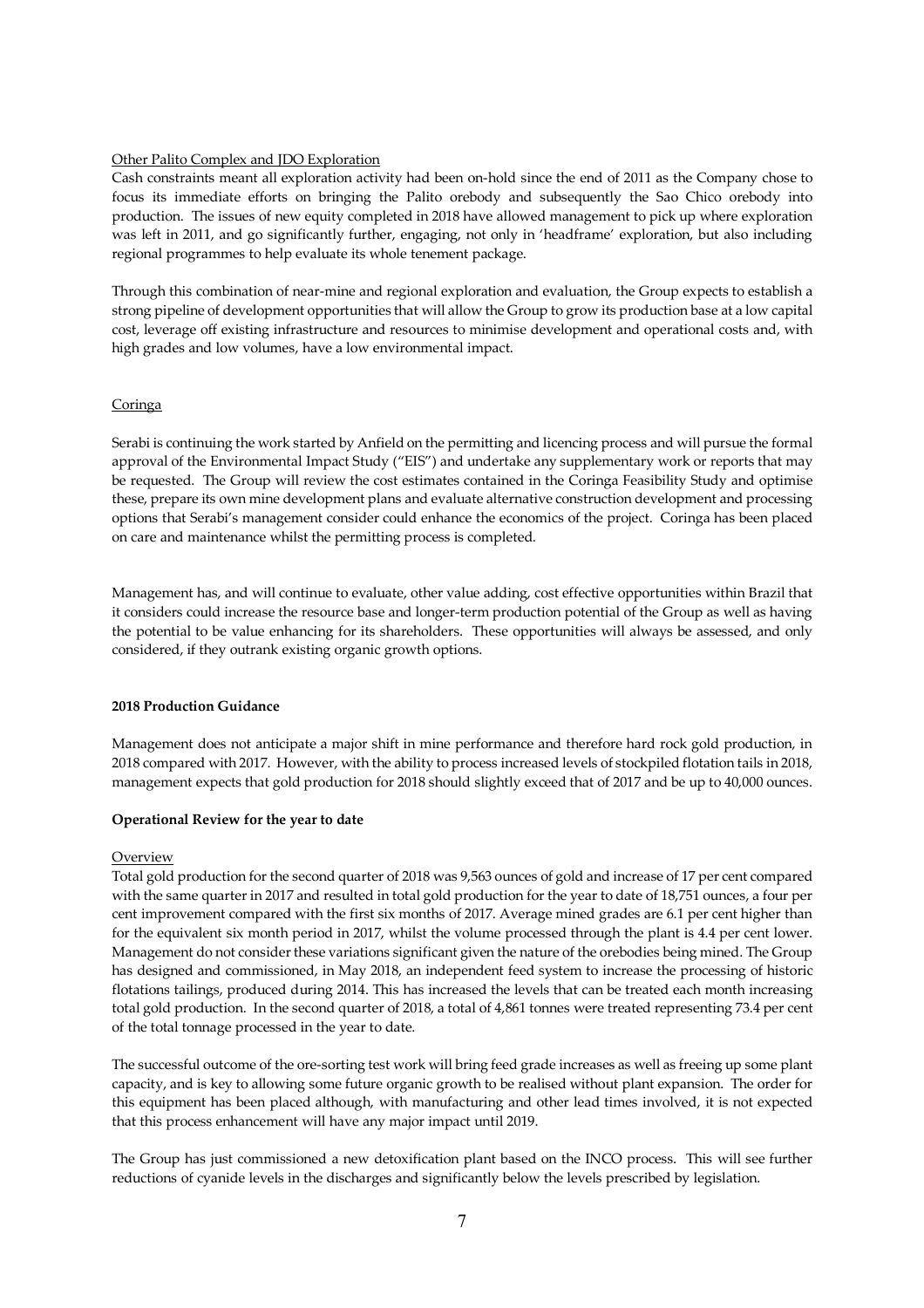Other Palito Complex and JDO Exploration

Cash constraints meant all exploration activity had been on-hold since the end of 2011 as the Company chose to focus its immediate efforts on bringing the Palito orebody and subsequently the Sao Chico orebody into production. The issues of new equity completed in 2018 have allowed management to pick up where exploration was left in 2011, and go significantly further, engaging, not only in 'headframe' exploration, but also including regional programmes to help evaluate its whole tenement package.

Through this combination of near-mine and regional exploration and evaluation, the Group expects to establish a strong pipeline of development opportunities that will allow the Group to grow its production base at a low capital cost, leverage off existing infrastructure and resources to minimise development and operational costs and, with high grades and low volumes, have a low environmental impact.

Coringa

Serabi is continuing the work started by Anfield on the permitting and licencing process and will pursue the formal approval of the Environmental Impact Study ("EIS") and undertake any supplementary work or reports that may be requested. The Group will review the cost estimates contained in the Coringa Feasibility Study and optimise these, prepare its own mine development plans and evaluate alternative construction development and processing options that Serabi's management consider could enhance the economics of the project. Coringa has been placed on care and maintenance whilst the permitting process is completed.

Management has, and will continue to evaluate, other value adding, cost effective opportunities within Brazil that it considers could increase the resource base and longer-term production potential of the Group as well as having the potential to be value enhancing for its shareholders. These opportunities will always be assessed, and only considered, if they outrank existing organic growth options.

**2018 Production Guidance**

Management does not anticipate a major shift in mine performance and therefore hard rock gold production, in 2018 compared with 2017. However, with the ability to process increased levels of stockpiled flotation tails in 2018, management expects that gold production for 2018 should slightly exceed that of 2017 and be up to 40,000 ounces.

**Operational Review for the year to date**

Overview

Total gold production for the second quarter of 2018 was 9,563 ounces of gold and increase of 17 per cent compared with the same quarter in 2017 and resulted in total gold production for the year to date of 18,751 ounces, a four per cent improvement compared with the first six months of 2017. Average mined grades are 6.1 per cent higher than for the equivalent six month period in 2017, whilst the volume processed through the plant is 4.4 per cent lower. Management do not consider these variations significant given the nature of the orebodies being mined. The Group has designed and commissioned, in May 2018, an independent feed system to increase the processing of historic flotations tailings, produced during 2014. This has increased the levels that can be treated each month increasing total gold production. In the second quarter of 2018, a total of 4,861 tonnes were treated representing 73.4 per cent of the total tonnage processed in the year to date.

The successful outcome of the ore-sorting test work will bring feed grade increases as well as freeing up some plant capacity, and is key to allowing some future organic growth to be realised without plant expansion. The order for this equipment has been placed although, with manufacturing and other lead times involved, it is not expected that this process enhancement will have any major impact until 2019.

The Group has just commissioned a new detoxification plant based on the INCO process. This will see further reductions of cyanide levels in the discharges and significantly below the levels prescribed by legislation.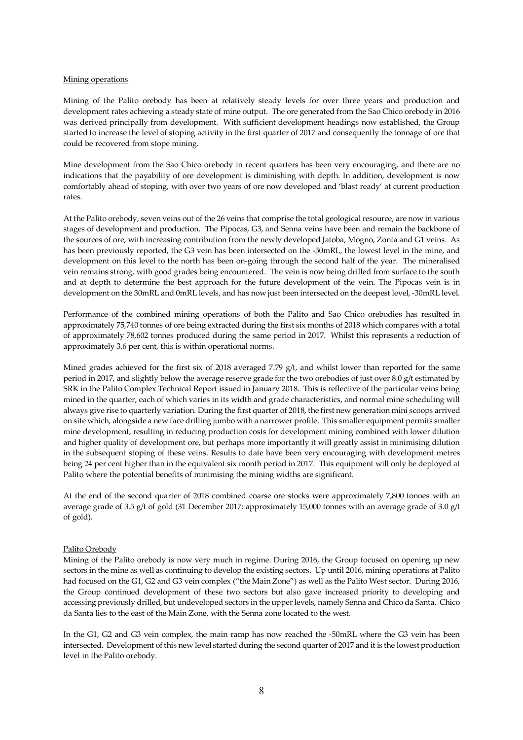Mining operations

Mining of the Palito orebody has been at relatively steady levels for over three years and production and development rates achieving a steady state of mine output. The ore generated from the Sao Chico orebody in 2016 was derived principally from development. With sufficient development headings now established, the Group started to increase the level of stoping activity in the first quarter of 2017 and consequently the tonnage of ore that could be recovered from stope mining.

Mine development from the Sao Chico orebody in recent quarters has been very encouraging, and there are no indications that the payability of ore development is diminishing with depth. In addition, development is now comfortably ahead of stoping, with over two years of ore now developed and 'blast ready' at current production rates.

At the Palito orebody, seven veins out of the 26 veins that comprise the total geological resource, are now in various stages of development and production. The Pipocas, G3, and Senna veins have been and remain the backbone of the sources of ore, with increasing contribution from the newly developed Jatoba, Mogno, Zonta and G1 veins. As has been previously reported, the G3 vein has been intersected on the -50mRL, the lowest level in the mine, and development on this level to the north has been on-going through the second half of the year. The mineralised vein remains strong, with good grades being encountered. The vein is now being drilled from surface to the south and at depth to determine the best approach for the future development of the vein. The Pipocas vein is in development on the 30mRL and 0mRL levels, and has now just been intersected on the deepest level, -30mRL level.

Performance of the combined mining operations of both the Palito and Sao Chico orebodies has resulted in approximately 75,740 tonnes of ore being extracted during the first six months of 2018 which compares with a total of approximately 78,602 tonnes produced during the same period in 2017. Whilst this represents a reduction of approximately 3.6 per cent, this is within operational norms.

Mined grades achieved for the first six of 2018 averaged 7.79 g/t, and whilst lower than reported for the same period in 2017, and slightly below the average reserve grade for the two orebodies of just over 8.0 g/t estimated by SRK in the Palito Complex Technical Report issued in January 2018. This is reflective of the particular veins being mined in the quarter, each of which varies in its width and grade characteristics, and normal mine scheduling will always give rise to quarterly variation. During the first quarter of 2018, the first new generation mini scoops arrived on site which, alongside a new face drilling jumbo with a narrower profile. This smaller equipment permits smaller mine development, resulting in reducing production costs for development mining combined with lower dilution and higher quality of development ore, but perhaps more importantly it will greatly assist in minimising dilution in the subsequent stoping of these veins. Results to date have been very encouraging with development metres being 24 per cent higher than in the equivalent six month period in 2017. This equipment will only be deployed at Palito where the potential benefits of minimising the mining widths are significant.

At the end of the second quarter of 2018 combined coarse ore stocks were approximately 7,800 tonnes with an average grade of 3.5 g/t of gold (31 December 2017: approximately 15,000 tonnes with an average grade of 3.0 g/t of gold).

Palito Orebody

Mining of the Palito orebody is now very much in regime. During 2016, the Group focused on opening up new sectors in the mine as well as continuing to develop the existing sectors. Up until 2016, mining operations at Palito had focused on the G1, G2 and G3 vein complex ("the Main Zone") as well as the Palito West sector. During 2016, the Group continued development of these two sectors but also gave increased priority to developing and accessing previously drilled, but undeveloped sectors in the upper levels, namely Senna and Chico da Santa. Chico da Santa lies to the east of the Main Zone, with the Senna zone located to the west.

In the G1, G2 and G3 vein complex, the main ramp has now reached the -50mRL where the G3 vein has been intersected. Development of this new level started during the second quarter of 2017 and it is the lowest production level in the Palito orebody.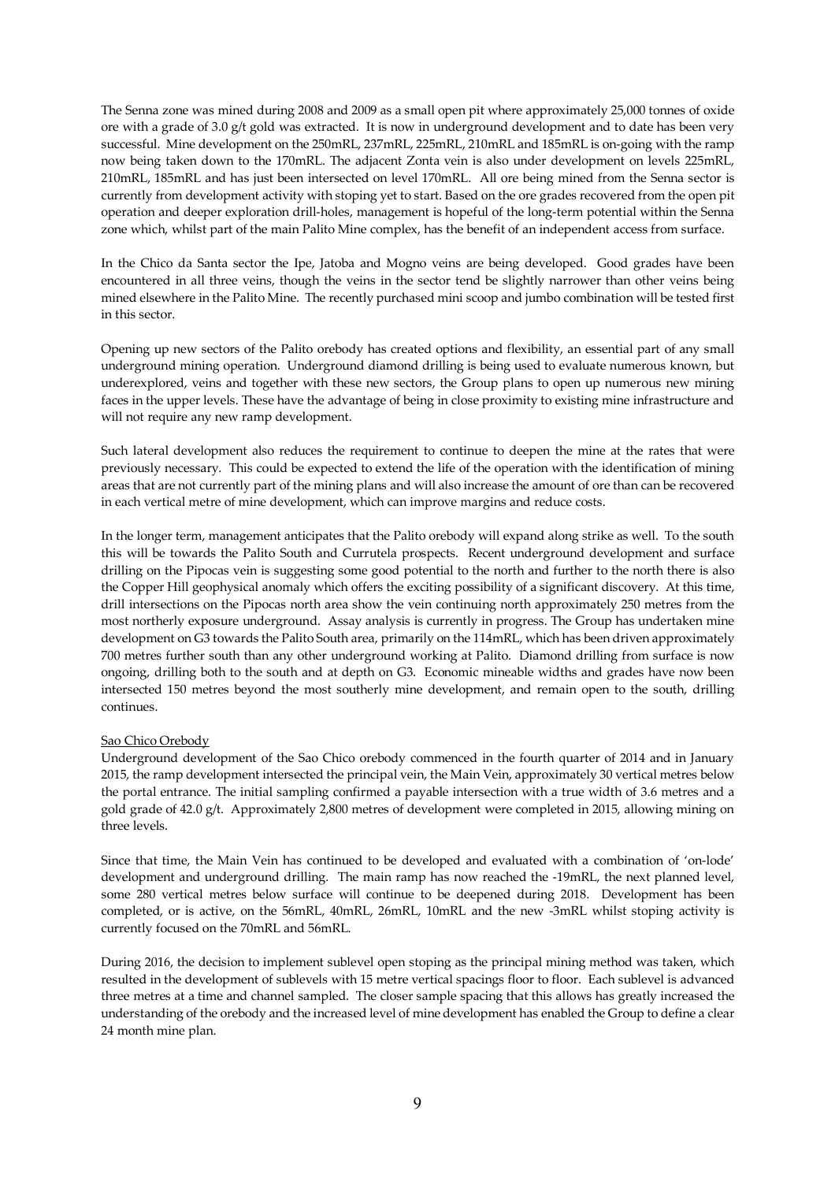The Senna zone was mined during 2008 and 2009 as a small open pit where approximately 25,000 tonnes of oxide ore with a grade of 3.0 g/t gold was extracted. It is now in underground development and to date has been very successful. Mine development on the 250mRL, 237mRL, 225mRL, 210mRL and 185mRL is on-going with the ramp now being taken down to the 170mRL. The adjacent Zonta vein is also under development on levels 225mRL, 210mRL, 185mRL and has just been intersected on level 170mRL. All ore being mined from the Senna sector is currently from development activity with stoping yet to start. Based on the ore grades recovered from the open pit operation and deeper exploration drill-holes, management is hopeful of the long-term potential within the Senna zone which, whilst part of the main Palito Mine complex, has the benefit of an independent access from surface.

In the Chico da Santa sector the Ipe, Jatoba and Mogno veins are being developed. Good grades have been encountered in all three veins, though the veins in the sector tend be slightly narrower than other veins being mined elsewhere in the Palito Mine. The recently purchased mini scoop and jumbo combination will be tested first in this sector.

Opening up new sectors of the Palito orebody has created options and flexibility, an essential part of any small underground mining operation. Underground diamond drilling is being used to evaluate numerous known, but underexplored, veins and together with these new sectors, the Group plans to open up numerous new mining faces in the upper levels. These have the advantage of being in close proximity to existing mine infrastructure and will not require any new ramp development.

Such lateral development also reduces the requirement to continue to deepen the mine at the rates that were previously necessary. This could be expected to extend the life of the operation with the identification of mining areas that are not currently part of the mining plans and will also increase the amount of ore than can be recovered in each vertical metre of mine development, which can improve margins and reduce costs.

In the longer term, management anticipates that the Palito orebody will expand along strike as well. To the south this will be towards the Palito South and Currutela prospects. Recent underground development and surface drilling on the Pipocas vein is suggesting some good potential to the north and further to the north there is also the Copper Hill geophysical anomaly which offers the exciting possibility of a significant discovery. At this time, drill intersections on the Pipocas north area show the vein continuing north approximately 250 metres from the most northerly exposure underground. Assay analysis is currently in progress. The Group has undertaken mine development on G3 towards the Palito South area, primarily on the 114mRL, which has been driven approximately 700 metres further south than any other underground working at Palito. Diamond drilling from surface is now ongoing, drilling both to the south and at depth on G3. Economic mineable widths and grades have now been intersected 150 metres beyond the most southerly mine development, and remain open to the south, drilling continues.

Sao Chico Orebody

Underground development of the Sao Chico orebody commenced in the fourth quarter of 2014 and in January 2015, the ramp development intersected the principal vein, the Main Vein, approximately 30 vertical metres below the portal entrance. The initial sampling confirmed a payable intersection with a true width of 3.6 metres and a gold grade of 42.0 g/t. Approximately 2,800 metres of development were completed in 2015, allowing mining on three levels.

Since that time, the Main Vein has continued to be developed and evaluated with a combination of 'on-lode' development and underground drilling. The main ramp has now reached the -19mRL, the next planned level, some 280 vertical metres below surface will continue to be deepened during 2018. Development has been completed, or is active, on the 56mRL, 40mRL, 26mRL, 10mRL and the new -3mRL whilst stoping activity is currently focused on the 70mRL and 56mRL.

During 2016, the decision to implement sublevel open stoping as the principal mining method was taken, which resulted in the development of sublevels with 15 metre vertical spacings floor to floor. Each sublevel is advanced three metres at a time and channel sampled. The closer sample spacing that this allows has greatly increased the understanding of the orebody and the increased level of mine development has enabled the Group to define a clear 24 month mine plan.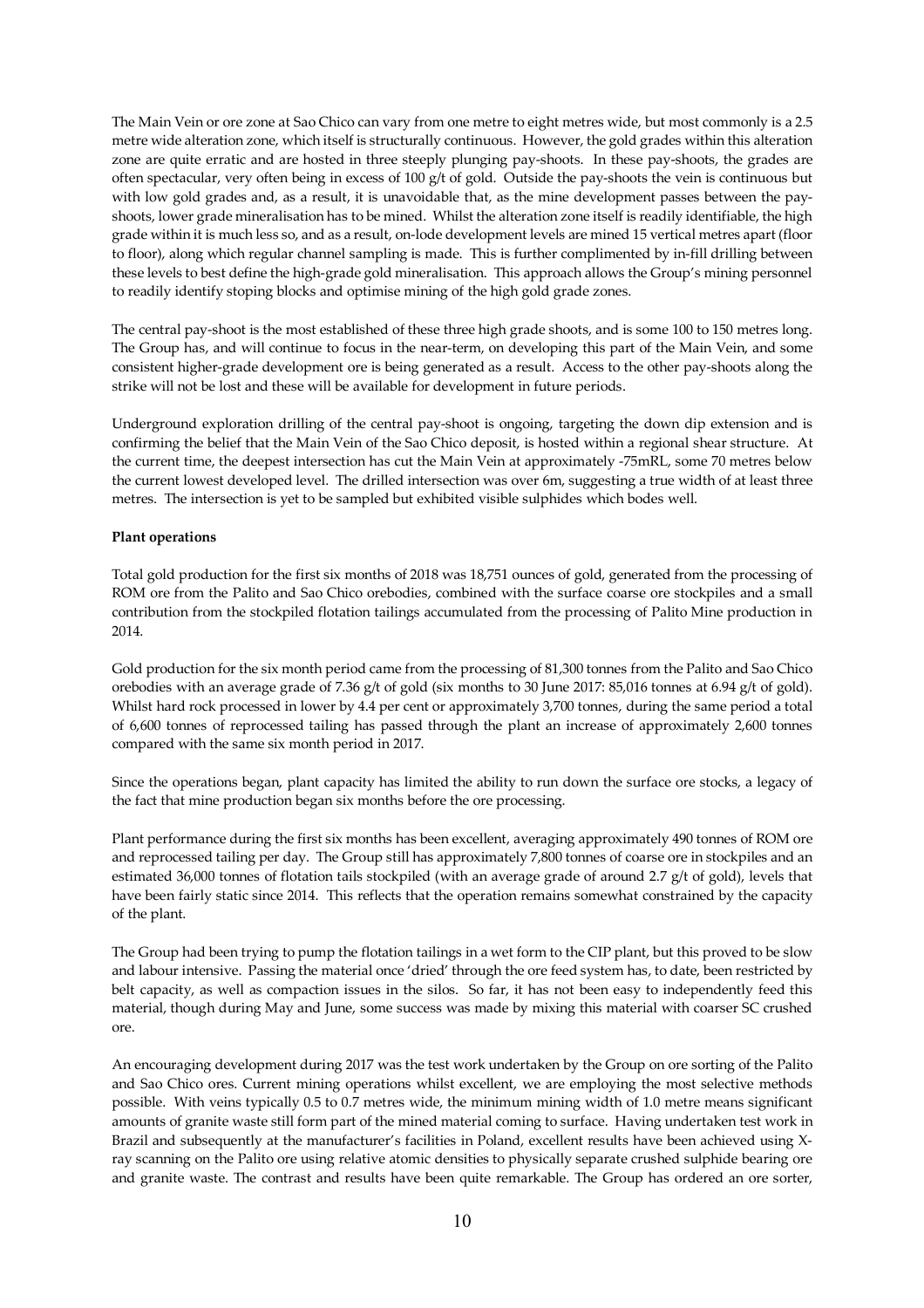The Main Vein or ore zone at Sao Chico can vary from one metre to eight metres wide, but most commonly is a 2.5 metre wide alteration zone, which itself is structurally continuous. However, the gold grades within this alteration zone are quite erratic and are hosted in three steeply plunging pay-shoots. In these pay-shoots, the grades are often spectacular, very often being in excess of 100 g/t of gold. Outside the pay-shoots the vein is continuous but with low gold grades and, as a result, it is unavoidable that, as the mine development passes between the pay-shoots, lower grade mineralisation has to be mined. Whilst the alteration zone itself is readily identifiable, the high grade within it is much less so, and as a result, on-lode development levels are mined 15 vertical metres apart (floor to floor), along which regular channel sampling is made. This is further complimented by in-fill drilling between these levels to best define the high-grade gold mineralisation. This approach allows the Group's mining personnel to readily identify stoping blocks and optimise mining of the high gold grade zones.

The central pay-shoot is the most established of these three high grade shoots, and is some 100 to 150 metres long. The Group has, and will continue to focus in the near-term, on developing this part of the Main Vein, and some consistent higher-grade development ore is being generated as a result. Access to the other pay-shoots along the strike will not be lost and these will be available for development in future periods.

Underground exploration drilling of the central pay-shoot is ongoing, targeting the down dip extension and is confirming the belief that the Main Vein of the Sao Chico deposit, is hosted within a regional shear structure. At the current time, the deepest intersection has cut the Main Vein at approximately -75mRL, some 70 metres below the current lowest developed level. The drilled intersection was over 6m, suggesting a true width of at least three metres. The intersection is yet to be sampled but exhibited visible sulphides which bodes well.

**Plant operations**

Total gold production for the first six months of 2018 was 18,751 ounces of gold, generated from the processing of ROM ore from the Palito and Sao Chico orebodies, combined with the surface coarse ore stockpiles and a small contribution from the stockpiled flotation tailings accumulated from the processing of Palito Mine production in 2014.

Gold production for the six month period came from the processing of 81,300 tonnes from the Palito and Sao Chico orebodies with an average grade of 7.36 g/t of gold (six months to 30 June 2017: 85,016 tonnes at 6.94 g/t of gold). Whilst hard rock processed in lower by 4.4 per cent or approximately 3,700 tonnes, during the same period a total of 6,600 tonnes of reprocessed tailing has passed through the plant an increase of approximately 2,600 tonnes compared with the same six month period in 2017.

Since the operations began, plant capacity has limited the ability to run down the surface ore stocks, a legacy of the fact that mine production began six months before the ore processing.

Plant performance during the first six months has been excellent, averaging approximately 490 tonnes of ROM ore and reprocessed tailing per day. The Group still has approximately 7,800 tonnes of coarse ore in stockpiles and an estimated 36,000 tonnes of flotation tails stockpiled (with an average grade of around 2.7 g/t of gold), levels that have been fairly static since 2014. This reflects that the operation remains somewhat constrained by the capacity of the plant.

The Group had been trying to pump the flotation tailings in a wet form to the CIP plant, but this proved to be slow and labour intensive. Passing the material once 'dried' through the ore feed system has, to date, been restricted by belt capacity, as well as compaction issues in the silos. So far, it has not been easy to independently feed this material, though during May and June, some success was made by mixing this material with coarser SC crushed ore.

An encouraging development during 2017 was the test work undertaken by the Group on ore sorting of the Palito and Sao Chico ores. Current mining operations whilst excellent, we are employing the most selective methods possible. With veins typically 0.5 to 0.7 metres wide, the minimum mining width of 1.0 metre means significant amounts of granite waste still form part of the mined material coming to surface. Having undertaken test work in Brazil and subsequently at the manufacturer's facilities in Poland, excellent results have been achieved using X-ray scanning on the Palito ore using relative atomic densities to physically separate crushed sulphide bearing ore and granite waste. The contrast and results have been quite remarkable. The Group has ordered an ore sorter,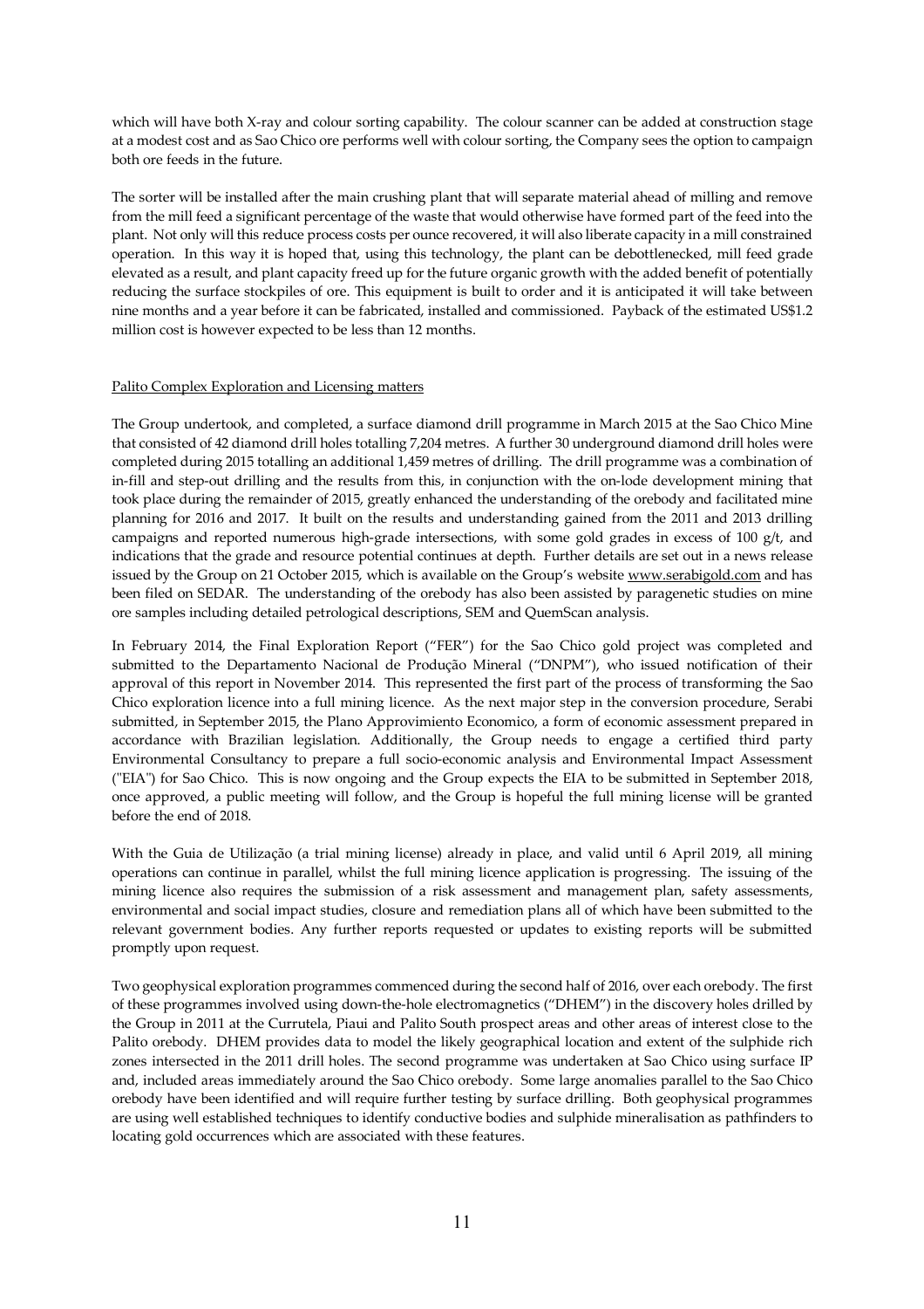which will have both X-ray and colour sorting capability. The colour scanner can be added at construction stage at a modest cost and as Sao Chico ore performs well with colour sorting, the Company sees the option to campaign both ore feeds in the future.

The sorter will be installed after the main crushing plant that will separate material ahead of milling and remove from the mill feed a significant percentage of the waste that would otherwise have formed part of the feed into the plant. Not only will this reduce process costs per ounce recovered, it will also liberate capacity in a mill constrained operation. In this way it is hoped that, using this technology, the plant can be debottlenecked, mill feed grade elevated as a result, and plant capacity freed up for the future organic growth with the added benefit of potentially reducing the surface stockpiles of ore. This equipment is built to order and it is anticipated it will take between nine months and a year before it can be fabricated, installed and commissioned. Payback of the estimated US$1.2 million cost is however expected to be less than 12 months.

## Palito Complex Exploration and Licensing matters

The Group undertook, and completed, a surface diamond drill programme in March 2015 at the Sao Chico Mine that consisted of 42 diamond drill holes totalling 7,204 metres. A further 30 underground diamond drill holes were completed during 2015 totalling an additional 1,459 metres of drilling. The drill programme was a combination of in-fill and step-out drilling and the results from this, in conjunction with the on-lode development mining that took place during the remainder of 2015, greatly enhanced the understanding of the orebody and facilitated mine planning for 2016 and 2017. It built on the results and understanding gained from the 2011 and 2013 drilling campaigns and reported numerous high-grade intersections, with some gold grades in excess of 100 g/t, and indications that the grade and resource potential continues at depth. Further details are set out in a news release issued by the Group on 21 October 2015, which is available on the Group's website www.serabigold.com and has been filed on SEDAR. The understanding of the orebody has also been assisted by paragenetic studies on mine ore samples including detailed petrological descriptions, SEM and QuemScan analysis.

In February 2014, the Final Exploration Report ("FER") for the Sao Chico gold project was completed and submitted to the Departamento Nacional de Produção Mineral ("DNPM"), who issued notification of their approval of this report in November 2014. This represented the first part of the process of transforming the Sao Chico exploration licence into a full mining licence. As the next major step in the conversion procedure, Serabi submitted, in September 2015, the Plano Approvimiento Economico, a form of economic assessment prepared in accordance with Brazilian legislation. Additionally, the Group needs to engage a certified third party Environmental Consultancy to prepare a full socio-economic analysis and Environmental Impact Assessment ("EIA") for Sao Chico. This is now ongoing and the Group expects the EIA to be submitted in September 2018, once approved, a public meeting will follow, and the Group is hopeful the full mining license will be granted before the end of 2018.

With the Guia de Utilização (a trial mining license) already in place, and valid until 6 April 2019, all mining operations can continue in parallel, whilst the full mining licence application is progressing. The issuing of the mining licence also requires the submission of a risk assessment and management plan, safety assessments, environmental and social impact studies, closure and remediation plans all of which have been submitted to the relevant government bodies. Any further reports requested or updates to existing reports will be submitted promptly upon request.

Two geophysical exploration programmes commenced during the second half of 2016, over each orebody. The first of these programmes involved using down-the-hole electromagnetics ("DHEM") in the discovery holes drilled by the Group in 2011 at the Currutela, Piaui and Palito South prospect areas and other areas of interest close to the Palito orebody. DHEM provides data to model the likely geographical location and extent of the sulphide rich zones intersected in the 2011 drill holes. The second programme was undertaken at Sao Chico using surface IP and, included areas immediately around the Sao Chico orebody. Some large anomalies parallel to the Sao Chico orebody have been identified and will require further testing by surface drilling. Both geophysical programmes are using well established techniques to identify conductive bodies and sulphide mineralisation as pathfinders to locating gold occurrences which are associated with these features.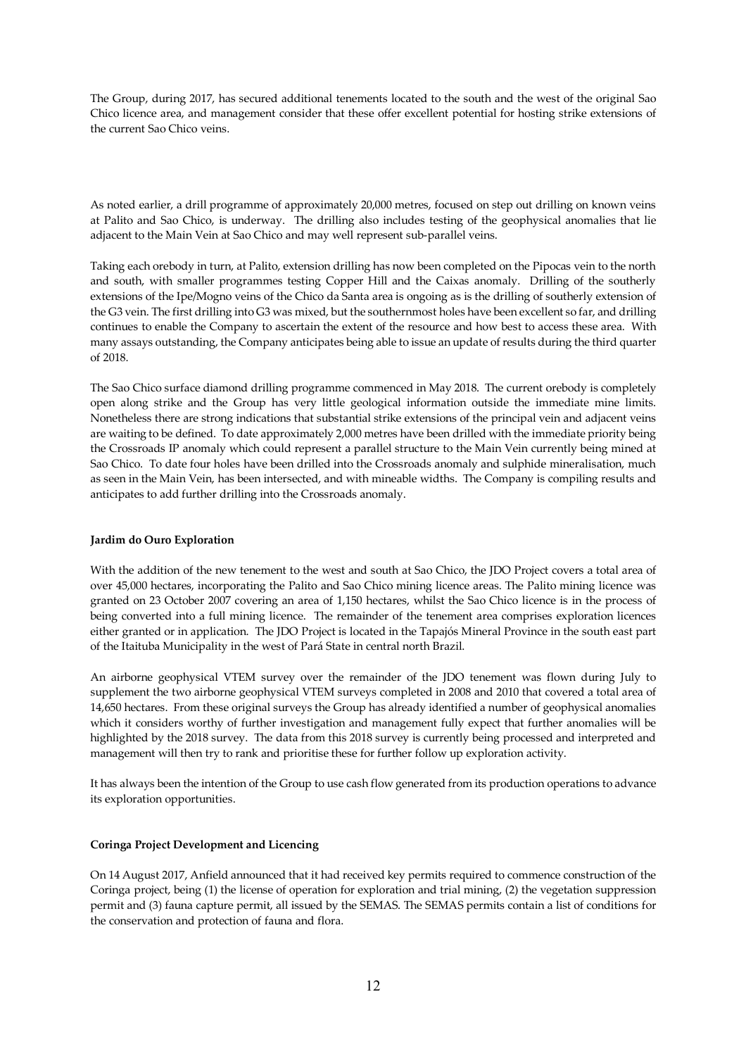The Group, during 2017, has secured additional tenements located to the south and the west of the original Sao Chico licence area, and management consider that these offer excellent potential for hosting strike extensions of the current Sao Chico veins.

As noted earlier, a drill programme of approximately 20,000 metres, focused on step out drilling on known veins at Palito and Sao Chico, is underway. The drilling also includes testing of the geophysical anomalies that lie adjacent to the Main Vein at Sao Chico and may well represent sub-parallel veins.

Taking each orebody in turn, at Palito, extension drilling has now been completed on the Pipocas vein to the north and south, with smaller programmes testing Copper Hill and the Caixas anomaly. Drilling of the southerly extensions of the Ipe/Mogno veins of the Chico da Santa area is ongoing as is the drilling of southerly extension of the G3 vein. The first drilling into G3 was mixed, but the southernmost holes have been excellent so far, and drilling continues to enable the Company to ascertain the extent of the resource and how best to access these area. With many assays outstanding, the Company anticipates being able to issue an update of results during the third quarter of 2018.

The Sao Chico surface diamond drilling programme commenced in May 2018. The current orebody is completely open along strike and the Group has very little geological information outside the immediate mine limits. Nonetheless there are strong indications that substantial strike extensions of the principal vein and adjacent veins are waiting to be defined. To date approximately 2,000 metres have been drilled with the immediate priority being the Crossroads IP anomaly which could represent a parallel structure to the Main Vein currently being mined at Sao Chico. To date four holes have been drilled into the Crossroads anomaly and sulphide mineralisation, much as seen in the Main Vein, has been intersected, and with mineable widths. The Company is compiling results and anticipates to add further drilling into the Crossroads anomaly.

**Jardim do Ouro Exploration**

With the addition of the new tenement to the west and south at Sao Chico, the JDO Project covers a total area of over 45,000 hectares, incorporating the Palito and Sao Chico mining licence areas. The Palito mining licence was granted on 23 October 2007 covering an area of 1,150 hectares, whilst the Sao Chico licence is in the process of being converted into a full mining licence. The remainder of the tenement area comprises exploration licences either granted or in application. The JDO Project is located in the Tapajós Mineral Province in the south east part of the Itaituba Municipality in the west of Pará State in central north Brazil.

An airborne geophysical VTEM survey over the remainder of the JDO tenement was flown during July to supplement the two airborne geophysical VTEM surveys completed in 2008 and 2010 that covered a total area of 14,650 hectares. From these original surveys the Group has already identified a number of geophysical anomalies which it considers worthy of further investigation and management fully expect that further anomalies will be highlighted by the 2018 survey. The data from this 2018 survey is currently being processed and interpreted and management will then try to rank and prioritise these for further follow up exploration activity.

It has always been the intention of the Group to use cash flow generated from its production operations to advance its exploration opportunities.

**Coringa Project Development and Licencing**

On 14 August 2017, Anfield announced that it had received key permits required to commence construction of the Coringa project, being (1) the license of operation for exploration and trial mining, (2) the vegetation suppression permit and (3) fauna capture permit, all issued by the SEMAS. The SEMAS permits contain a list of conditions for the conservation and protection of fauna and flora.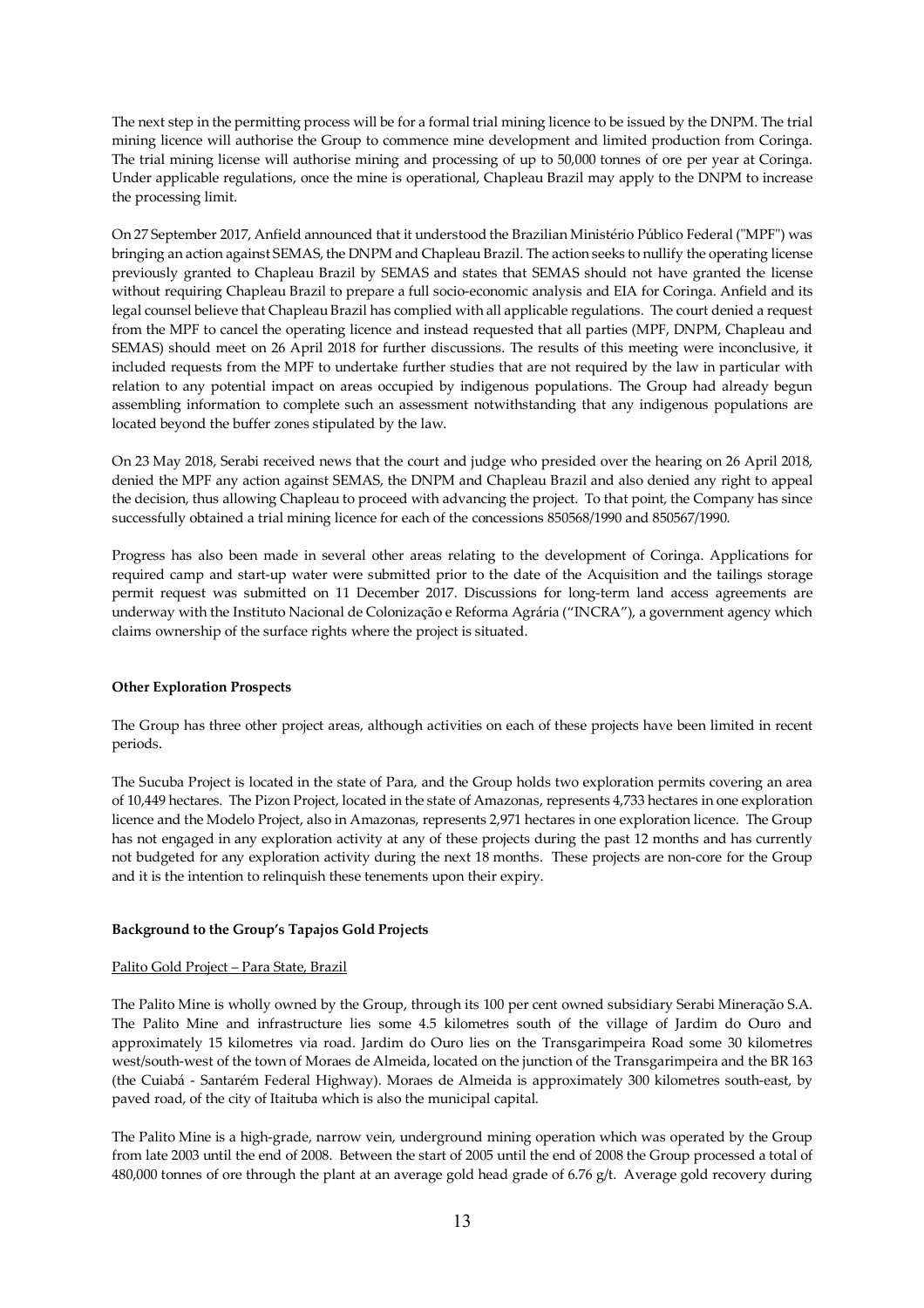The next step in the permitting process will be for a formal trial mining licence to be issued by the DNPM. The trial mining licence will authorise the Group to commence mine development and limited production from Coringa. The trial mining license will authorise mining and processing of up to 50,000 tonnes of ore per year at Coringa. Under applicable regulations, once the mine is operational, Chapleau Brazil may apply to the DNPM to increase the processing limit.

On 27 September 2017, Anfield announced that it understood the Brazilian Ministério Público Federal ("MPF") was bringing an action against SEMAS, the DNPM and Chapleau Brazil. The action seeks to nullify the operating license previously granted to Chapleau Brazil by SEMAS and states that SEMAS should not have granted the license without requiring Chapleau Brazil to prepare a full socio-economic analysis and EIA for Coringa. Anfield and its legal counsel believe that Chapleau Brazil has complied with all applicable regulations. The court denied a request from the MPF to cancel the operating licence and instead requested that all parties (MPF, DNPM, Chapleau and SEMAS) should meet on 26 April 2018 for further discussions. The results of this meeting were inconclusive, it included requests from the MPF to undertake further studies that are not required by the law in particular with relation to any potential impact on areas occupied by indigenous populations. The Group had already begun assembling information to complete such an assessment notwithstanding that any indigenous populations are located beyond the buffer zones stipulated by the law.

On 23 May 2018, Serabi received news that the court and judge who presided over the hearing on 26 April 2018, denied the MPF any action against SEMAS, the DNPM and Chapleau Brazil and also denied any right to appeal the decision, thus allowing Chapleau to proceed with advancing the project. To that point, the Company has since successfully obtained a trial mining licence for each of the concessions 850568/1990 and 850567/1990.

Progress has also been made in several other areas relating to the development of Coringa. Applications for required camp and start-up water were submitted prior to the date of the Acquisition and the tailings storage permit request was submitted on 11 December 2017. Discussions for long-term land access agreements are underway with the Instituto Nacional de Colonização e Reforma Agrária ("INCRA"), a government agency which claims ownership of the surface rights where the project is situated.

**Other Exploration Prospects**

The Group has three other project areas, although activities on each of these projects have been limited in recent periods.

The Sucuba Project is located in the state of Para, and the Group holds two exploration permits covering an area of 10,449 hectares. The Pizon Project, located in the state of Amazonas, represents 4,733 hectares in one exploration licence and the Modelo Project, also in Amazonas, represents 2,971 hectares in one exploration licence. The Group has not engaged in any exploration activity at any of these projects during the past 12 months and has currently not budgeted for any exploration activity during the next 18 months. These projects are non-core for the Group and it is the intention to relinquish these tenements upon their expiry.

**Background to the Group's Tapajos Gold Projects**

Palito Gold Project – Para State, Brazil

The Palito Mine is wholly owned by the Group, through its 100 per cent owned subsidiary Serabi Mineração S.A. The Palito Mine and infrastructure lies some 4.5 kilometres south of the village of Jardim do Ouro and approximately 15 kilometres via road. Jardim do Ouro lies on the Transgarimpeira Road some 30 kilometres west/south-west of the town of Moraes de Almeida, located on the junction of the Transgarimpeira and the BR 163 (the Cuiabá - Santarém Federal Highway). Moraes de Almeida is approximately 300 kilometres south-east, by paved road, of the city of Itaituba which is also the municipal capital.

The Palito Mine is a high-grade, narrow vein, underground mining operation which was operated by the Group from late 2003 until the end of 2008. Between the start of 2005 until the end of 2008 the Group processed a total of 480,000 tonnes of ore through the plant at an average gold head grade of 6.76 g/t. Average gold recovery during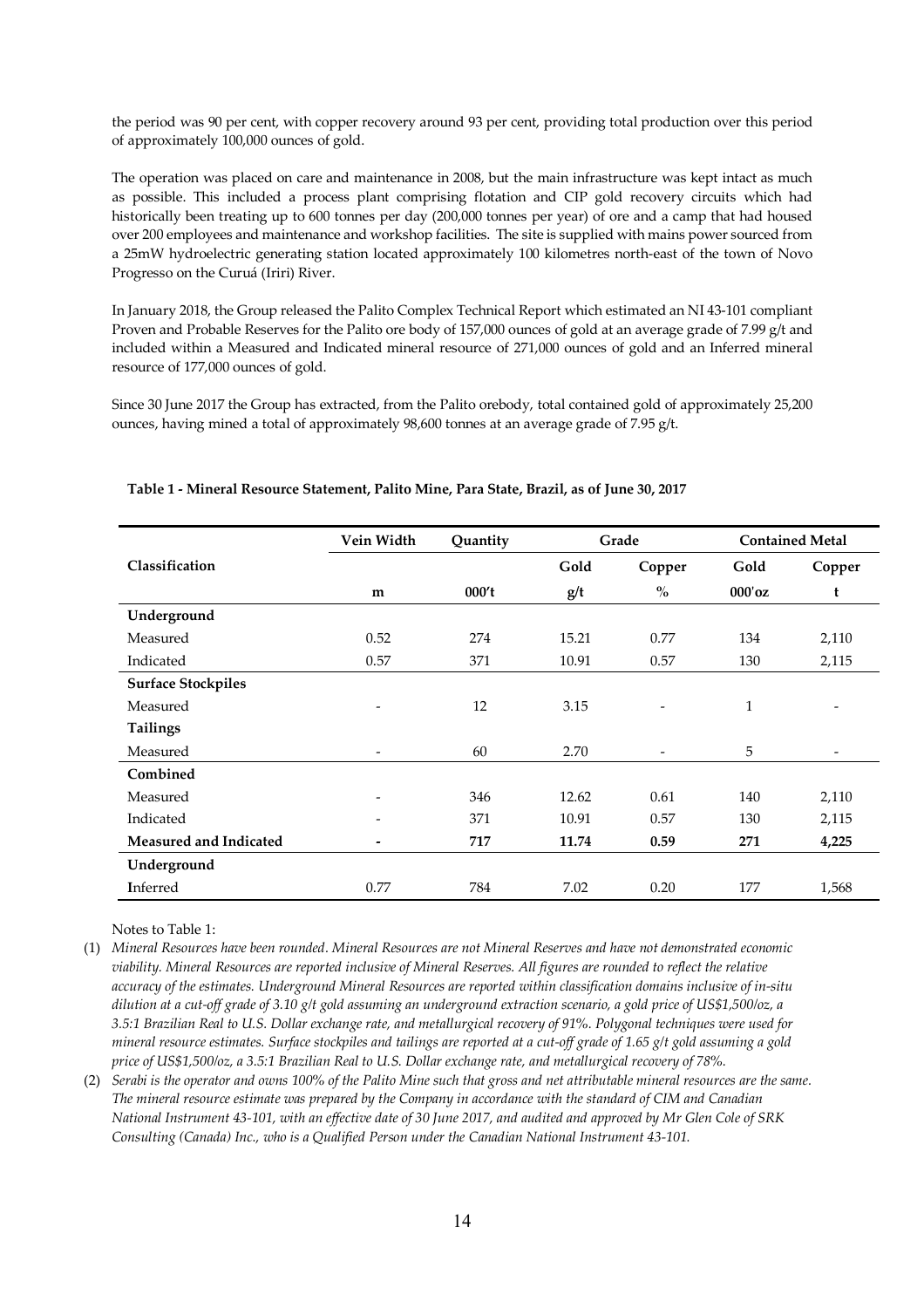the period was 90 per cent, with copper recovery around 93 per cent, providing total production over this period of approximately 100,000 ounces of gold.

The operation was placed on care and maintenance in 2008, but the main infrastructure was kept intact as much as possible. This included a process plant comprising flotation and CIP gold recovery circuits which had historically been treating up to 600 tonnes per day (200,000 tonnes per year) of ore and a camp that had housed over 200 employees and maintenance and workshop facilities. The site is supplied with mains power sourced from a 25mW hydroelectric generating station located approximately 100 kilometres north-east of the town of Novo Progresso on the Curuá (Iriri) River.

In January 2018, the Group released the Palito Complex Technical Report which estimated an NI 43-101 compliant Proven and Probable Reserves for the Palito ore body of 157,000 ounces of gold at an average grade of 7.99 g/t and included within a Measured and Indicated mineral resource of 271,000 ounces of gold and an Inferred mineral resource of 177,000 ounces of gold.

Since 30 June 2017 the Group has extracted, from the Palito orebody, total contained gold of approximately 25,200 ounces, having mined a total of approximately 98,600 tonnes at an average grade of 7.95 g/t.

**Table 1 - Mineral Resource Statement, Palito Mine, Para State, Brazil, as of June 30, 2017**

| | Vein Width | Quantity | Grade | | Contained Metal | |
|---|---|---|---|---|---|---|
| **Classification** | | | **Gold** | **Copper** | **Gold** | **Copper** |
| | **m** | **000't** | **g/t** | **%** | **000'oz** | **t** |
| **Underground** | | | | | | |
| Measured | 0.52 | 274 | 15.21 | 0.77 | 134 | 2,110 |
| Indicated | 0.57 | 371 | 10.91 | 0.57 | 130 | 2,115 |
| **Surface Stockpiles** | | | | | | |
| Measured | - | 12 | 3.15 | - | 1 | - |
| **Tailings** | | | | | | |
| Measured | - | 60 | 2.70 | - | 5 | - |
| **Combined** | | | | | | |
| Measured | - | 346 | 12.62 | 0.61 | 140 | 2,110 |
| Indicated | - | 371 | 10.91 | 0.57 | 130 | 2,115 |
| **Measured and Indicated** | **-** | **717** | **11.74** | **0.59** | **271** | **4,225** |
| **Underground** | | | | | | |
| Inferred | 0.77 | 784 | 7.02 | 0.20 | 177 | 1,568 |

Notes to Table 1:

(1) *Mineral Resources have been rounded. Mineral Resources are not Mineral Reserves and have not demonstrated economic viability. Mineral Resources are reported inclusive of Mineral Reserves. All figures are rounded to reflect the relative accuracy of the estimates. Underground Mineral Resources are reported within classification domains inclusive of in-situ dilution at a cut-off grade of 3.10 g/t gold assuming an underground extraction scenario, a gold price of US$1,500/oz, a 3.5:1 Brazilian Real to U.S. Dollar exchange rate, and metallurgical recovery of 91%. Polygonal techniques were used for mineral resource estimates. Surface stockpiles and tailings are reported at a cut-off grade of 1.65 g/t gold assuming a gold price of US$1,500/oz, a 3.5:1 Brazilian Real to U.S. Dollar exchange rate, and metallurgical recovery of 78%.*

(2) *Serabi is the operator and owns 100% of the Palito Mine such that gross and net attributable mineral resources are the same. The mineral resource estimate was prepared by the Company in accordance with the standard of CIM and Canadian National Instrument 43-101, with an effective date of 30 June 2017, and audited and approved by Mr Glen Cole of SRK Consulting (Canada) Inc., who is a Qualified Person under the Canadian National Instrument 43-101.*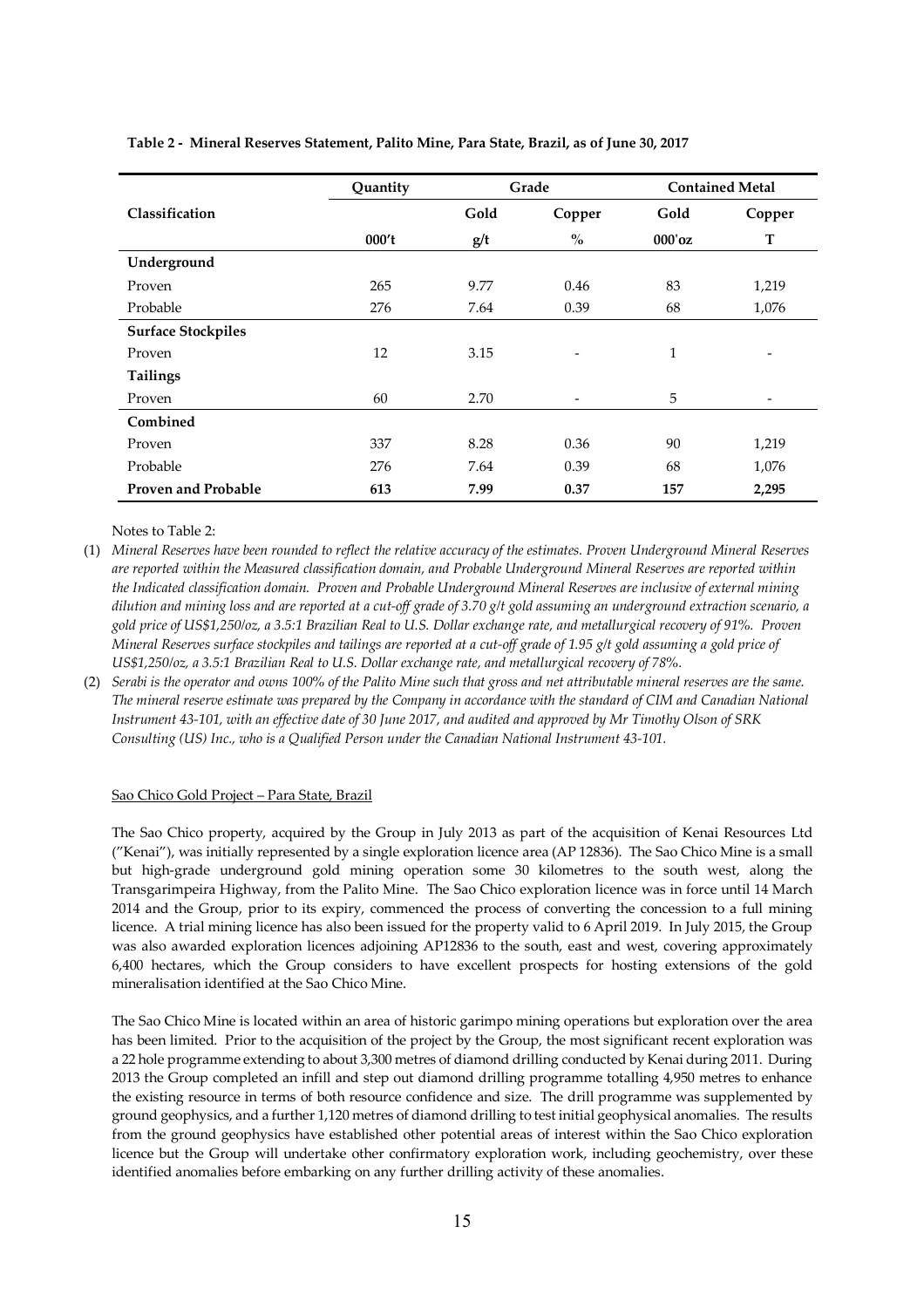**Table 2 - Mineral Reserves Statement, Palito Mine, Para State, Brazil, as of June 30, 2017**

| | Quantity | Grade | | Contained Metal | |
|---|---|---|---|---|---|
| **Classification** | | **Gold** | **Copper** | **Gold** | **Copper** |
| | **000't** | **g/t** | **%** | **000'oz** | **T** |
| **Underground** | | | | | |
| Proven | 265 | 9.77 | 0.46 | 83 | 1,219 |
| Probable | 276 | 7.64 | 0.39 | 68 | 1,076 |
| **Surface Stockpiles** | | | | | |
| Proven | 12 | 3.15 | - | 1 | - |
| **Tailings** | | | | | |
| Proven | 60 | 2.70 | - | 5 | - |
| **Combined** | | | | | |
| Proven | 337 | 8.28 | 0.36 | 90 | 1,219 |
| Probable | 276 | 7.64 | 0.39 | 68 | 1,076 |
| **Proven and Probable** | **613** | **7.99** | **0.37** | **157** | **2,295** |

Notes to Table 2:

(1) *Mineral Reserves have been rounded to reflect the relative accuracy of the estimates. Proven Underground Mineral Reserves are reported within the Measured classification domain, and Probable Underground Mineral Reserves are reported within the Indicated classification domain. Proven and Probable Underground Mineral Reserves are inclusive of external mining dilution and mining loss and are reported at a cut-off grade of 3.70 g/t gold assuming an underground extraction scenario, a gold price of US$1,250/oz, a 3.5:1 Brazilian Real to U.S. Dollar exchange rate, and metallurgical recovery of 91%. Proven Mineral Reserves surface stockpiles and tailings are reported at a cut-off grade of 1.95 g/t gold assuming a gold price of US$1,250/oz, a 3.5:1 Brazilian Real to U.S. Dollar exchange rate, and metallurgical recovery of 78%.*

(2) *Serabi is the operator and owns 100% of the Palito Mine such that gross and net attributable mineral reserves are the same. The mineral reserve estimate was prepared by the Company in accordance with the standard of CIM and Canadian National Instrument 43-101, with an effective date of 30 June 2017, and audited and approved by Mr Timothy Olson of SRK Consulting (US) Inc., who is a Qualified Person under the Canadian National Instrument 43-101.*

Sao Chico Gold Project – Para State, Brazil

The Sao Chico property, acquired by the Group in July 2013 as part of the acquisition of Kenai Resources Ltd ("Kenai"), was initially represented by a single exploration licence area (AP 12836). The Sao Chico Mine is a small but high-grade underground gold mining operation some 30 kilometres to the south west, along the Transgarimpeira Highway, from the Palito Mine. The Sao Chico exploration licence was in force until 14 March 2014 and the Group, prior to its expiry, commenced the process of converting the concession to a full mining licence. A trial mining licence has also been issued for the property valid to 6 April 2019. In July 2015, the Group was also awarded exploration licences adjoining AP12836 to the south, east and west, covering approximately 6,400 hectares, which the Group considers to have excellent prospects for hosting extensions of the gold mineralisation identified at the Sao Chico Mine.

The Sao Chico Mine is located within an area of historic garimpo mining operations but exploration over the area has been limited. Prior to the acquisition of the project by the Group, the most significant recent exploration was a 22 hole programme extending to about 3,300 metres of diamond drilling conducted by Kenai during 2011. During 2013 the Group completed an infill and step out diamond drilling programme totalling 4,950 metres to enhance the existing resource in terms of both resource confidence and size. The drill programme was supplemented by ground geophysics, and a further 1,120 metres of diamond drilling to test initial geophysical anomalies. The results from the ground geophysics have established other potential areas of interest within the Sao Chico exploration licence but the Group will undertake other confirmatory exploration work, including geochemistry, over these identified anomalies before embarking on any further drilling activity of these anomalies.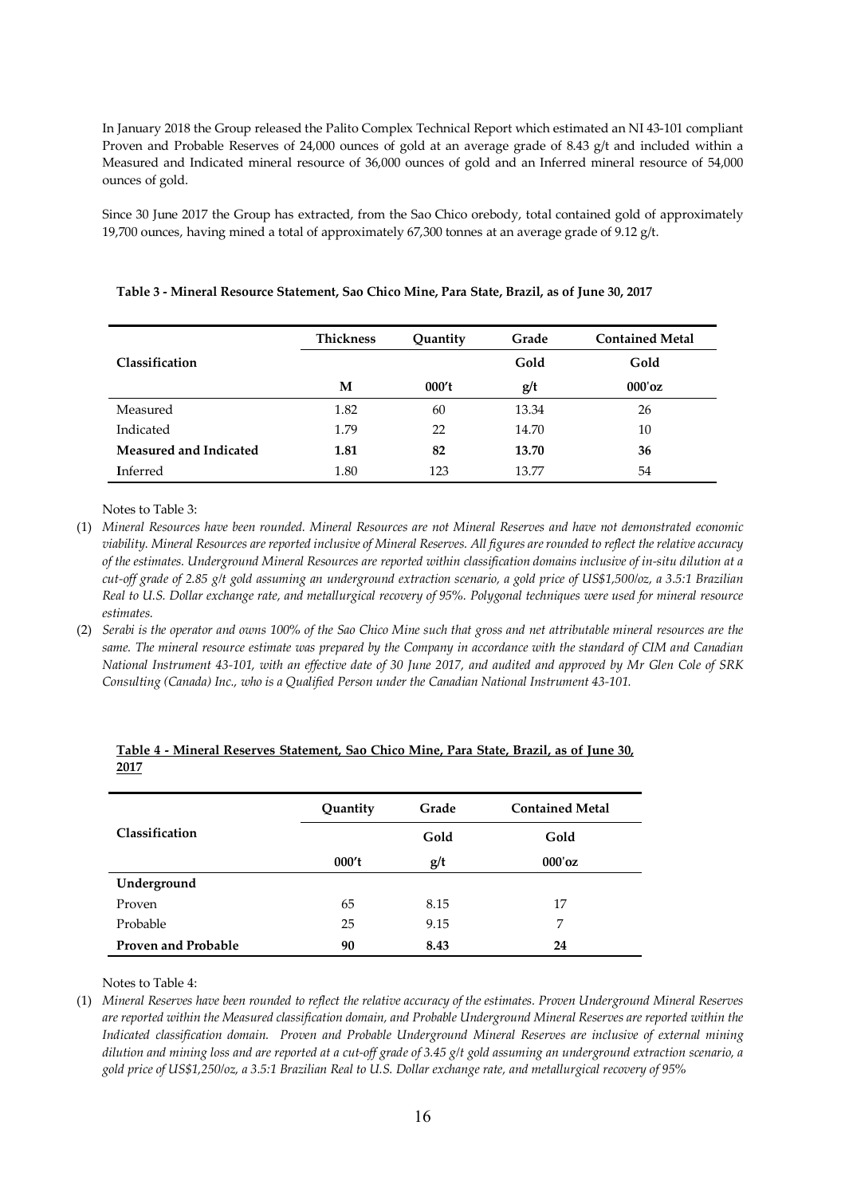In January 2018 the Group released the Palito Complex Technical Report which estimated an NI 43-101 compliant Proven and Probable Reserves of 24,000 ounces of gold at an average grade of 8.43 g/t and included within a Measured and Indicated mineral resource of 36,000 ounces of gold and an Inferred mineral resource of 54,000 ounces of gold.

Since 30 June 2017 the Group has extracted, from the Sao Chico orebody, total contained gold of approximately 19,700 ounces, having mined a total of approximately 67,300 tonnes at an average grade of 9.12 g/t.

**Table 3 - Mineral Resource Statement, Sao Chico Mine, Para State, Brazil, as of June 30, 2017**

| Classification | Thickness | Quantity | Grade | Contained Metal |
|---|---|---|---|---|
| | | | Gold | Gold |
| | M | 000't | g/t | 000'oz |
| Measured | 1.82 | 60 | 13.34 | 26 |
| Indicated | 1.79 | 22 | 14.70 | 10 |
| **Measured and Indicated** | **1.81** | **82** | **13.70** | **36** |
| **I**nferred | 1.80 | 123 | 13.77 | 54 |

Notes to Table 3:

(1) *Mineral Resources have been rounded. Mineral Resources are not Mineral Reserves and have not demonstrated economic viability. Mineral Resources are reported inclusive of Mineral Reserves. All figures are rounded to reflect the relative accuracy of the estimates. Underground Mineral Resources are reported within classification domains inclusive of in-situ dilution at a cut-off grade of 2.85 g/t gold assuming an underground extraction scenario, a gold price of US$1,500/oz, a 3.5:1 Brazilian Real to U.S. Dollar exchange rate, and metallurgical recovery of 95%. Polygonal techniques were used for mineral resource estimates.*

(2) *Serabi is the operator and owns 100% of the Sao Chico Mine such that gross and net attributable mineral resources are the same. The mineral resource estimate was prepared by the Company in accordance with the standard of CIM and Canadian National Instrument 43-101, with an effective date of 30 June 2017, and audited and approved by Mr Glen Cole of SRK Consulting (Canada) Inc., who is a Qualified Person under the Canadian National Instrument 43-101.*

**Table 4 - Mineral Reserves Statement, Sao Chico Mine, Para State, Brazil, as of June 30, 2017**

| Classification | Quantity | Grade | Contained Metal |
|---|---|---|---|
| | | Gold | Gold |
| | 000't | g/t | 000'oz |
| **Underground** | | | |
| Proven | 65 | 8.15 | 17 |
| Probable | 25 | 9.15 | 7 |
| **Proven and Probable** | **90** | **8.43** | **24** |

Notes to Table 4:

(1) *Mineral Reserves have been rounded to reflect the relative accuracy of the estimates. Proven Underground Mineral Reserves are reported within the Measured classification domain, and Probable Underground Mineral Reserves are reported within the Indicated classification domain. Proven and Probable Underground Mineral Reserves are inclusive of external mining dilution and mining loss and are reported at a cut-off grade of 3.45 g/t gold assuming an underground extraction scenario, a gold price of US$1,250/oz, a 3.5:1 Brazilian Real to U.S. Dollar exchange rate, and metallurgical recovery of 95%*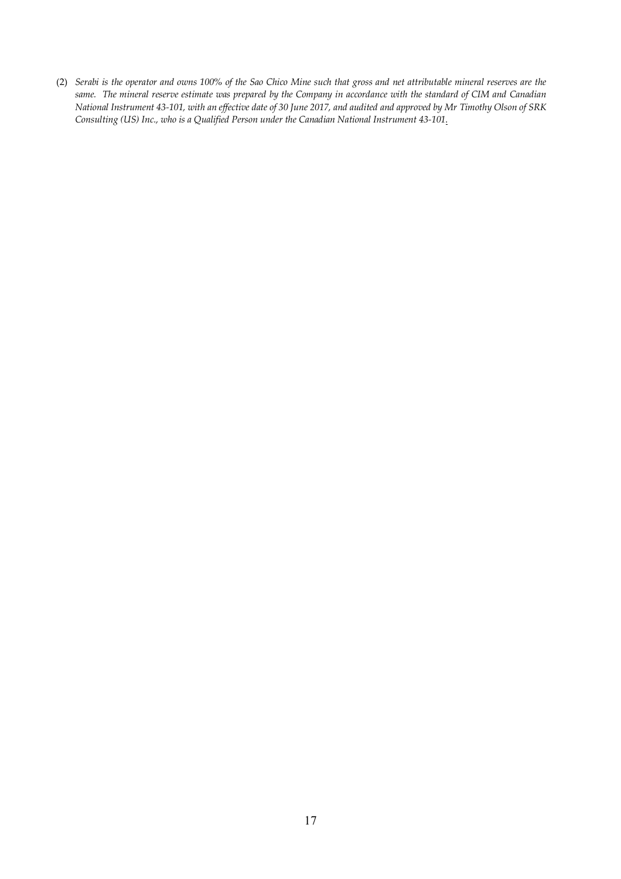(2) *Serabi is the operator and owns 100% of the Sao Chico Mine such that gross and net attributable mineral reserves are the same. The mineral reserve estimate was prepared by the Company in accordance with the standard of CIM and Canadian National Instrument 43-101, with an effective date of 30 June 2017, and audited and approved by Mr Timothy Olson of SRK Consulting (US) Inc., who is a Qualified Person under the Canadian National Instrument 43-101.*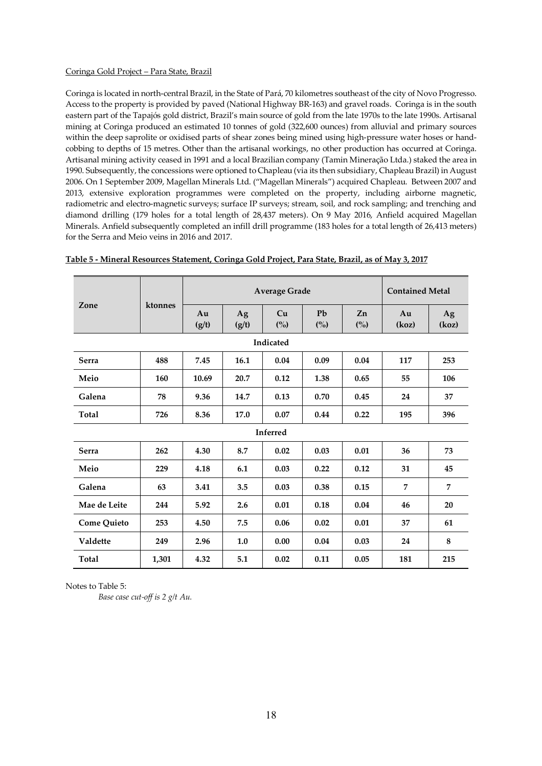Coringa Gold Project – Para State, Brazil

Coringa is located in north-central Brazil, in the State of Pará, 70 kilometres southeast of the city of Novo Progresso. Access to the property is provided by paved (National Highway BR-163) and gravel roads. Coringa is in the south eastern part of the Tapajós gold district, Brazil's main source of gold from the late 1970s to the late 1990s. Artisanal mining at Coringa produced an estimated 10 tonnes of gold (322,600 ounces) from alluvial and primary sources within the deep saprolite or oxidised parts of shear zones being mined using high-pressure water hoses or hand-cobbing to depths of 15 metres. Other than the artisanal workings, no other production has occurred at Coringa. Artisanal mining activity ceased in 1991 and a local Brazilian company (Tamin Mineração Ltda.) staked the area in 1990. Subsequently, the concessions were optioned to Chapleau (via its then subsidiary, Chapleau Brazil) in August 2006. On 1 September 2009, Magellan Minerals Ltd. ("Magellan Minerals") acquired Chapleau. Between 2007 and 2013, extensive exploration programmes were completed on the property, including airborne magnetic, radiometric and electro-magnetic surveys; surface IP surveys; stream, soil, and rock sampling; and trenching and diamond drilling (179 holes for a total length of 28,437 meters). On 9 May 2016, Anfield acquired Magellan Minerals. Anfield subsequently completed an infill drill programme (183 holes for a total length of 26,413 meters) for the Serra and Meio veins in 2016 and 2017.

**Table 5 - Mineral Resources Statement, Coringa Gold Project, Para State, Brazil, as of May 3, 2017**

| Zone | ktonnes | Average Grade | | | | | Contained Metal | |
|---|---|---|---|---|---|---|---|---|
| | | Au (g/t) | Ag (g/t) | Cu (%) | Pb (%) | Zn (%) | Au (koz) | Ag (koz) |
| **Indicated** | | | | | | | | |
| **Serra** | 488 | 7.45 | 16.1 | 0.04 | 0.09 | 0.04 | 117 | 253 |
| **Meio** | 160 | 10.69 | 20.7 | 0.12 | 1.38 | 0.65 | 55 | 106 |
| **Galena** | 78 | 9.36 | 14.7 | 0.13 | 0.70 | 0.45 | 24 | 37 |
| **Total** | 726 | 8.36 | 17.0 | 0.07 | 0.44 | 0.22 | 195 | 396 |
| **Inferred** | | | | | | | | |
| **Serra** | 262 | 4.30 | 8.7 | 0.02 | 0.03 | 0.01 | 36 | 73 |
| **Meio** | 229 | 4.18 | 6.1 | 0.03 | 0.22 | 0.12 | 31 | 45 |
| **Galena** | 63 | 3.41 | 3.5 | 0.03 | 0.38 | 0.15 | 7 | 7 |
| **Mae de Leite** | 244 | 5.92 | 2.6 | 0.01 | 0.18 | 0.04 | 46 | 20 |
| **Come Quieto** | 253 | 4.50 | 7.5 | 0.06 | 0.02 | 0.01 | 37 | 61 |
| **Valdette** | 249 | 2.96 | 1.0 | 0.00 | 0.04 | 0.03 | 24 | 8 |
| **Total** | 1,301 | 4.32 | 5.1 | 0.02 | 0.11 | 0.05 | 181 | 215 |

Notes to Table 5:

*Base case cut-off is 2 g/t Au.*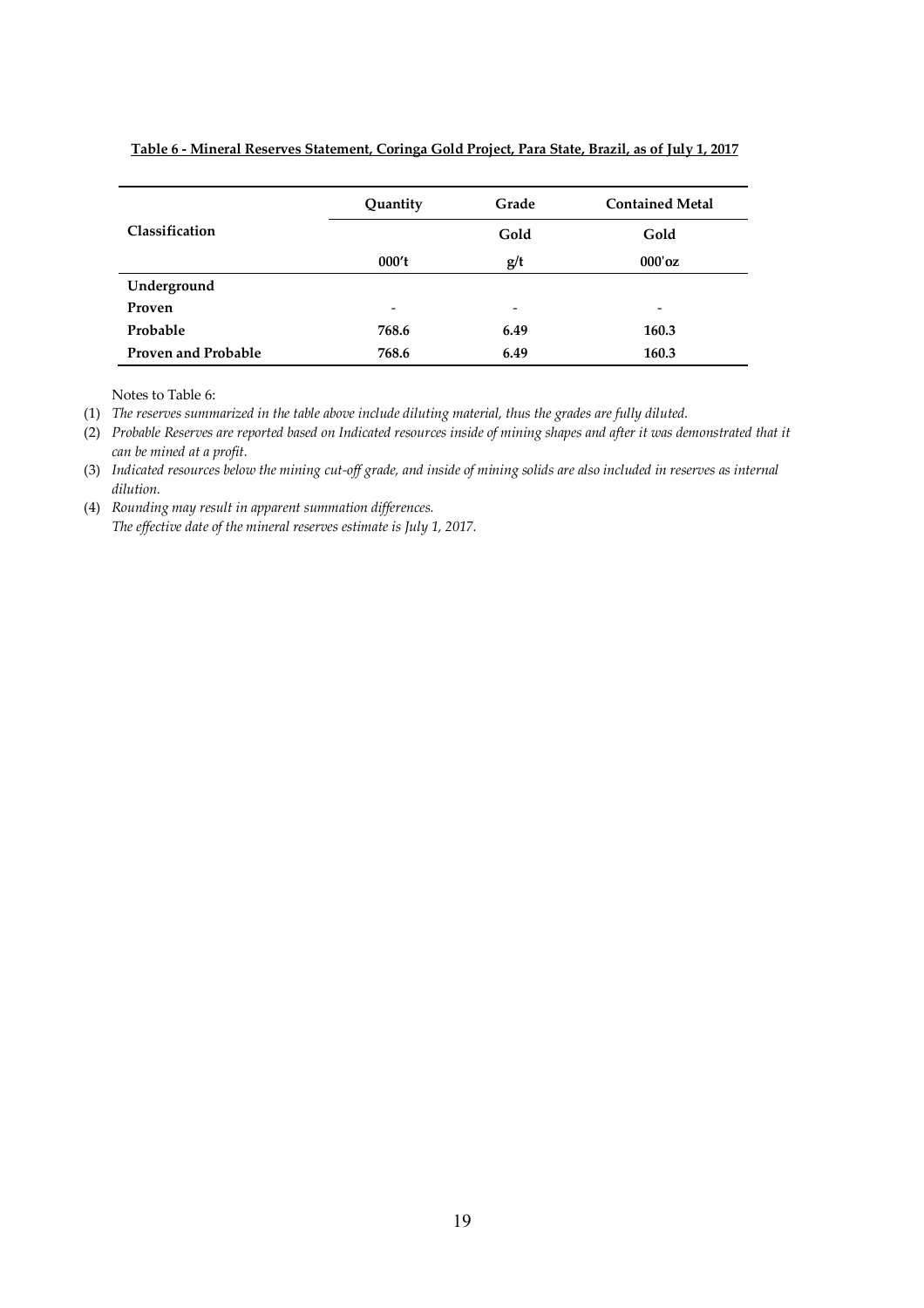**Table 6 - Mineral Reserves Statement, Coringa Gold Project, Para State, Brazil, as of July 1, 2017**

| Classification | Quantity | Grade | Contained Metal |
|---|---|---|---|
| | | Gold | Gold |
| | 000't | g/t | 000'oz |
| **Underground** | | | |
| **Proven** | - | - | - |
| **Probable** | **768.6** | **6.49** | **160.3** |
| **Proven and Probable** | **768.6** | **6.49** | **160.3** |

Notes to Table 6:

(1) *The reserves summarized in the table above include diluting material, thus the grades are fully diluted.*

(2) *Probable Reserves are reported based on Indicated resources inside of mining shapes and after it was demonstrated that it can be mined at a profit.*

(3) *Indicated resources below the mining cut-off grade, and inside of mining solids are also included in reserves as internal dilution.*

(4) *Rounding may result in apparent summation differences.*
*The effective date of the mineral reserves estimate is July 1, 2017.*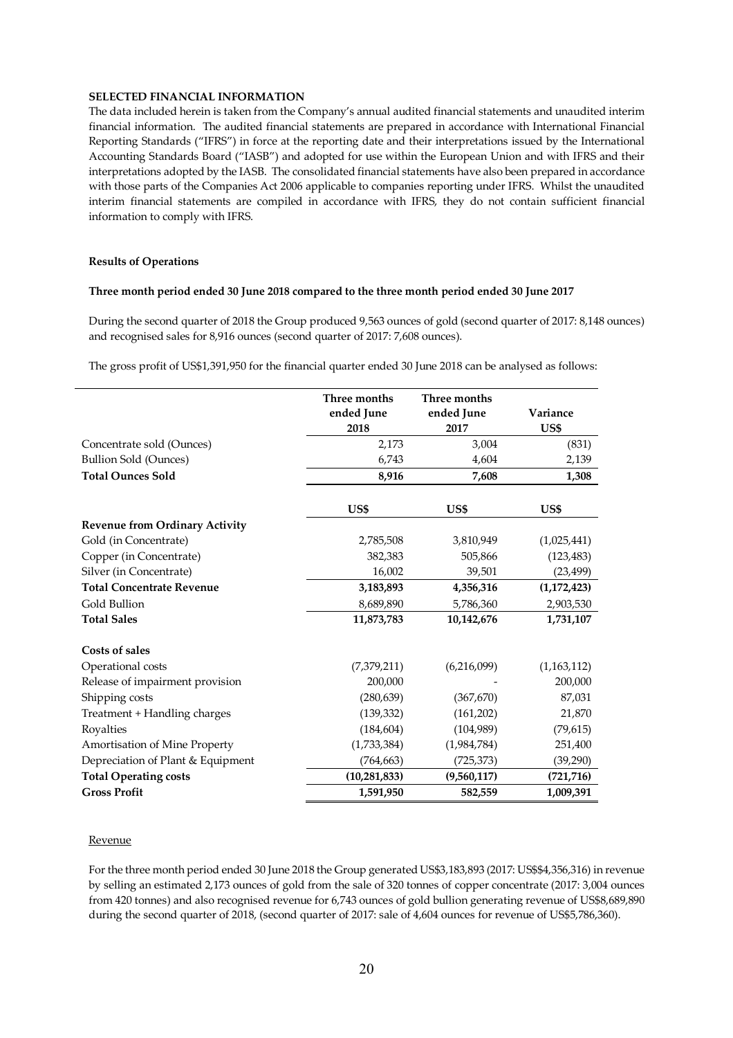**SELECTED FINANCIAL INFORMATION**

The data included herein is taken from the Company's annual audited financial statements and unaudited interim financial information. The audited financial statements are prepared in accordance with International Financial Reporting Standards ("IFRS") in force at the reporting date and their interpretations issued by the International Accounting Standards Board ("IASB") and adopted for use within the European Union and with IFRS and their interpretations adopted by the IASB. The consolidated financial statements have also been prepared in accordance with those parts of the Companies Act 2006 applicable to companies reporting under IFRS. Whilst the unaudited interim financial statements are compiled in accordance with IFRS, they do not contain sufficient financial information to comply with IFRS.

**Results of Operations**

**Three month period ended 30 June 2018 compared to the three month period ended 30 June 2017**

During the second quarter of 2018 the Group produced 9,563 ounces of gold (second quarter of 2017: 8,148 ounces) and recognised sales for 8,916 ounces (second quarter of 2017: 7,608 ounces).

The gross profit of US$1,391,950 for the financial quarter ended 30 June 2018 can be analysed as follows:

| | Three months ended June 2018 | Three months ended June 2017 | Variance US$ |
|---|---|---|---|
| Concentrate sold (Ounces) | 2,173 | 3,004 | (831) |
| Bullion Sold (Ounces) | 6,743 | 4,604 | 2,139 |
| **Total Ounces Sold** | **8,916** | **7,608** | **1,308** |
| | **US$** | **US$** | **US$** |
| **Revenue from Ordinary Activity** | | | |
| Gold (in Concentrate) | 2,785,508 | 3,810,949 | (1,025,441) |
| Copper (in Concentrate) | 382,383 | 505,866 | (123,483) |
| Silver (in Concentrate) | 16,002 | 39,501 | (23,499) |
| **Total Concentrate Revenue** | **3,183,893** | **4,356,316** | **(1,172,423)** |
| Gold Bullion | 8,689,890 | 5,786,360 | 2,903,530 |
| **Total Sales** | **11,873,783** | **10,142,676** | **1,731,107** |
| **Costs of sales** | | | |
| Operational costs | (7,379,211) | (6,216,099) | (1,163,112) |
| Release of impairment provision | 200,000 | - | 200,000 |
| Shipping costs | (280,639) | (367,670) | 87,031 |
| Treatment + Handling charges | (139,332) | (161,202) | 21,870 |
| Royalties | (184,604) | (104,989) | (79,615) |
| Amortisation of Mine Property | (1,733,384) | (1,984,784) | 251,400 |
| Depreciation of Plant & Equipment | (764,663) | (725,373) | (39,290) |
| **Total Operating costs** | **(10,281,833)** | **(9,560,117)** | **(721,716)** |
| **Gross Profit** | **1,591,950** | **582,559** | **1,009,391** |

Revenue

For the three month period ended 30 June 2018 the Group generated US$3,183,893 (2017: US$$4,356,316) in revenue by selling an estimated 2,173 ounces of gold from the sale of 320 tonnes of copper concentrate (2017: 3,004 ounces from 420 tonnes) and also recognised revenue for 6,743 ounces of gold bullion generating revenue of US$8,689,890 during the second quarter of 2018, (second quarter of 2017: sale of 4,604 ounces for revenue of US$5,786,360).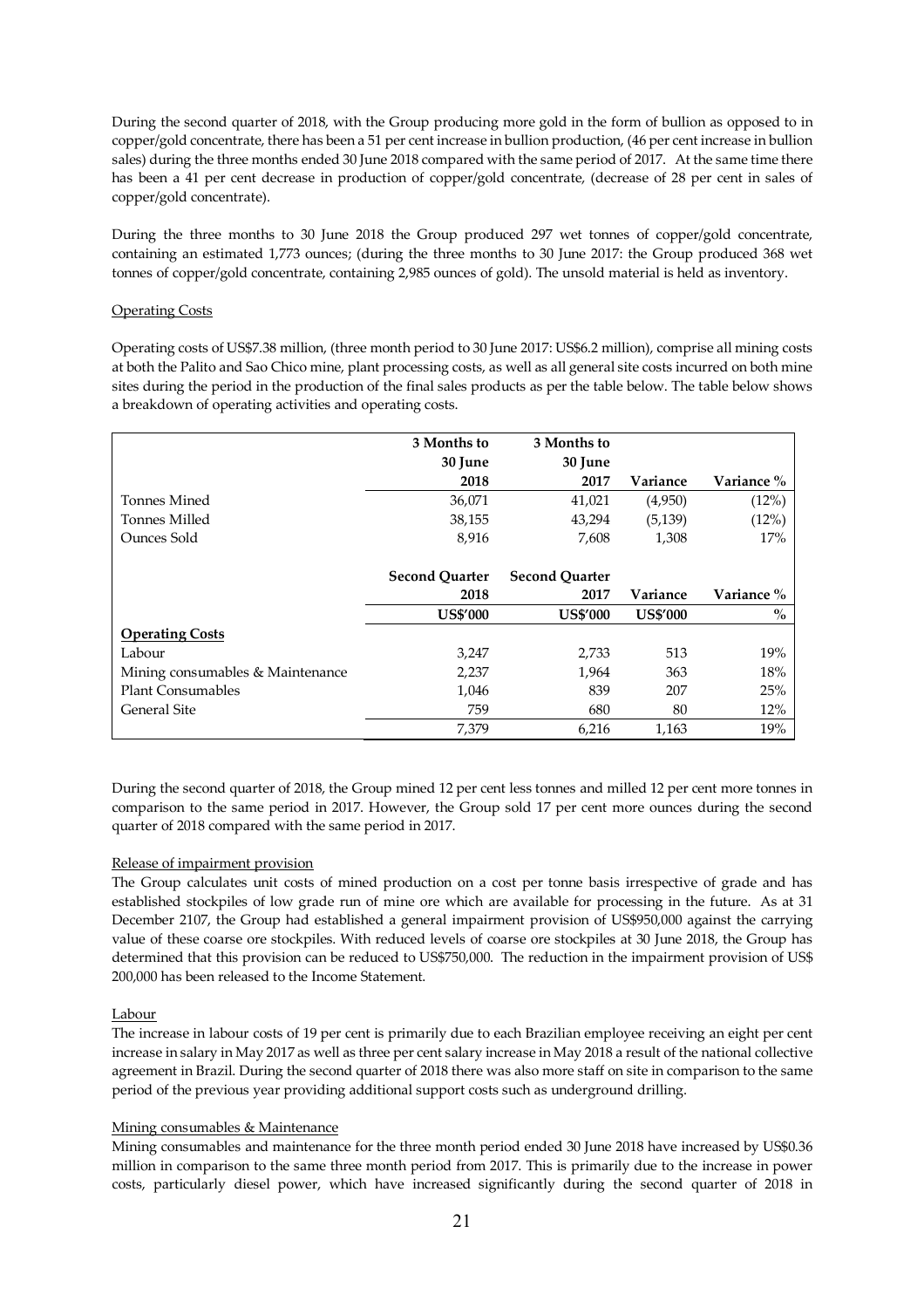During the second quarter of 2018, with the Group producing more gold in the form of bullion as opposed to in copper/gold concentrate, there has been a 51 per cent increase in bullion production, (46 per cent increase in bullion sales) during the three months ended 30 June 2018 compared with the same period of 2017. At the same time there has been a 41 per cent decrease in production of copper/gold concentrate, (decrease of 28 per cent in sales of copper/gold concentrate).

During the three months to 30 June 2018 the Group produced 297 wet tonnes of copper/gold concentrate, containing an estimated 1,773 ounces; (during the three months to 30 June 2017: the Group produced 368 wet tonnes of copper/gold concentrate, containing 2,985 ounces of gold). The unsold material is held as inventory.

Operating Costs

Operating costs of US$7.38 million, (three month period to 30 June 2017: US$6.2 million), comprise all mining costs at both the Palito and Sao Chico mine, plant processing costs, as well as all general site costs incurred on both mine sites during the period in the production of the final sales products as per the table below. The table below shows a breakdown of operating activities and operating costs.

| | **3 Months to 30 June 2018** | **3 Months to 30 June 2017** | **Variance** | **Variance %** |
|---|---|---|---|---|
| Tonnes Mined | 36,071 | 41,021 | (4,950) | (12%) |
| Tonnes Milled | 38,155 | 43,294 | (5,139) | (12%) |
| Ounces Sold | 8,916 | 7,608 | 1,308 | 17% |
| | **Second Quarter 2018** | **Second Quarter 2017** | **Variance** | **Variance %** |
| | **US$'000** | **US$'000** | **US$'000** | **%** |
| **Operating Costs** | | | | |
| Labour | 3,247 | 2,733 | 513 | 19% |
| Mining consumables & Maintenance | 2,237 | 1,964 | 363 | 18% |
| Plant Consumables | 1,046 | 839 | 207 | 25% |
| General Site | 759 | 680 | 80 | 12% |
| | 7,379 | 6,216 | 1,163 | 19% |

During the second quarter of 2018, the Group mined 12 per cent less tonnes and milled 12 per cent more tonnes in comparison to the same period in 2017. However, the Group sold 17 per cent more ounces during the second quarter of 2018 compared with the same period in 2017.

Release of impairment provision

The Group calculates unit costs of mined production on a cost per tonne basis irrespective of grade and has established stockpiles of low grade run of mine ore which are available for processing in the future. As at 31 December 2107, the Group had established a general impairment provision of US$950,000 against the carrying value of these coarse ore stockpiles. With reduced levels of coarse ore stockpiles at 30 June 2018, the Group has determined that this provision can be reduced to US$750,000. The reduction in the impairment provision of US$ 200,000 has been released to the Income Statement.

Labour

The increase in labour costs of 19 per cent is primarily due to each Brazilian employee receiving an eight per cent increase in salary in May 2017 as well as three per cent salary increase in May 2018 a result of the national collective agreement in Brazil. During the second quarter of 2018 there was also more staff on site in comparison to the same period of the previous year providing additional support costs such as underground drilling.

Mining consumables & Maintenance

Mining consumables and maintenance for the three month period ended 30 June 2018 have increased by US$0.36 million in comparison to the same three month period from 2017. This is primarily due to the increase in power costs, particularly diesel power, which have increased significantly during the second quarter of 2018 in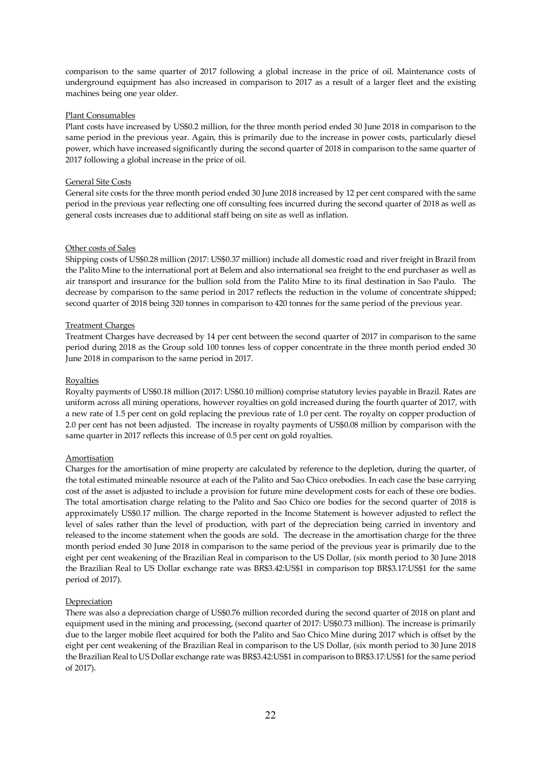comparison to the same quarter of 2017 following a global increase in the price of oil. Maintenance costs of underground equipment has also increased in comparison to 2017 as a result of a larger fleet and the existing machines being one year older.

Plant Consumables

Plant costs have increased by US$0.2 million, for the three month period ended 30 June 2018 in comparison to the same period in the previous year. Again, this is primarily due to the increase in power costs, particularly diesel power, which have increased significantly during the second quarter of 2018 in comparison to the same quarter of 2017 following a global increase in the price of oil.

General Site Costs

General site costs for the three month period ended 30 June 2018 increased by 12 per cent compared with the same period in the previous year reflecting one off consulting fees incurred during the second quarter of 2018 as well as general costs increases due to additional staff being on site as well as inflation.

Other costs of Sales

Shipping costs of US$0.28 million (2017: US$0.37 million) include all domestic road and river freight in Brazil from the Palito Mine to the international port at Belem and also international sea freight to the end purchaser as well as air transport and insurance for the bullion sold from the Palito Mine to its final destination in Sao Paulo. The decrease by comparison to the same period in 2017 reflects the reduction in the volume of concentrate shipped; second quarter of 2018 being 320 tonnes in comparison to 420 tonnes for the same period of the previous year.

Treatment Charges

Treatment Charges have decreased by 14 per cent between the second quarter of 2017 in comparison to the same period during 2018 as the Group sold 100 tonnes less of copper concentrate in the three month period ended 30 June 2018 in comparison to the same period in 2017.

Royalties

Royalty payments of US$0.18 million (2017: US$0.10 million) comprise statutory levies payable in Brazil. Rates are uniform across all mining operations, however royalties on gold increased during the fourth quarter of 2017, with a new rate of 1.5 per cent on gold replacing the previous rate of 1.0 per cent. The royalty on copper production of 2.0 per cent has not been adjusted. The increase in royalty payments of US$0.08 million by comparison with the same quarter in 2017 reflects this increase of 0.5 per cent on gold royalties.

Amortisation

Charges for the amortisation of mine property are calculated by reference to the depletion, during the quarter, of the total estimated mineable resource at each of the Palito and Sao Chico orebodies. In each case the base carrying cost of the asset is adjusted to include a provision for future mine development costs for each of these ore bodies. The total amortisation charge relating to the Palito and Sao Chico ore bodies for the second quarter of 2018 is approximately US$0.17 million. The charge reported in the Income Statement is however adjusted to reflect the level of sales rather than the level of production, with part of the depreciation being carried in inventory and released to the income statement when the goods are sold. The decrease in the amortisation charge for the three month period ended 30 June 2018 in comparison to the same period of the previous year is primarily due to the eight per cent weakening of the Brazilian Real in comparison to the US Dollar, (six month period to 30 June 2018 the Brazilian Real to US Dollar exchange rate was BR$3.42:US$1 in comparison top BR$3.17:US$1 for the same period of 2017).

Depreciation

There was also a depreciation charge of US$0.76 million recorded during the second quarter of 2018 on plant and equipment used in the mining and processing, (second quarter of 2017: US$0.73 million). The increase is primarily due to the larger mobile fleet acquired for both the Palito and Sao Chico Mine during 2017 which is offset by the eight per cent weakening of the Brazilian Real in comparison to the US Dollar, (six month period to 30 June 2018 the Brazilian Real to US Dollar exchange rate was BR$3.42:US$1 in comparison to BR$3.17:US$1 for the same period of 2017).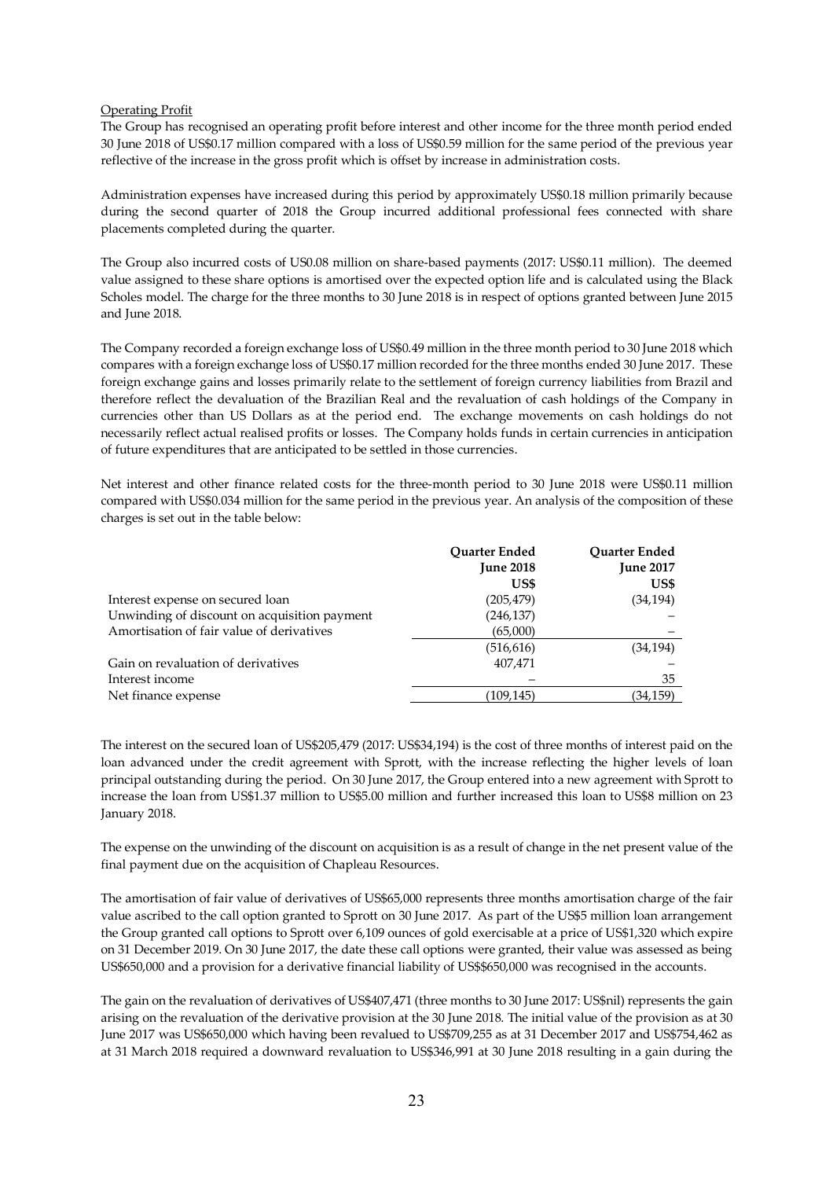Operating Profit

The Group has recognised an operating profit before interest and other income for the three month period ended 30 June 2018 of US$0.17 million compared with a loss of US$0.59 million for the same period of the previous year reflective of the increase in the gross profit which is offset by increase in administration costs.

Administration expenses have increased during this period by approximately US$0.18 million primarily because during the second quarter of 2018 the Group incurred additional professional fees connected with share placements completed during the quarter.

The Group also incurred costs of US0.08 million on share-based payments (2017: US$0.11 million). The deemed value assigned to these share options is amortised over the expected option life and is calculated using the Black Scholes model. The charge for the three months to 30 June 2018 is in respect of options granted between June 2015 and June 2018.

The Company recorded a foreign exchange loss of US$0.49 million in the three month period to 30 June 2018 which compares with a foreign exchange loss of US$0.17 million recorded for the three months ended 30 June 2017. These foreign exchange gains and losses primarily relate to the settlement of foreign currency liabilities from Brazil and therefore reflect the devaluation of the Brazilian Real and the revaluation of cash holdings of the Company in currencies other than US Dollars as at the period end. The exchange movements on cash holdings do not necessarily reflect actual realised profits or losses. The Company holds funds in certain currencies in anticipation of future expenditures that are anticipated to be settled in those currencies.

Net interest and other finance related costs for the three-month period to 30 June 2018 were US$0.11 million compared with US$0.034 million for the same period in the previous year. An analysis of the composition of these charges is set out in the table below:

| | Quarter Ended June 2018 US$ | Quarter Ended June 2017 US$ |
|---|---|---|
| Interest expense on secured loan | (205,479) | (34,194) |
| Unwinding of discount on acquisition payment | (246,137) | – |
| Amortisation of fair value of derivatives | (65,000) | – |
| | (516,616) | (34,194) |
| Gain on revaluation of derivatives | 407,471 | – |
| Interest income | – | 35 |
| Net finance expense | (109,145) | (34,159) |

The interest on the secured loan of US$205,479 (2017: US$34,194) is the cost of three months of interest paid on the loan advanced under the credit agreement with Sprott, with the increase reflecting the higher levels of loan principal outstanding during the period. On 30 June 2017, the Group entered into a new agreement with Sprott to increase the loan from US$1.37 million to US$5.00 million and further increased this loan to US$8 million on 23 January 2018.

The expense on the unwinding of the discount on acquisition is as a result of change in the net present value of the final payment due on the acquisition of Chapleau Resources.

The amortisation of fair value of derivatives of US$65,000 represents three months amortisation charge of the fair value ascribed to the call option granted to Sprott on 30 June 2017. As part of the US$5 million loan arrangement the Group granted call options to Sprott over 6,109 ounces of gold exercisable at a price of US$1,320 which expire on 31 December 2019. On 30 June 2017, the date these call options were granted, their value was assessed as being US$650,000 and a provision for a derivative financial liability of US$$650,000 was recognised in the accounts.

The gain on the revaluation of derivatives of US$407,471 (three months to 30 June 2017: US$nil) represents the gain arising on the revaluation of the derivative provision at the 30 June 2018. The initial value of the provision as at 30 June 2017 was US$650,000 which having been revalued to US$709,255 as at 31 December 2017 and US$754,462 as at 31 March 2018 required a downward revaluation to US$346,991 at 30 June 2018 resulting in a gain during the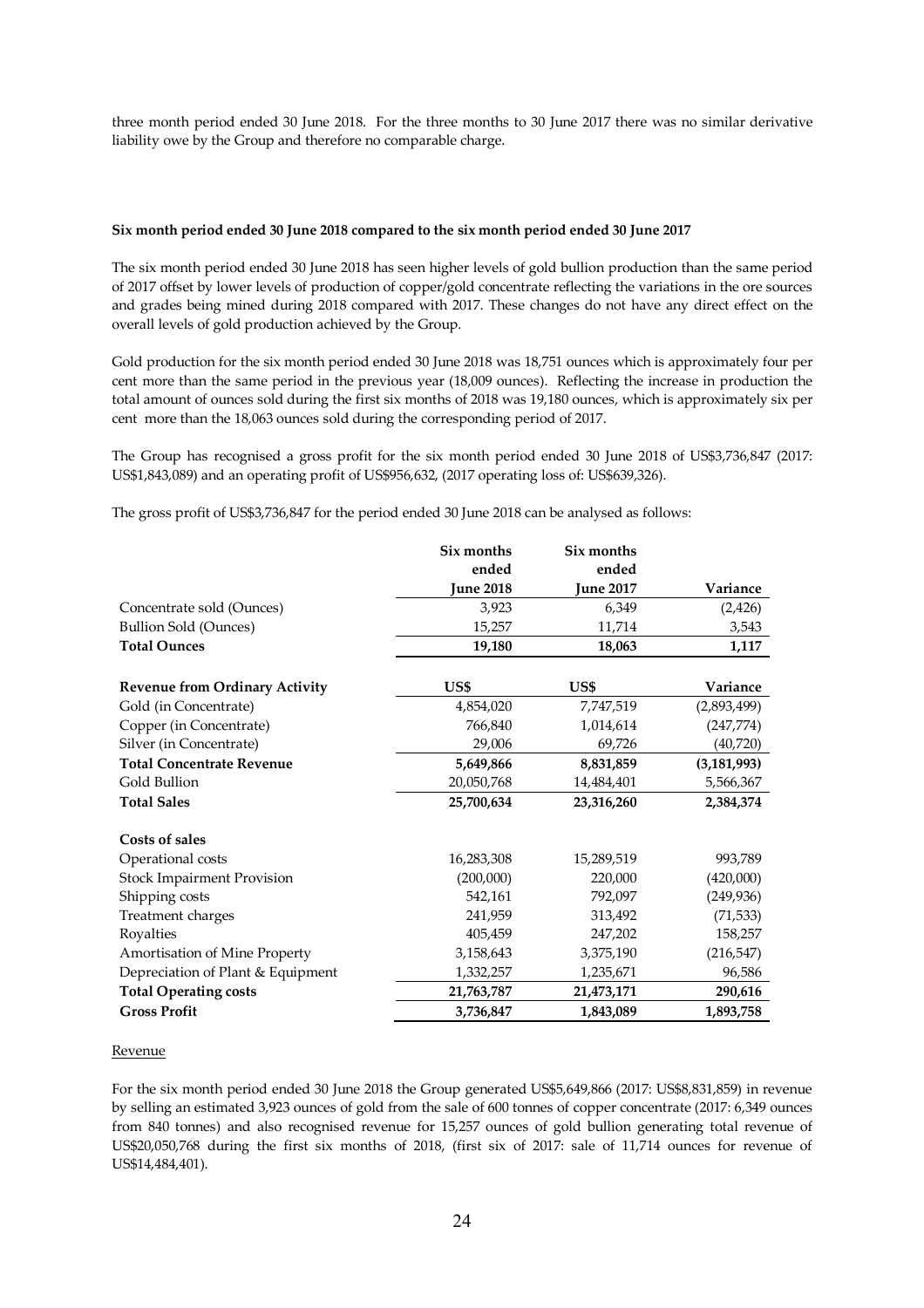three month period ended 30 June 2018. For the three months to 30 June 2017 there was no similar derivative liability owe by the Group and therefore no comparable charge.

**Six month period ended 30 June 2018 compared to the six month period ended 30 June 2017**

The six month period ended 30 June 2018 has seen higher levels of gold bullion production than the same period of 2017 offset by lower levels of production of copper/gold concentrate reflecting the variations in the ore sources and grades being mined during 2018 compared with 2017. These changes do not have any direct effect on the overall levels of gold production achieved by the Group.

Gold production for the six month period ended 30 June 2018 was 18,751 ounces which is approximately four per cent more than the same period in the previous year (18,009 ounces). Reflecting the increase in production the total amount of ounces sold during the first six months of 2018 was 19,180 ounces, which is approximately six per cent more than the 18,063 ounces sold during the corresponding period of 2017.

The Group has recognised a gross profit for the six month period ended 30 June 2018 of US$3,736,847 (2017: US$1,843,089) and an operating profit of US$956,632, (2017 operating loss of: US$639,326).

The gross profit of US$3,736,847 for the period ended 30 June 2018 can be analysed as follows:

| | Six months ended June 2018 | Six months ended June 2017 | Variance |
|---|---|---|---|
| Concentrate sold (Ounces) | 3,923 | 6,349 | (2,426) |
| Bullion Sold (Ounces) | 15,257 | 11,714 | 3,543 |
| **Total Ounces** | **19,180** | **18,063** | **1,117** |
| **Revenue from Ordinary Activity** | **US$** | **US$** | **Variance** |
| Gold (in Concentrate) | 4,854,020 | 7,747,519 | (2,893,499) |
| Copper (in Concentrate) | 766,840 | 1,014,614 | (247,774) |
| Silver (in Concentrate) | 29,006 | 69,726 | (40,720) |
| **Total Concentrate Revenue** | **5,649,866** | **8,831,859** | **(3,181,993)** |
| Gold Bullion | 20,050,768 | 14,484,401 | 5,566,367 |
| **Total Sales** | **25,700,634** | **23,316,260** | **2,384,374** |
| **Costs of sales** | | | |
| Operational costs | 16,283,308 | 15,289,519 | 993,789 |
| Stock Impairment Provision | (200,000) | 220,000 | (420,000) |
| Shipping costs | 542,161 | 792,097 | (249,936) |
| Treatment charges | 241,959 | 313,492 | (71,533) |
| Royalties | 405,459 | 247,202 | 158,257 |
| Amortisation of Mine Property | 3,158,643 | 3,375,190 | (216,547) |
| Depreciation of Plant & Equipment | 1,332,257 | 1,235,671 | 96,586 |
| **Total Operating costs** | **21,763,787** | **21,473,171** | **290,616** |
| **Gross Profit** | **3,736,847** | **1,843,089** | **1,893,758** |

Revenue

For the six month period ended 30 June 2018 the Group generated US$5,649,866 (2017: US$8,831,859) in revenue by selling an estimated 3,923 ounces of gold from the sale of 600 tonnes of copper concentrate (2017: 6,349 ounces from 840 tonnes) and also recognised revenue for 15,257 ounces of gold bullion generating total revenue of US$20,050,768 during the first six months of 2018, (first six of 2017: sale of 11,714 ounces for revenue of US$14,484,401).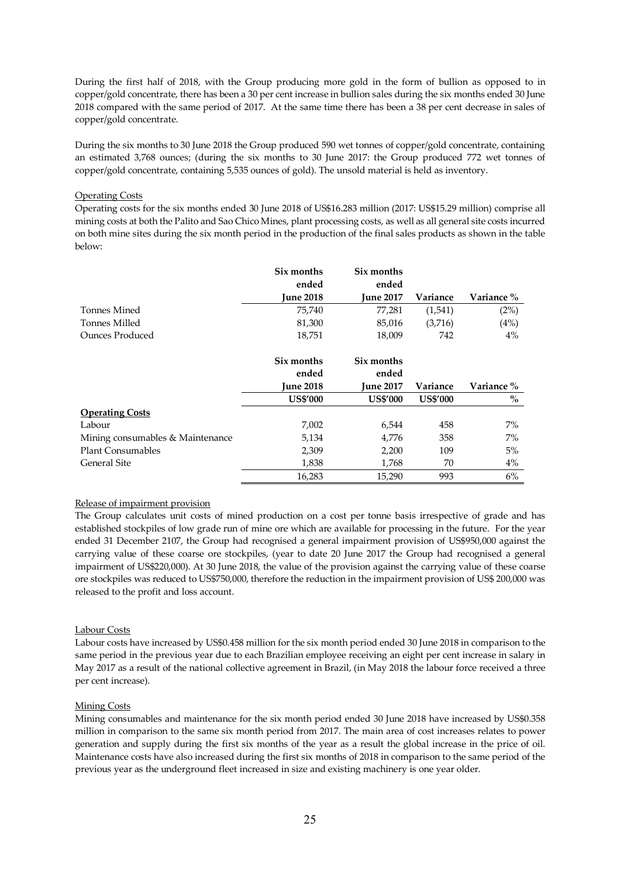During the first half of 2018, with the Group producing more gold in the form of bullion as opposed to in copper/gold concentrate, there has been a 30 per cent increase in bullion sales during the six months ended 30 June 2018 compared with the same period of 2017. At the same time there has been a 38 per cent decrease in sales of copper/gold concentrate.

During the six months to 30 June 2018 the Group produced 590 wet tonnes of copper/gold concentrate, containing an estimated 3,768 ounces; (during the six months to 30 June 2017: the Group produced 772 wet tonnes of copper/gold concentrate, containing 5,535 ounces of gold). The unsold material is held as inventory.

Operating Costs

Operating costs for the six months ended 30 June 2018 of US$16.283 million (2017: US$15.29 million) comprise all mining costs at both the Palito and Sao Chico Mines, plant processing costs, as well as all general site costs incurred on both mine sites during the six month period in the production of the final sales products as shown in the table below:

| | Six months ended June 2018 | Six months ended June 2017 | Variance | Variance % |
|---|---|---|---|---|
| Tonnes Mined | 75,740 | 77,281 | (1,541) | (2%) |
| Tonnes Milled | 81,300 | 85,016 | (3,716) | (4%) |
| Ounces Produced | 18,751 | 18,009 | 742 | 4% |

| | Six months ended June 2018 | Six months ended June 2017 | Variance | Variance % |
|---|---|---|---|---|
| | **US$'000** | **US$'000** | **US$'000** | **%** |
| **Operating Costs** | | | | |
| Labour | 7,002 | 6,544 | 458 | 7% |
| Mining consumables & Maintenance | 5,134 | 4,776 | 358 | 7% |
| Plant Consumables | 2,309 | 2,200 | 109 | 5% |
| General Site | 1,838 | 1,768 | 70 | 4% |
| | 16,283 | 15,290 | 993 | 6% |

Release of impairment provision

The Group calculates unit costs of mined production on a cost per tonne basis irrespective of grade and has established stockpiles of low grade run of mine ore which are available for processing in the future. For the year ended 31 December 2107, the Group had recognised a general impairment provision of US$950,000 against the carrying value of these coarse ore stockpiles, (year to date 20 June 2017 the Group had recognised a general impairment of US$220,000). At 30 June 2018, the value of the provision against the carrying value of these coarse ore stockpiles was reduced to US$750,000, therefore the reduction in the impairment provision of US$ 200,000 was released to the profit and loss account.

Labour Costs

Labour costs have increased by US$0.458 million for the six month period ended 30 June 2018 in comparison to the same period in the previous year due to each Brazilian employee receiving an eight per cent increase in salary in May 2017 as a result of the national collective agreement in Brazil, (in May 2018 the labour force received a three per cent increase).

Mining Costs

Mining consumables and maintenance for the six month period ended 30 June 2018 have increased by US$0.358 million in comparison to the same six month period from 2017. The main area of cost increases relates to power generation and supply during the first six months of the year as a result the global increase in the price of oil. Maintenance costs have also increased during the first six months of 2018 in comparison to the same period of the previous year as the underground fleet increased in size and existing machinery is one year older.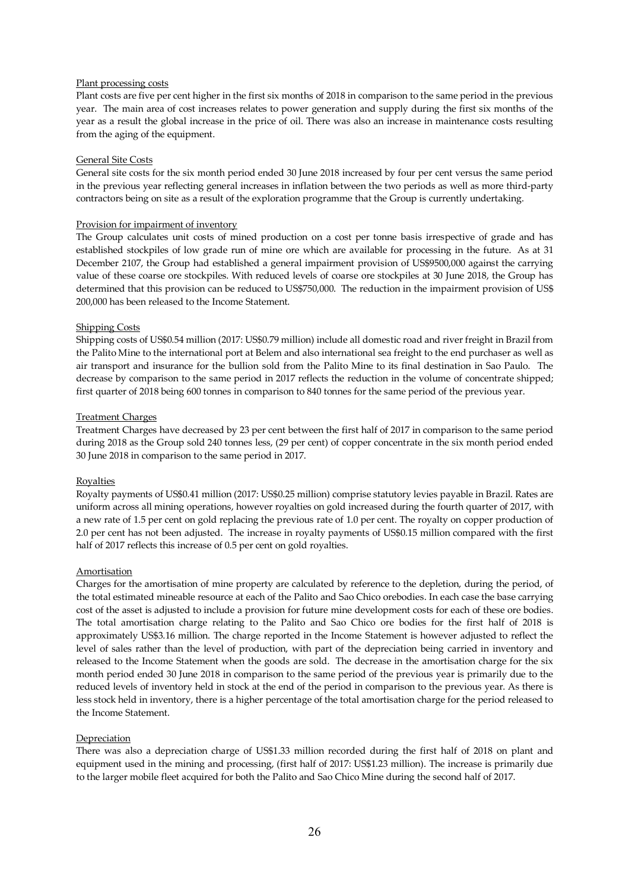Plant processing costs

Plant costs are five per cent higher in the first six months of 2018 in comparison to the same period in the previous year. The main area of cost increases relates to power generation and supply during the first six months of the year as a result the global increase in the price of oil. There was also an increase in maintenance costs resulting from the aging of the equipment.

General Site Costs

General site costs for the six month period ended 30 June 2018 increased by four per cent versus the same period in the previous year reflecting general increases in inflation between the two periods as well as more third-party contractors being on site as a result of the exploration programme that the Group is currently undertaking.

Provision for impairment of inventory

The Group calculates unit costs of mined production on a cost per tonne basis irrespective of grade and has established stockpiles of low grade run of mine ore which are available for processing in the future. As at 31 December 2107, the Group had established a general impairment provision of US$9500,000 against the carrying value of these coarse ore stockpiles. With reduced levels of coarse ore stockpiles at 30 June 2018, the Group has determined that this provision can be reduced to US$750,000. The reduction in the impairment provision of US$ 200,000 has been released to the Income Statement.

Shipping Costs

Shipping costs of US$0.54 million (2017: US$0.79 million) include all domestic road and river freight in Brazil from the Palito Mine to the international port at Belem and also international sea freight to the end purchaser as well as air transport and insurance for the bullion sold from the Palito Mine to its final destination in Sao Paulo. The decrease by comparison to the same period in 2017 reflects the reduction in the volume of concentrate shipped; first quarter of 2018 being 600 tonnes in comparison to 840 tonnes for the same period of the previous year.

Treatment Charges

Treatment Charges have decreased by 23 per cent between the first half of 2017 in comparison to the same period during 2018 as the Group sold 240 tonnes less, (29 per cent) of copper concentrate in the six month period ended 30 June 2018 in comparison to the same period in 2017.

Royalties

Royalty payments of US$0.41 million (2017: US$0.25 million) comprise statutory levies payable in Brazil. Rates are uniform across all mining operations, however royalties on gold increased during the fourth quarter of 2017, with a new rate of 1.5 per cent on gold replacing the previous rate of 1.0 per cent. The royalty on copper production of 2.0 per cent has not been adjusted. The increase in royalty payments of US$0.15 million compared with the first half of 2017 reflects this increase of 0.5 per cent on gold royalties.

Amortisation

Charges for the amortisation of mine property are calculated by reference to the depletion, during the period, of the total estimated mineable resource at each of the Palito and Sao Chico orebodies. In each case the base carrying cost of the asset is adjusted to include a provision for future mine development costs for each of these ore bodies. The total amortisation charge relating to the Palito and Sao Chico ore bodies for the first half of 2018 is approximately US$3.16 million. The charge reported in the Income Statement is however adjusted to reflect the level of sales rather than the level of production, with part of the depreciation being carried in inventory and released to the Income Statement when the goods are sold. The decrease in the amortisation charge for the six month period ended 30 June 2018 in comparison to the same period of the previous year is primarily due to the reduced levels of inventory held in stock at the end of the period in comparison to the previous year. As there is less stock held in inventory, there is a higher percentage of the total amortisation charge for the period released to the Income Statement.

Depreciation

There was also a depreciation charge of US$1.33 million recorded during the first half of 2018 on plant and equipment used in the mining and processing, (first half of 2017: US$1.23 million). The increase is primarily due to the larger mobile fleet acquired for both the Palito and Sao Chico Mine during the second half of 2017.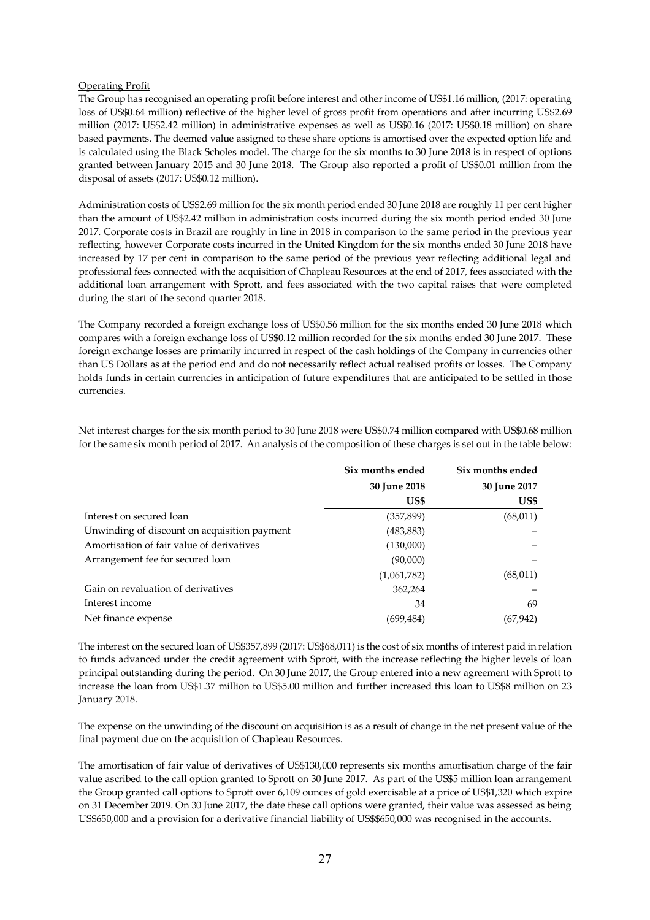Operating Profit

The Group has recognised an operating profit before interest and other income of US$1.16 million, (2017: operating loss of US$0.64 million) reflective of the higher level of gross profit from operations and after incurring US$2.69 million (2017: US$2.42 million) in administrative expenses as well as US$0.16 (2017: US$0.18 million) on share based payments. The deemed value assigned to these share options is amortised over the expected option life and is calculated using the Black Scholes model. The charge for the six months to 30 June 2018 is in respect of options granted between January 2015 and 30 June 2018. The Group also reported a profit of US$0.01 million from the disposal of assets (2017: US$0.12 million).

Administration costs of US$2.69 million for the six month period ended 30 June 2018 are roughly 11 per cent higher than the amount of US$2.42 million in administration costs incurred during the six month period ended 30 June 2017. Corporate costs in Brazil are roughly in line in 2018 in comparison to the same period in the previous year reflecting, however Corporate costs incurred in the United Kingdom for the six months ended 30 June 2018 have increased by 17 per cent in comparison to the same period of the previous year reflecting additional legal and professional fees connected with the acquisition of Chapleau Resources at the end of 2017, fees associated with the additional loan arrangement with Sprott, and fees associated with the two capital raises that were completed during the start of the second quarter 2018.

The Company recorded a foreign exchange loss of US$0.56 million for the six months ended 30 June 2018 which compares with a foreign exchange loss of US$0.12 million recorded for the six months ended 30 June 2017. These foreign exchange losses are primarily incurred in respect of the cash holdings of the Company in currencies other than US Dollars as at the period end and do not necessarily reflect actual realised profits or losses. The Company holds funds in certain currencies in anticipation of future expenditures that are anticipated to be settled in those currencies.

Net interest charges for the six month period to 30 June 2018 were US$0.74 million compared with US$0.68 million for the same six month period of 2017. An analysis of the composition of these charges is set out in the table below:

| | Six months ended 30 June 2018 US$ | Six months ended 30 June 2017 US$ |
|---|---|---|
| Interest on secured loan | (357,899) | (68,011) |
| Unwinding of discount on acquisition payment | (483,883) | – |
| Amortisation of fair value of derivatives | (130,000) | – |
| Arrangement fee for secured loan | (90,000) | – |
| | (1,061,782) | (68,011) |
| Gain on revaluation of derivatives | 362,264 | – |
| Interest income | 34 | 69 |
| Net finance expense | (699,484) | (67,942) |

The interest on the secured loan of US$357,899 (2017: US$68,011) is the cost of six months of interest paid in relation to funds advanced under the credit agreement with Sprott, with the increase reflecting the higher levels of loan principal outstanding during the period. On 30 June 2017, the Group entered into a new agreement with Sprott to increase the loan from US$1.37 million to US$5.00 million and further increased this loan to US$8 million on 23 January 2018.

The expense on the unwinding of the discount on acquisition is as a result of change in the net present value of the final payment due on the acquisition of Chapleau Resources.

The amortisation of fair value of derivatives of US$130,000 represents six months amortisation charge of the fair value ascribed to the call option granted to Sprott on 30 June 2017. As part of the US$5 million loan arrangement the Group granted call options to Sprott over 6,109 ounces of gold exercisable at a price of US$1,320 which expire on 31 December 2019. On 30 June 2017, the date these call options were granted, their value was assessed as being US$650,000 and a provision for a derivative financial liability of US$$650,000 was recognised in the accounts.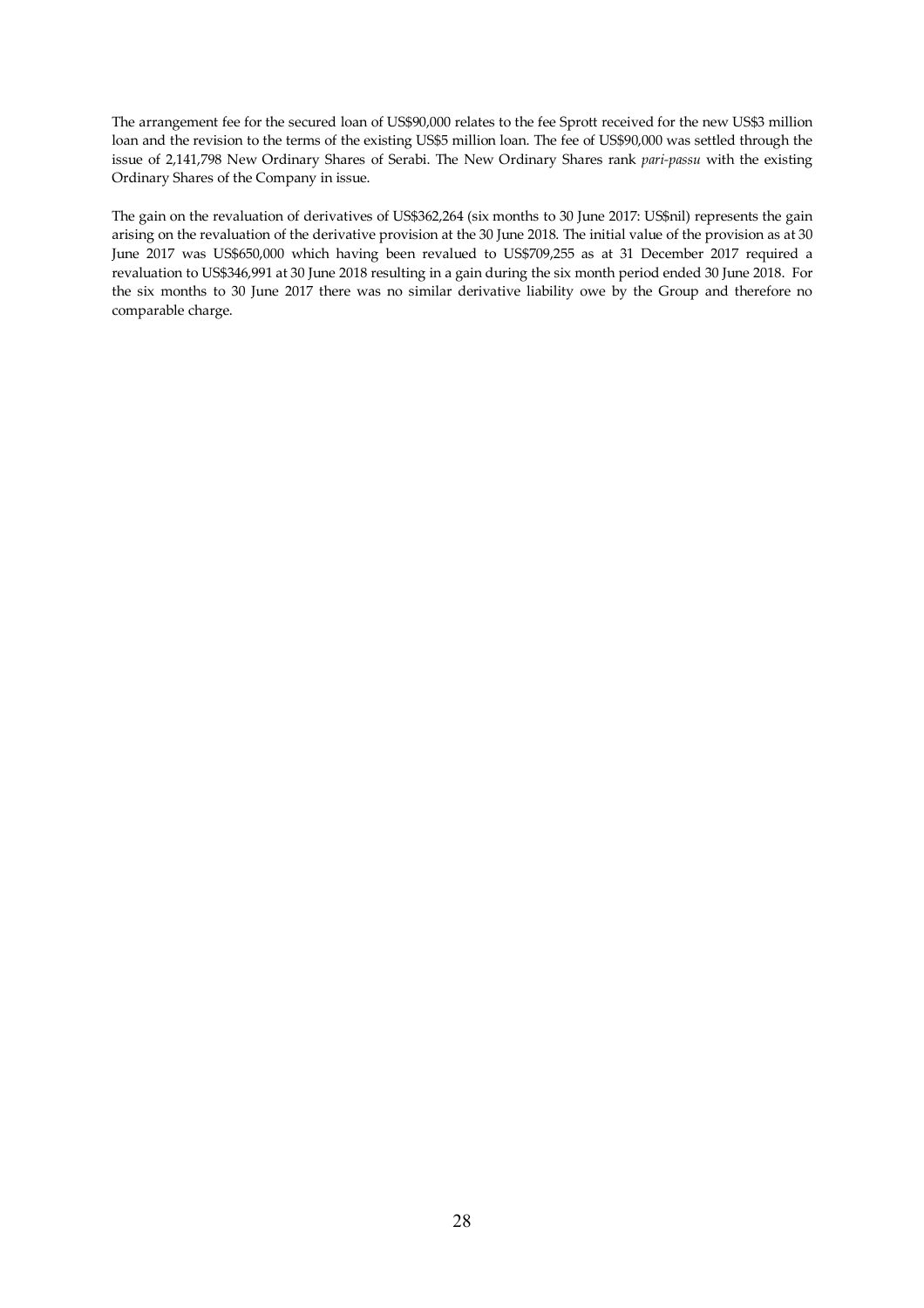The arrangement fee for the secured loan of US$90,000 relates to the fee Sprott received for the new US$3 million loan and the revision to the terms of the existing US$5 million loan. The fee of US$90,000 was settled through the issue of 2,141,798 New Ordinary Shares of Serabi. The New Ordinary Shares rank *pari-passu* with the existing Ordinary Shares of the Company in issue.

The gain on the revaluation of derivatives of US$362,264 (six months to 30 June 2017: US$nil) represents the gain arising on the revaluation of the derivative provision at the 30 June 2018. The initial value of the provision as at 30 June 2017 was US$650,000 which having been revalued to US$709,255 as at 31 December 2017 required a revaluation to US$346,991 at 30 June 2018 resulting in a gain during the six month period ended 30 June 2018. For the six months to 30 June 2017 there was no similar derivative liability owe by the Group and therefore no comparable charge.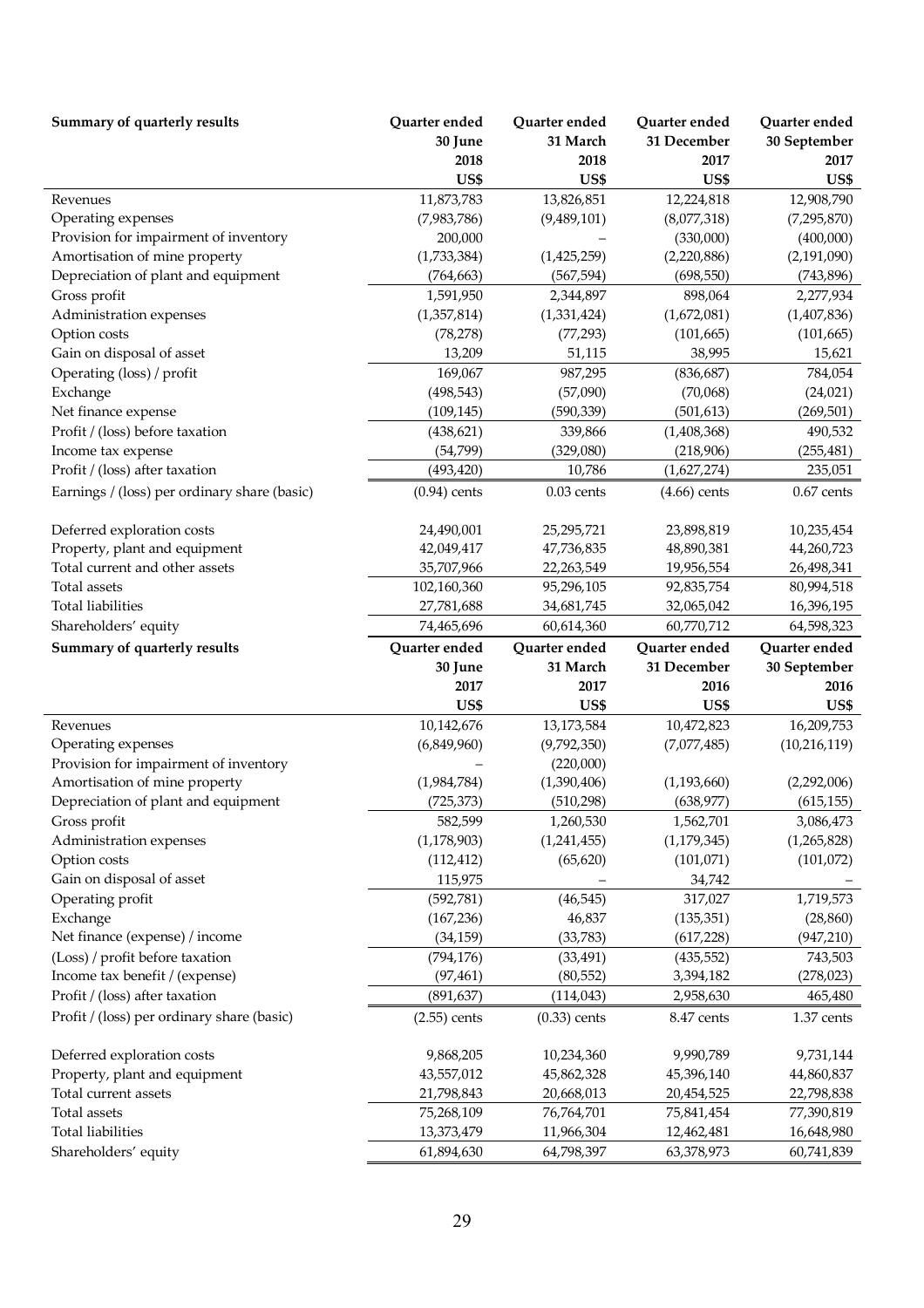| Summary of quarterly results | Quarter ended 30 June 2018 US$ | Quarter ended 31 March 2018 US$ | Quarter ended 31 December 2017 US$ | Quarter ended 30 September 2017 US$ |
|---|---|---|---|---|
| Revenues | 11,873,783 | 13,826,851 | 12,224,818 | 12,908,790 |
| Operating expenses | (7,983,786) | (9,489,101) | (8,077,318) | (7,295,870) |
| Provision for impairment of inventory | 200,000 | – | (330,000) | (400,000) |
| Amortisation of mine property | (1,733,384) | (1,425,259) | (2,220,886) | (2,191,090) |
| Depreciation of plant and equipment | (764,663) | (567,594) | (698,550) | (743,896) |
| Gross profit | 1,591,950 | 2,344,897 | 898,064 | 2,277,934 |
| Administration expenses | (1,357,814) | (1,331,424) | (1,672,081) | (1,407,836) |
| Option costs | (78,278) | (77,293) | (101,665) | (101,665) |
| Gain on disposal of asset | 13,209 | 51,115 | 38,995 | 15,621 |
| Operating (loss) / profit | 169,067 | 987,295 | (836,687) | 784,054 |
| Exchange | (498,543) | (57,090) | (70,068) | (24,021) |
| Net finance expense | (109,145) | (590,339) | (501,613) | (269,501) |
| Profit / (loss) before taxation | (438,621) | 339,866 | (1,408,368) | 490,532 |
| Income tax expense | (54,799) | (329,080) | (218,906) | (255,481) |
| Profit / (loss) after taxation | (493,420) | 10,786 | (1,627,274) | 235,051 |
| Earnings / (loss) per ordinary share (basic) | (0.94) cents | 0.03 cents | (4.66) cents | 0.67 cents |
| | | | | |
| Deferred exploration costs | 24,490,001 | 25,295,721 | 23,898,819 | 10,235,454 |
| Property, plant and equipment | 42,049,417 | 47,736,835 | 48,890,381 | 44,260,723 |
| Total current and other assets | 35,707,966 | 22,263,549 | 19,956,554 | 26,498,341 |
| Total assets | 102,160,360 | 95,296,105 | 92,835,754 | 80,994,518 |
| Total liabilities | 27,781,688 | 34,681,745 | 32,065,042 | 16,396,195 |
| Shareholders' equity | 74,465,696 | 60,614,360 | 60,770,712 | 64,598,323 |

| Summary of quarterly results | Quarter ended 30 June 2017 US$ | Quarter ended 31 March 2017 US$ | Quarter ended 31 December 2016 US$ | Quarter ended 30 September 2016 US$ |
|---|---|---|---|---|
| Revenues | 10,142,676 | 13,173,584 | 10,472,823 | 16,209,753 |
| Operating expenses | (6,849,960) | (9,792,350) | (7,077,485) | (10,216,119) |
| Provision for impairment of inventory | – | (220,000) | | |
| Amortisation of mine property | (1,984,784) | (1,390,406) | (1,193,660) | (2,292,006) |
| Depreciation of plant and equipment | (725,373) | (510,298) | (638,977) | (615,155) |
| Gross profit | 582,599 | 1,260,530 | 1,562,701 | 3,086,473 |
| Administration expenses | (1,178,903) | (1,241,455) | (1,179,345) | (1,265,828) |
| Option costs | (112,412) | (65,620) | (101,071) | (101,072) |
| Gain on disposal of asset | 115,975 | – | 34,742 | – |
| Operating profit | (592,781) | (46,545) | 317,027 | 1,719,573 |
| Exchange | (167,236) | 46,837 | (135,351) | (28,860) |
| Net finance (expense) / income | (34,159) | (33,783) | (617,228) | (947,210) |
| (Loss) / profit before taxation | (794,176) | (33,491) | (435,552) | 743,503 |
| Income tax benefit / (expense) | (97,461) | (80,552) | 3,394,182 | (278,023) |
| Profit / (loss) after taxation | (891,637) | (114,043) | 2,958,630 | 465,480 |
| Profit / (loss) per ordinary share (basic) | (2.55) cents | (0.33) cents | 8.47 cents | 1.37 cents |
| | | | | |
| Deferred exploration costs | 9,868,205 | 10,234,360 | 9,990,789 | 9,731,144 |
| Property, plant and equipment | 43,557,012 | 45,862,328 | 45,396,140 | 44,860,837 |
| Total current assets | 21,798,843 | 20,668,013 | 20,454,525 | 22,798,838 |
| Total assets | 75,268,109 | 76,764,701 | 75,841,454 | 77,390,819 |
| Total liabilities | 13,373,479 | 11,966,304 | 12,462,481 | 16,648,980 |
| Shareholders' equity | 61,894,630 | 64,798,397 | 63,378,973 | 60,741,839 |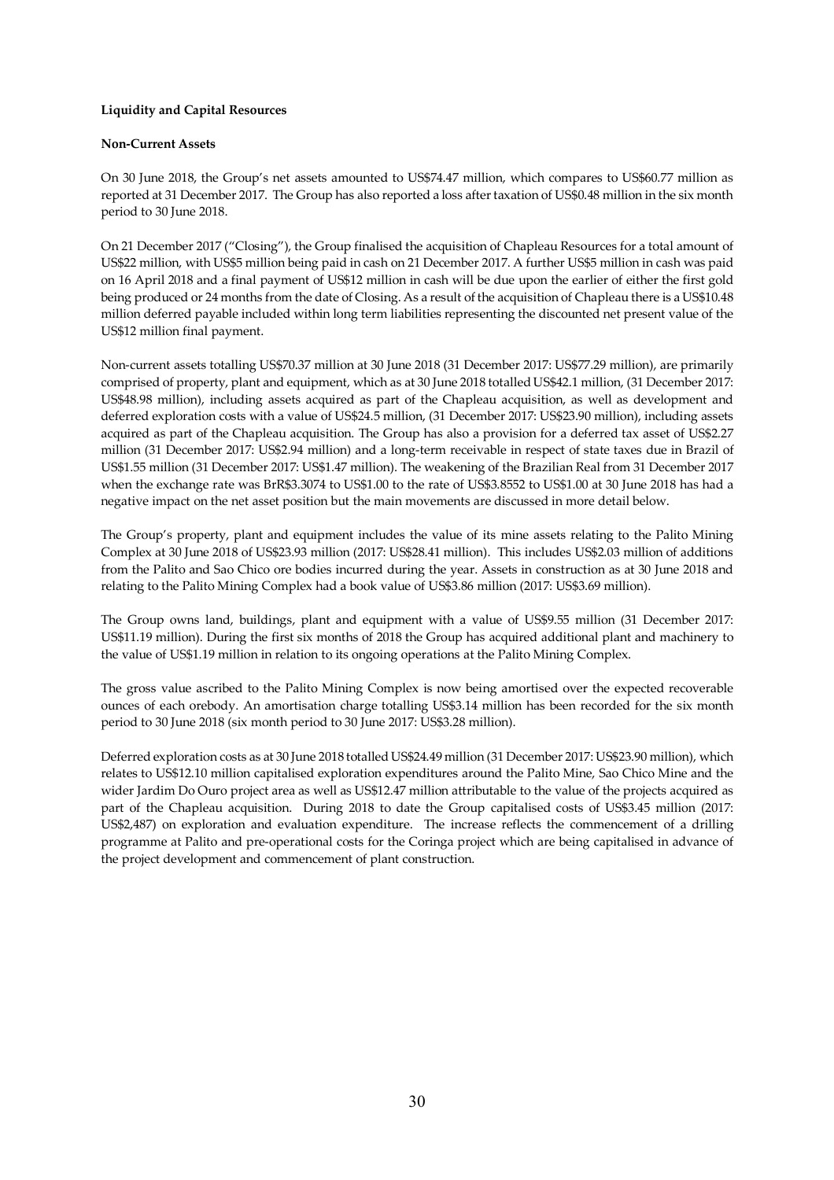**Liquidity and Capital Resources**

**Non-Current Assets**

On 30 June 2018, the Group's net assets amounted to US$74.47 million, which compares to US$60.77 million as reported at 31 December 2017. The Group has also reported a loss after taxation of US$0.48 million in the six month period to 30 June 2018.

On 21 December 2017 ("Closing"), the Group finalised the acquisition of Chapleau Resources for a total amount of US$22 million, with US$5 million being paid in cash on 21 December 2017. A further US$5 million in cash was paid on 16 April 2018 and a final payment of US$12 million in cash will be due upon the earlier of either the first gold being produced or 24 months from the date of Closing. As a result of the acquisition of Chapleau there is a US$10.48 million deferred payable included within long term liabilities representing the discounted net present value of the US$12 million final payment.

Non-current assets totalling US$70.37 million at 30 June 2018 (31 December 2017: US$77.29 million), are primarily comprised of property, plant and equipment, which as at 30 June 2018 totalled US$42.1 million, (31 December 2017: US$48.98 million), including assets acquired as part of the Chapleau acquisition, as well as development and deferred exploration costs with a value of US$24.5 million, (31 December 2017: US$23.90 million), including assets acquired as part of the Chapleau acquisition. The Group has also a provision for a deferred tax asset of US$2.27 million (31 December 2017: US$2.94 million) and a long-term receivable in respect of state taxes due in Brazil of US$1.55 million (31 December 2017: US$1.47 million). The weakening of the Brazilian Real from 31 December 2017 when the exchange rate was BrR$3.3074 to US$1.00 to the rate of US$3.8552 to US$1.00 at 30 June 2018 has had a negative impact on the net asset position but the main movements are discussed in more detail below.

The Group's property, plant and equipment includes the value of its mine assets relating to the Palito Mining Complex at 30 June 2018 of US$23.93 million (2017: US$28.41 million). This includes US$2.03 million of additions from the Palito and Sao Chico ore bodies incurred during the year. Assets in construction as at 30 June 2018 and relating to the Palito Mining Complex had a book value of US$3.86 million (2017: US$3.69 million).

The Group owns land, buildings, plant and equipment with a value of US$9.55 million (31 December 2017: US$11.19 million). During the first six months of 2018 the Group has acquired additional plant and machinery to the value of US$1.19 million in relation to its ongoing operations at the Palito Mining Complex.

The gross value ascribed to the Palito Mining Complex is now being amortised over the expected recoverable ounces of each orebody. An amortisation charge totalling US$3.14 million has been recorded for the six month period to 30 June 2018 (six month period to 30 June 2017: US$3.28 million).

Deferred exploration costs as at 30 June 2018 totalled US$24.49 million (31 December 2017: US$23.90 million), which relates to US$12.10 million capitalised exploration expenditures around the Palito Mine, Sao Chico Mine and the wider Jardim Do Ouro project area as well as US$12.47 million attributable to the value of the projects acquired as part of the Chapleau acquisition. During 2018 to date the Group capitalised costs of US$3.45 million (2017: US$2,487) on exploration and evaluation expenditure. The increase reflects the commencement of a drilling programme at Palito and pre-operational costs for the Coringa project which are being capitalised in advance of the project development and commencement of plant construction.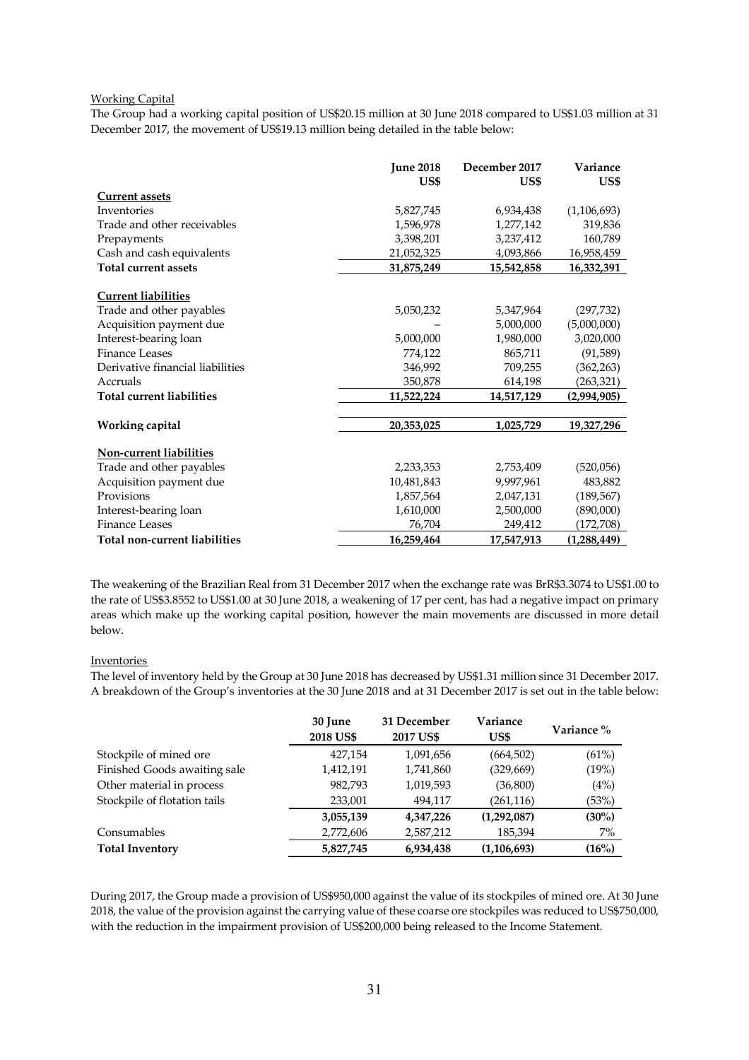Working Capital

The Group had a working capital position of US$20.15 million at 30 June 2018 compared to US$1.03 million at 31 December 2017, the movement of US$19.13 million being detailed in the table below:

| | June 2018 US$ | December 2017 US$ | Variance US$ |
|---|---|---|---|
| **Current assets** | | | |
| Inventories | 5,827,745 | 6,934,438 | (1,106,693) |
| Trade and other receivables | 1,596,978 | 1,277,142 | 319,836 |
| Prepayments | 3,398,201 | 3,237,412 | 160,789 |
| Cash and cash equivalents | 21,052,325 | 4,093,866 | 16,958,459 |
| **Total current assets** | **31,875,249** | **15,542,858** | **16,332,391** |
| **Current liabilities** | | | |
| Trade and other payables | 5,050,232 | 5,347,964 | (297,732) |
| Acquisition payment due | – | 5,000,000 | (5,000,000) |
| Interest-bearing loan | 5,000,000 | 1,980,000 | 3,020,000 |
| Finance Leases | 774,122 | 865,711 | (91,589) |
| Derivative financial liabilities | 346,992 | 709,255 | (362,263) |
| Accruals | 350,878 | 614,198 | (263,321) |
| **Total current liabilities** | **11,522,224** | **14,517,129** | **(2,994,905)** |
| **Working capital** | **20,353,025** | **1,025,729** | **19,327,296** |
| **Non-current liabilities** | | | |
| Trade and other payables | 2,233,353 | 2,753,409 | (520,056) |
| Acquisition payment due | 10,481,843 | 9,997,961 | 483,882 |
| Provisions | 1,857,564 | 2,047,131 | (189,567) |
| Interest-bearing loan | 1,610,000 | 2,500,000 | (890,000) |
| Finance Leases | 76,704 | 249,412 | (172,708) |
| **Total non-current liabilities** | **16,259,464** | **17,547,913** | **(1,288,449)** |

The weakening of the Brazilian Real from 31 December 2017 when the exchange rate was BrR$3.3074 to US$1.00 to the rate of US$3.8552 to US$1.00 at 30 June 2018, a weakening of 17 per cent, has had a negative impact on primary areas which make up the working capital position, however the main movements are discussed in more detail below.

Inventories

The level of inventory held by the Group at 30 June 2018 has decreased by US$1.31 million since 31 December 2017. A breakdown of the Group's inventories at the 30 June 2018 and at 31 December 2017 is set out in the table below:

| | 30 June 2018 US$ | 31 December 2017 US$ | Variance US$ | Variance % |
|---|---|---|---|---|
| Stockpile of mined ore | 427,154 | 1,091,656 | (664,502) | (61%) |
| Finished Goods awaiting sale | 1,412,191 | 1,741,860 | (329,669) | (19%) |
| Other material in process | 982,793 | 1,019,593 | (36,800) | (4%) |
| Stockpile of flotation tails | 233,001 | 494,117 | (261,116) | (53%) |
| | **3,055,139** | **4,347,226** | **(1,292,087)** | **(30%)** |
| Consumables | 2,772,606 | 2,587,212 | 185,394 | 7% |
| **Total Inventory** | **5,827,745** | **6,934,438** | **(1,106,693)** | **(16%)** |

During 2017, the Group made a provision of US$950,000 against the value of its stockpiles of mined ore. At 30 June 2018, the value of the provision against the carrying value of these coarse ore stockpiles was reduced to US$750,000, with the reduction in the impairment provision of US$200,000 being released to the Income Statement.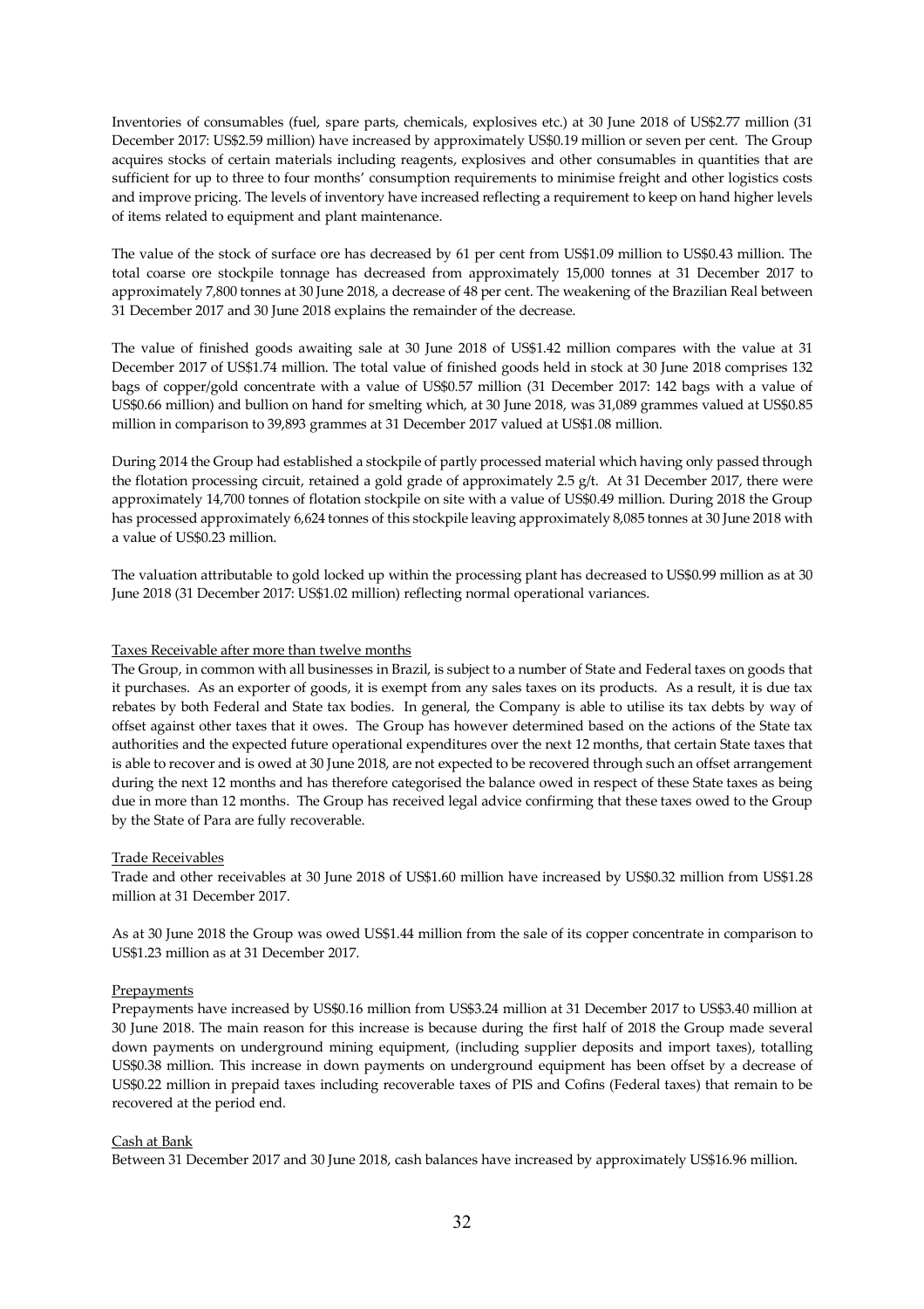Inventories of consumables (fuel, spare parts, chemicals, explosives etc.) at 30 June 2018 of US$2.77 million (31 December 2017: US$2.59 million) have increased by approximately US$0.19 million or seven per cent. The Group acquires stocks of certain materials including reagents, explosives and other consumables in quantities that are sufficient for up to three to four months' consumption requirements to minimise freight and other logistics costs and improve pricing. The levels of inventory have increased reflecting a requirement to keep on hand higher levels of items related to equipment and plant maintenance.

The value of the stock of surface ore has decreased by 61 per cent from US$1.09 million to US$0.43 million. The total coarse ore stockpile tonnage has decreased from approximately 15,000 tonnes at 31 December 2017 to approximately 7,800 tonnes at 30 June 2018, a decrease of 48 per cent. The weakening of the Brazilian Real between 31 December 2017 and 30 June 2018 explains the remainder of the decrease.

The value of finished goods awaiting sale at 30 June 2018 of US$1.42 million compares with the value at 31 December 2017 of US$1.74 million. The total value of finished goods held in stock at 30 June 2018 comprises 132 bags of copper/gold concentrate with a value of US$0.57 million (31 December 2017: 142 bags with a value of US$0.66 million) and bullion on hand for smelting which, at 30 June 2018, was 31,089 grammes valued at US$0.85 million in comparison to 39,893 grammes at 31 December 2017 valued at US$1.08 million.

During 2014 the Group had established a stockpile of partly processed material which having only passed through the flotation processing circuit, retained a gold grade of approximately 2.5 g/t. At 31 December 2017, there were approximately 14,700 tonnes of flotation stockpile on site with a value of US$0.49 million. During 2018 the Group has processed approximately 6,624 tonnes of this stockpile leaving approximately 8,085 tonnes at 30 June 2018 with a value of US$0.23 million.

The valuation attributable to gold locked up within the processing plant has decreased to US$0.99 million as at 30 June 2018 (31 December 2017: US$1.02 million) reflecting normal operational variances.

Taxes Receivable after more than twelve months

The Group, in common with all businesses in Brazil, is subject to a number of State and Federal taxes on goods that it purchases. As an exporter of goods, it is exempt from any sales taxes on its products. As a result, it is due tax rebates by both Federal and State tax bodies. In general, the Company is able to utilise its tax debts by way of offset against other taxes that it owes. The Group has however determined based on the actions of the State tax authorities and the expected future operational expenditures over the next 12 months, that certain State taxes that is able to recover and is owed at 30 June 2018, are not expected to be recovered through such an offset arrangement during the next 12 months and has therefore categorised the balance owed in respect of these State taxes as being due in more than 12 months. The Group has received legal advice confirming that these taxes owed to the Group by the State of Para are fully recoverable.

Trade Receivables

Trade and other receivables at 30 June 2018 of US$1.60 million have increased by US$0.32 million from US$1.28 million at 31 December 2017.

As at 30 June 2018 the Group was owed US$1.44 million from the sale of its copper concentrate in comparison to US$1.23 million as at 31 December 2017.

Prepayments

Prepayments have increased by US$0.16 million from US$3.24 million at 31 December 2017 to US$3.40 million at 30 June 2018. The main reason for this increase is because during the first half of 2018 the Group made several down payments on underground mining equipment, (including supplier deposits and import taxes), totalling US$0.38 million. This increase in down payments on underground equipment has been offset by a decrease of US$0.22 million in prepaid taxes including recoverable taxes of PIS and Cofins (Federal taxes) that remain to be recovered at the period end.

Cash at Bank

Between 31 December 2017 and 30 June 2018, cash balances have increased by approximately US$16.96 million.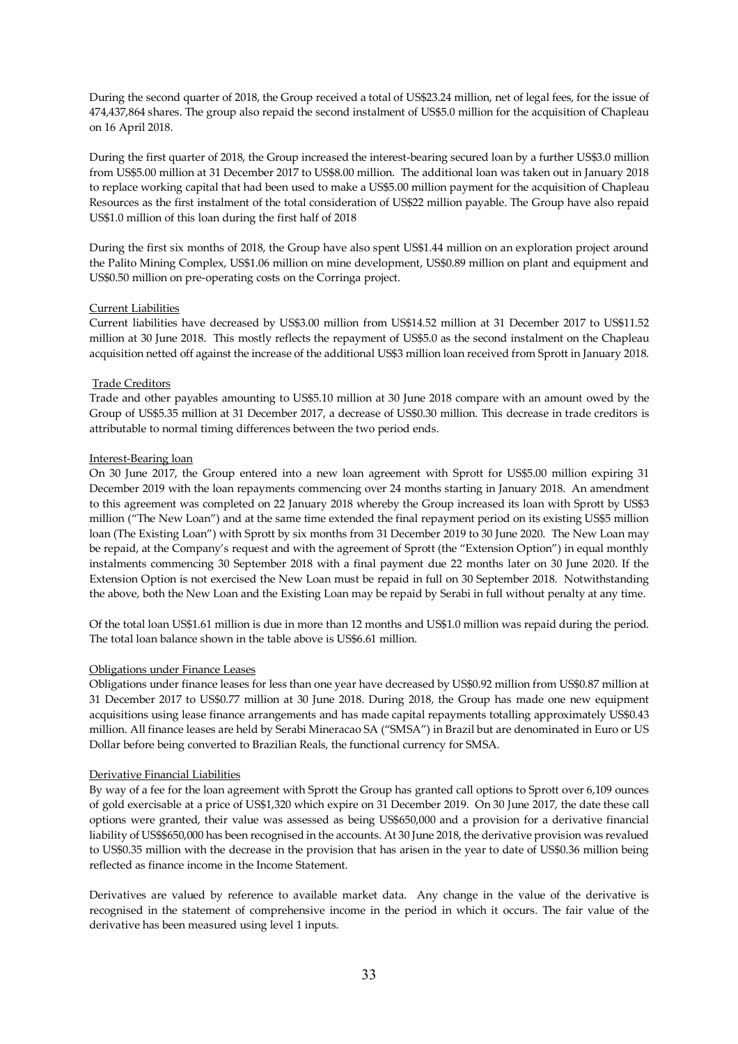During the second quarter of 2018, the Group received a total of US$23.24 million, net of legal fees, for the issue of 474,437,864 shares. The group also repaid the second instalment of US$5.0 million for the acquisition of Chapleau on 16 April 2018.

During the first quarter of 2018, the Group increased the interest-bearing secured loan by a further US$3.0 million from US$5.00 million at 31 December 2017 to US$8.00 million. The additional loan was taken out in January 2018 to replace working capital that had been used to make a US$5.00 million payment for the acquisition of Chapleau Resources as the first instalment of the total consideration of US$22 million payable. The Group have also repaid US$1.0 million of this loan during the first half of 2018

During the first six months of 2018, the Group have also spent US$1.44 million on an exploration project around the Palito Mining Complex, US$1.06 million on mine development, US$0.89 million on plant and equipment and US$0.50 million on pre-operating costs on the Corringa project.

Current Liabilities

Current liabilities have decreased by US$3.00 million from US$14.52 million at 31 December 2017 to US$11.52 million at 30 June 2018. This mostly reflects the repayment of US$5.0 as the second instalment on the Chapleau acquisition netted off against the increase of the additional US$3 million loan received from Sprott in January 2018.

Trade Creditors

Trade and other payables amounting to US$5.10 million at 30 June 2018 compare with an amount owed by the Group of US$5.35 million at 31 December 2017, a decrease of US$0.30 million. This decrease in trade creditors is attributable to normal timing differences between the two period ends.

Interest-Bearing loan

On 30 June 2017, the Group entered into a new loan agreement with Sprott for US$5.00 million expiring 31 December 2019 with the loan repayments commencing over 24 months starting in January 2018. An amendment to this agreement was completed on 22 January 2018 whereby the Group increased its loan with Sprott by US$3 million ("The New Loan") and at the same time extended the final repayment period on its existing US$5 million loan (The Existing Loan") with Sprott by six months from 31 December 2019 to 30 June 2020. The New Loan may be repaid, at the Company's request and with the agreement of Sprott (the "Extension Option") in equal monthly instalments commencing 30 September 2018 with a final payment due 22 months later on 30 June 2020. If the Extension Option is not exercised the New Loan must be repaid in full on 30 September 2018. Notwithstanding the above, both the New Loan and the Existing Loan may be repaid by Serabi in full without penalty at any time.

Of the total loan US$1.61 million is due in more than 12 months and US$1.0 million was repaid during the period. The total loan balance shown in the table above is US$6.61 million.

Obligations under Finance Leases

Obligations under finance leases for less than one year have decreased by US$0.92 million from US$0.87 million at 31 December 2017 to US$0.77 million at 30 June 2018. During 2018, the Group has made one new equipment acquisitions using lease finance arrangements and has made capital repayments totalling approximately US$0.43 million. All finance leases are held by Serabi Mineracao SA ("SMSA") in Brazil but are denominated in Euro or US Dollar before being converted to Brazilian Reals, the functional currency for SMSA.

Derivative Financial Liabilities

By way of a fee for the loan agreement with Sprott the Group has granted call options to Sprott over 6,109 ounces of gold exercisable at a price of US$1,320 which expire on 31 December 2019. On 30 June 2017, the date these call options were granted, their value was assessed as being US$650,000 and a provision for a derivative financial liability of US$$650,000 has been recognised in the accounts. At 30 June 2018, the derivative provision was revalued to US$0.35 million with the decrease in the provision that has arisen in the year to date of US$0.36 million being reflected as finance income in the Income Statement.

Derivatives are valued by reference to available market data. Any change in the value of the derivative is recognised in the statement of comprehensive income in the period in which it occurs. The fair value of the derivative has been measured using level 1 inputs.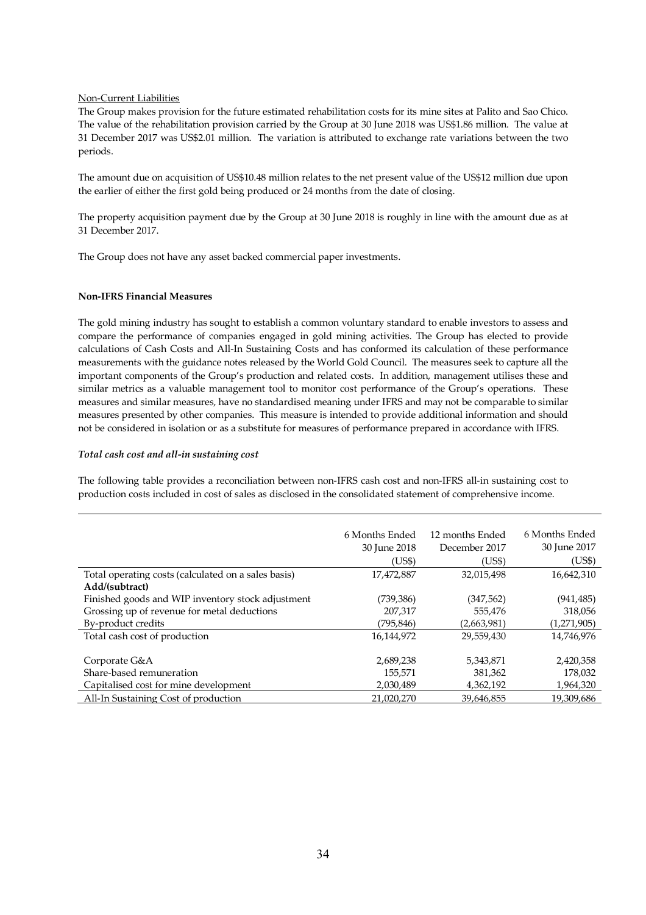Non-Current Liabilities

The Group makes provision for the future estimated rehabilitation costs for its mine sites at Palito and Sao Chico. The value of the rehabilitation provision carried by the Group at 30 June 2018 was US$1.86 million. The value at 31 December 2017 was US$2.01 million. The variation is attributed to exchange rate variations between the two periods.

The amount due on acquisition of US$10.48 million relates to the net present value of the US$12 million due upon the earlier of either the first gold being produced or 24 months from the date of closing.

The property acquisition payment due by the Group at 30 June 2018 is roughly in line with the amount due as at 31 December 2017.

The Group does not have any asset backed commercial paper investments.

**Non-IFRS Financial Measures**

The gold mining industry has sought to establish a common voluntary standard to enable investors to assess and compare the performance of companies engaged in gold mining activities. The Group has elected to provide calculations of Cash Costs and All-In Sustaining Costs and has conformed its calculation of these performance measurements with the guidance notes released by the World Gold Council. The measures seek to capture all the important components of the Group's production and related costs. In addition, management utilises these and similar metrics as a valuable management tool to monitor cost performance of the Group's operations. These measures and similar measures, have no standardised meaning under IFRS and may not be comparable to similar measures presented by other companies. This measure is intended to provide additional information and should not be considered in isolation or as a substitute for measures of performance prepared in accordance with IFRS.

***Total cash cost and all-in sustaining cost***

The following table provides a reconciliation between non-IFRS cash cost and non-IFRS all-in sustaining cost to production costs included in cost of sales as disclosed in the consolidated statement of comprehensive income.

| | 6 Months Ended 30 June 2018 (US$) | 12 months Ended December 2017 (US$) | 6 Months Ended 30 June 2017 (US$) |
|---|---|---|---|
| Total operating costs (calculated on a sales basis) | 17,472,887 | 32,015,498 | 16,642,310 |
| **Add/(subtract)** | | | |
| Finished goods and WIP inventory stock adjustment | (739,386) | (347,562) | (941,485) |
| Grossing up of revenue for metal deductions | 207,317 | 555,476 | 318,056 |
| By-product credits | (795,846) | (2,663,981) | (1,271,905) |
| Total cash cost of production | 16,144,972 | 29,559,430 | 14,746,976 |
| | | | |
| Corporate G&A | 2,689,238 | 5,343,871 | 2,420,358 |
| Share-based remuneration | 155,571 | 381,362 | 178,032 |
| Capitalised cost for mine development | 2,030,489 | 4,362,192 | 1,964,320 |
| All-In Sustaining Cost of production | 21,020,270 | 39,646,855 | 19,309,686 |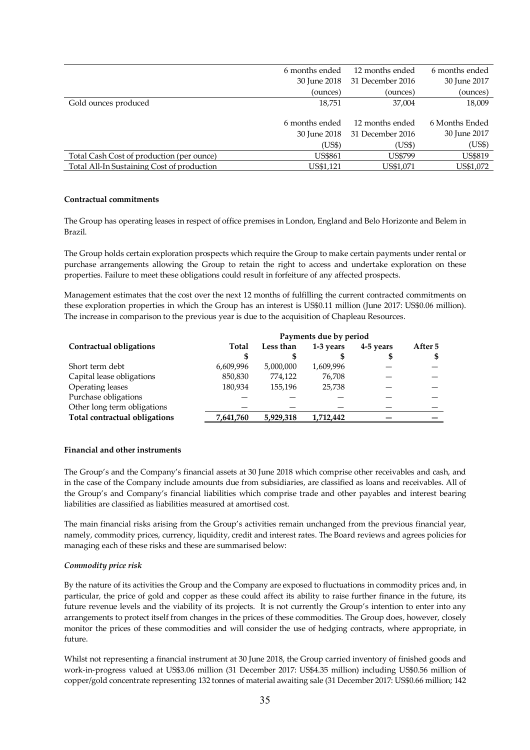| | 6 months ended 30 June 2018 (ounces) | 12 months ended 31 December 2016 (ounces) | 6 months ended 30 June 2017 (ounces) |
|---|---|---|---|
| Gold ounces produced | 18,751 | 37,004 | 18,009 |

| | 6 months ended 30 June 2018 (US$) | 12 months ended 31 December 2016 (US$) | 6 Months Ended 30 June 2017 (US$) |
|---|---|---|---|
| Total Cash Cost of production (per ounce) | US$861 | US$799 | US$819 |
| Total All-In Sustaining Cost of production | US$1,121 | US$1,071 | US$1,072 |

**Contractual commitments**

The Group has operating leases in respect of office premises in London, England and Belo Horizonte and Belem in Brazil.

The Group holds certain exploration prospects which require the Group to make certain payments under rental or purchase arrangements allowing the Group to retain the right to access and undertake exploration on these properties. Failure to meet these obligations could result in forfeiture of any affected prospects.

Management estimates that the cost over the next 12 months of fulfilling the current contracted commitments on these exploration properties in which the Group has an interest is US$0.11 million (June 2017: US$0.06 million). The increase in comparison to the previous year is due to the acquisition of Chapleau Resources.

| | Payments due by period | | | | |
|---|---|---|---|---|---|
| **Contractual obligations** | **Total** $ | **Less than** $ | **1-3 years** $ | **4-5 years** $ | **After 5** $ |
| Short term debt | 6,609,996 | 5,000,000 | 1,609,996 | — | — |
| Capital lease obligations | 850,830 | 774,122 | 76,708 | — | — |
| Operating leases | 180,934 | 155,196 | 25,738 | — | — |
| Purchase obligations | — | — | — | — | — |
| Other long term obligations | — | — | — | — | — |
| **Total contractual obligations** | **7,641,760** | **5,929,318** | **1,712,442** | **—** | **—** |

**Financial and other instruments**

The Group's and the Company's financial assets at 30 June 2018 which comprise other receivables and cash, and in the case of the Company include amounts due from subsidiaries, are classified as loans and receivables. All of the Group's and Company's financial liabilities which comprise trade and other payables and interest bearing liabilities are classified as liabilities measured at amortised cost.

The main financial risks arising from the Group's activities remain unchanged from the previous financial year, namely, commodity prices, currency, liquidity, credit and interest rates. The Board reviews and agrees policies for managing each of these risks and these are summarised below:

***Commodity price risk***

By the nature of its activities the Group and the Company are exposed to fluctuations in commodity prices and, in particular, the price of gold and copper as these could affect its ability to raise further finance in the future, its future revenue levels and the viability of its projects. It is not currently the Group's intention to enter into any arrangements to protect itself from changes in the prices of these commodities. The Group does, however, closely monitor the prices of these commodities and will consider the use of hedging contracts, where appropriate, in future.

Whilst not representing a financial instrument at 30 June 2018, the Group carried inventory of finished goods and work-in-progress valued at US$3.06 million (31 December 2017: US$4.35 million) including US$0.56 million of copper/gold concentrate representing 132 tonnes of material awaiting sale (31 December 2017: US$0.66 million; 142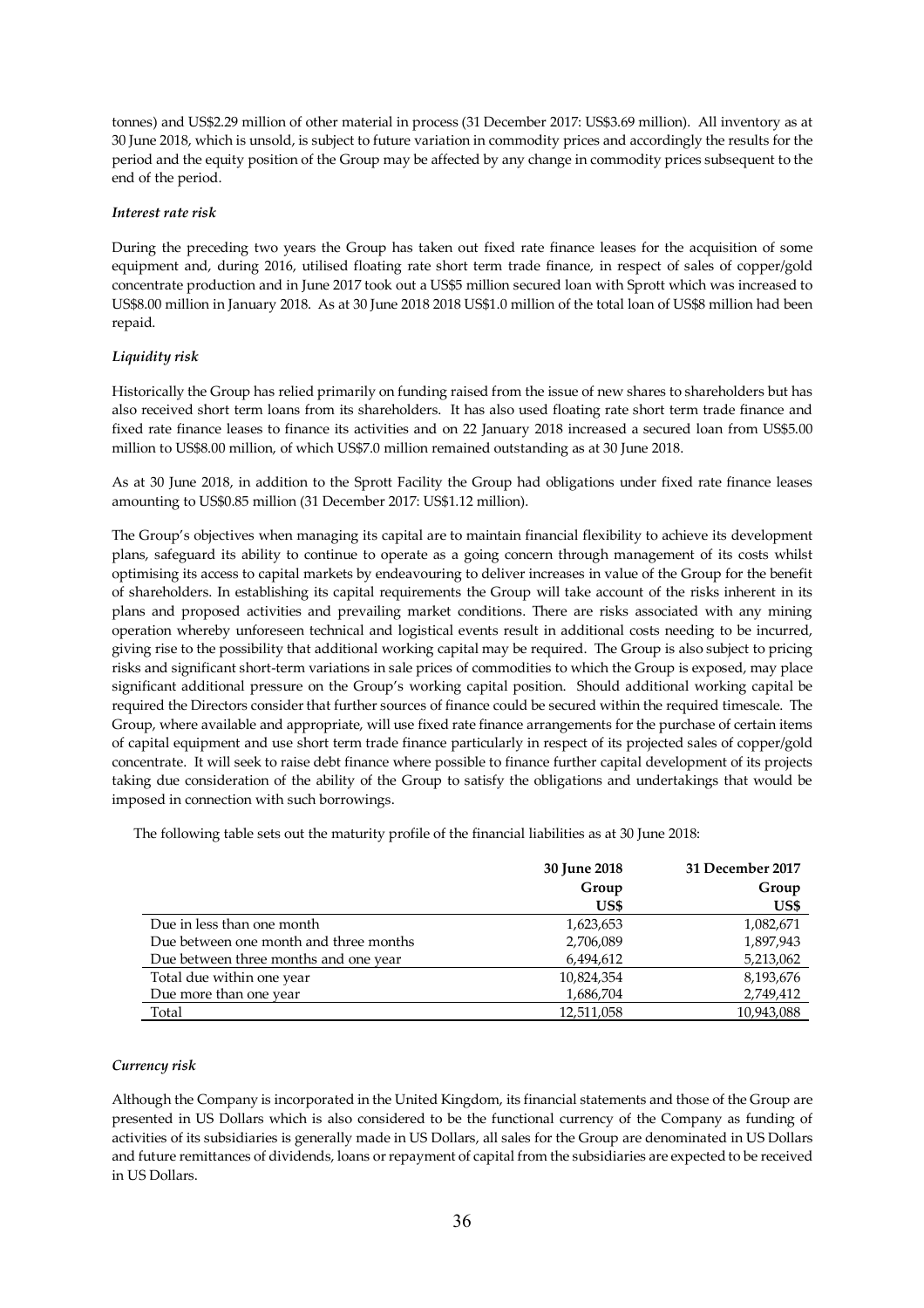tonnes) and US$2.29 million of other material in process (31 December 2017: US$3.69 million). All inventory as at 30 June 2018, which is unsold, is subject to future variation in commodity prices and accordingly the results for the period and the equity position of the Group may be affected by any change in commodity prices subsequent to the end of the period.

*Interest rate risk*

During the preceding two years the Group has taken out fixed rate finance leases for the acquisition of some equipment and, during 2016, utilised floating rate short term trade finance, in respect of sales of copper/gold concentrate production and in June 2017 took out a US$5 million secured loan with Sprott which was increased to US$8.00 million in January 2018. As at 30 June 2018 2018 US$1.0 million of the total loan of US$8 million had been repaid.

*Liquidity risk*

Historically the Group has relied primarily on funding raised from the issue of new shares to shareholders but has also received short term loans from its shareholders. It has also used floating rate short term trade finance and fixed rate finance leases to finance its activities and on 22 January 2018 increased a secured loan from US$5.00 million to US$8.00 million, of which US$7.0 million remained outstanding as at 30 June 2018.

As at 30 June 2018, in addition to the Sprott Facility the Group had obligations under fixed rate finance leases amounting to US$0.85 million (31 December 2017: US$1.12 million).

The Group's objectives when managing its capital are to maintain financial flexibility to achieve its development plans, safeguard its ability to continue to operate as a going concern through management of its costs whilst optimising its access to capital markets by endeavouring to deliver increases in value of the Group for the benefit of shareholders. In establishing its capital requirements the Group will take account of the risks inherent in its plans and proposed activities and prevailing market conditions. There are risks associated with any mining operation whereby unforeseen technical and logistical events result in additional costs needing to be incurred, giving rise to the possibility that additional working capital may be required. The Group is also subject to pricing risks and significant short-term variations in sale prices of commodities to which the Group is exposed, may place significant additional pressure on the Group's working capital position. Should additional working capital be required the Directors consider that further sources of finance could be secured within the required timescale. The Group, where available and appropriate, will use fixed rate finance arrangements for the purchase of certain items of capital equipment and use short term trade finance particularly in respect of its projected sales of copper/gold concentrate. It will seek to raise debt finance where possible to finance further capital development of its projects taking due consideration of the ability of the Group to satisfy the obligations and undertakings that would be imposed in connection with such borrowings.

The following table sets out the maturity profile of the financial liabilities as at 30 June 2018:

| | **30 June 2018** | **31 December 2017** |
|---|---|---|
| | **Group** | **Group** |
| | **US$** | **US$** |
| Due in less than one month | 1,623,653 | 1,082,671 |
| Due between one month and three months | 2,706,089 | 1,897,943 |
| Due between three months and one year | 6,494,612 | 5,213,062 |
| Total due within one year | 10,824,354 | 8,193,676 |
| Due more than one year | 1,686,704 | 2,749,412 |
| Total | 12,511,058 | 10,943,088 |

*Currency risk*

Although the Company is incorporated in the United Kingdom, its financial statements and those of the Group are presented in US Dollars which is also considered to be the functional currency of the Company as funding of activities of its subsidiaries is generally made in US Dollars, all sales for the Group are denominated in US Dollars and future remittances of dividends, loans or repayment of capital from the subsidiaries are expected to be received in US Dollars.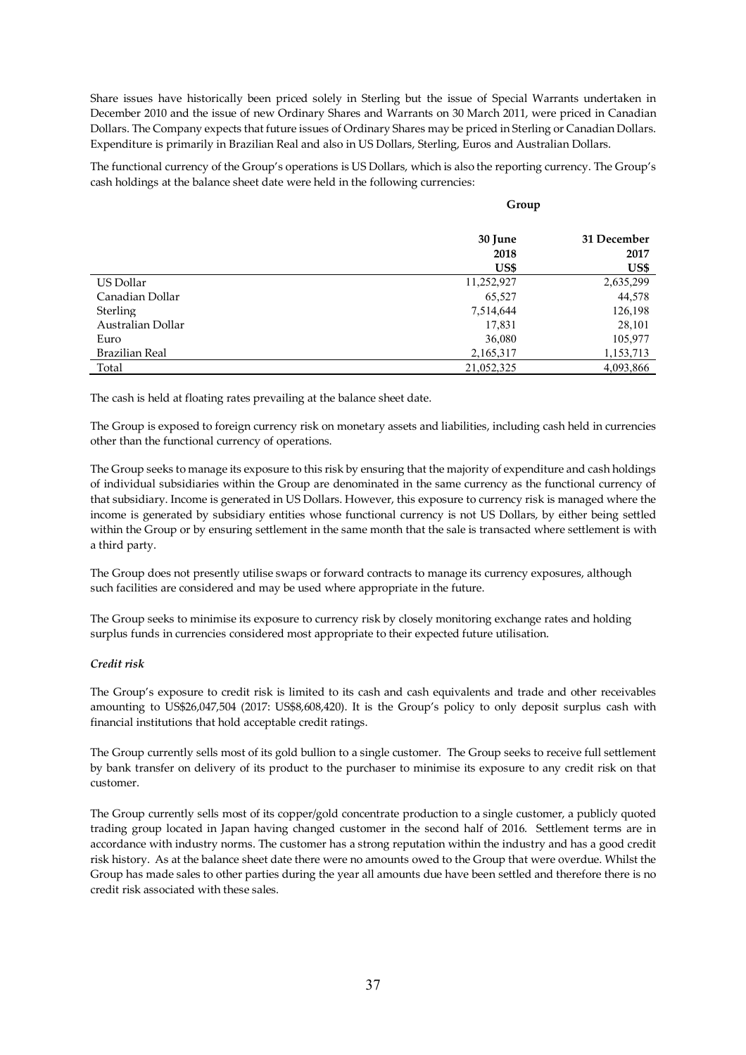Share issues have historically been priced solely in Sterling but the issue of Special Warrants undertaken in December 2010 and the issue of new Ordinary Shares and Warrants on 30 March 2011, were priced in Canadian Dollars. The Company expects that future issues of Ordinary Shares may be priced in Sterling or Canadian Dollars. Expenditure is primarily in Brazilian Real and also in US Dollars, Sterling, Euros and Australian Dollars.

The functional currency of the Group's operations is US Dollars, which is also the reporting currency. The Group's cash holdings at the balance sheet date were held in the following currencies:

| | **Group** | |
|---|---|---|
| | **30 June 2018 US$** | **31 December 2017 US$** |
| US Dollar | 11,252,927 | 2,635,299 |
| Canadian Dollar | 65,527 | 44,578 |
| Sterling | 7,514,644 | 126,198 |
| Australian Dollar | 17,831 | 28,101 |
| Euro | 36,080 | 105,977 |
| Brazilian Real | 2,165,317 | 1,153,713 |
| Total | 21,052,325 | 4,093,866 |

The cash is held at floating rates prevailing at the balance sheet date.

The Group is exposed to foreign currency risk on monetary assets and liabilities, including cash held in currencies other than the functional currency of operations.

The Group seeks to manage its exposure to this risk by ensuring that the majority of expenditure and cash holdings of individual subsidiaries within the Group are denominated in the same currency as the functional currency of that subsidiary. Income is generated in US Dollars. However, this exposure to currency risk is managed where the income is generated by subsidiary entities whose functional currency is not US Dollars, by either being settled within the Group or by ensuring settlement in the same month that the sale is transacted where settlement is with a third party.

The Group does not presently utilise swaps or forward contracts to manage its currency exposures, although such facilities are considered and may be used where appropriate in the future.

The Group seeks to minimise its exposure to currency risk by closely monitoring exchange rates and holding surplus funds in currencies considered most appropriate to their expected future utilisation.

***Credit risk***

The Group's exposure to credit risk is limited to its cash and cash equivalents and trade and other receivables amounting to US$26,047,504 (2017: US$8,608,420). It is the Group's policy to only deposit surplus cash with financial institutions that hold acceptable credit ratings.

The Group currently sells most of its gold bullion to a single customer. The Group seeks to receive full settlement by bank transfer on delivery of its product to the purchaser to minimise its exposure to any credit risk on that customer.

The Group currently sells most of its copper/gold concentrate production to a single customer, a publicly quoted trading group located in Japan having changed customer in the second half of 2016. Settlement terms are in accordance with industry norms. The customer has a strong reputation within the industry and has a good credit risk history. As at the balance sheet date there were no amounts owed to the Group that were overdue. Whilst the Group has made sales to other parties during the year all amounts due have been settled and therefore there is no credit risk associated with these sales.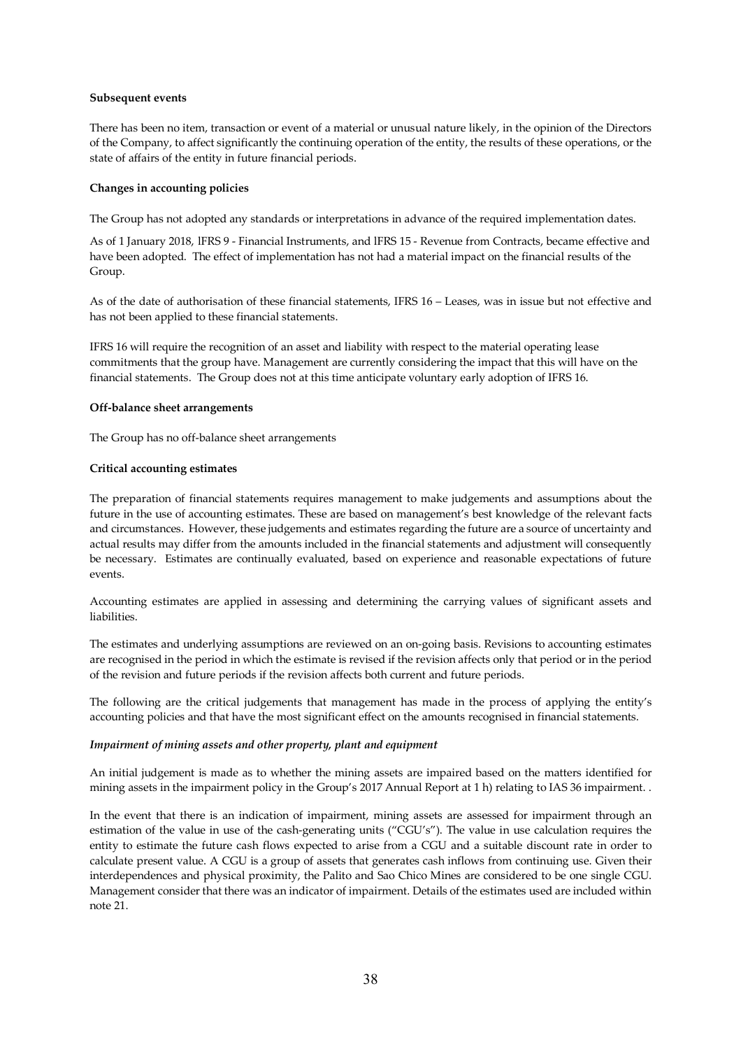**Subsequent events**

There has been no item, transaction or event of a material or unusual nature likely, in the opinion of the Directors of the Company, to affect significantly the continuing operation of the entity, the results of these operations, or the state of affairs of the entity in future financial periods.

**Changes in accounting policies**

The Group has not adopted any standards or interpretations in advance of the required implementation dates.

As of 1 January 2018, IFRS 9 - Financial Instruments, and IFRS 15 - Revenue from Contracts, became effective and have been adopted. The effect of implementation has not had a material impact on the financial results of the Group.

As of the date of authorisation of these financial statements, IFRS 16 – Leases, was in issue but not effective and has not been applied to these financial statements.

IFRS 16 will require the recognition of an asset and liability with respect to the material operating lease commitments that the group have. Management are currently considering the impact that this will have on the financial statements. The Group does not at this time anticipate voluntary early adoption of IFRS 16.

**Off-balance sheet arrangements**

The Group has no off-balance sheet arrangements

**Critical accounting estimates**

The preparation of financial statements requires management to make judgements and assumptions about the future in the use of accounting estimates. These are based on management's best knowledge of the relevant facts and circumstances. However, these judgements and estimates regarding the future are a source of uncertainty and actual results may differ from the amounts included in the financial statements and adjustment will consequently be necessary. Estimates are continually evaluated, based on experience and reasonable expectations of future events.

Accounting estimates are applied in assessing and determining the carrying values of significant assets and liabilities.

The estimates and underlying assumptions are reviewed on an on-going basis. Revisions to accounting estimates are recognised in the period in which the estimate is revised if the revision affects only that period or in the period of the revision and future periods if the revision affects both current and future periods.

The following are the critical judgements that management has made in the process of applying the entity's accounting policies and that have the most significant effect on the amounts recognised in financial statements.

***Impairment of mining assets and other property, plant and equipment***

An initial judgement is made as to whether the mining assets are impaired based on the matters identified for mining assets in the impairment policy in the Group's 2017 Annual Report at 1 h) relating to IAS 36 impairment. .

In the event that there is an indication of impairment, mining assets are assessed for impairment through an estimation of the value in use of the cash-generating units ("CGU's"). The value in use calculation requires the entity to estimate the future cash flows expected to arise from a CGU and a suitable discount rate in order to calculate present value. A CGU is a group of assets that generates cash inflows from continuing use. Given their interdependences and physical proximity, the Palito and Sao Chico Mines are considered to be one single CGU. Management consider that there was an indicator of impairment. Details of the estimates used are included within note 21.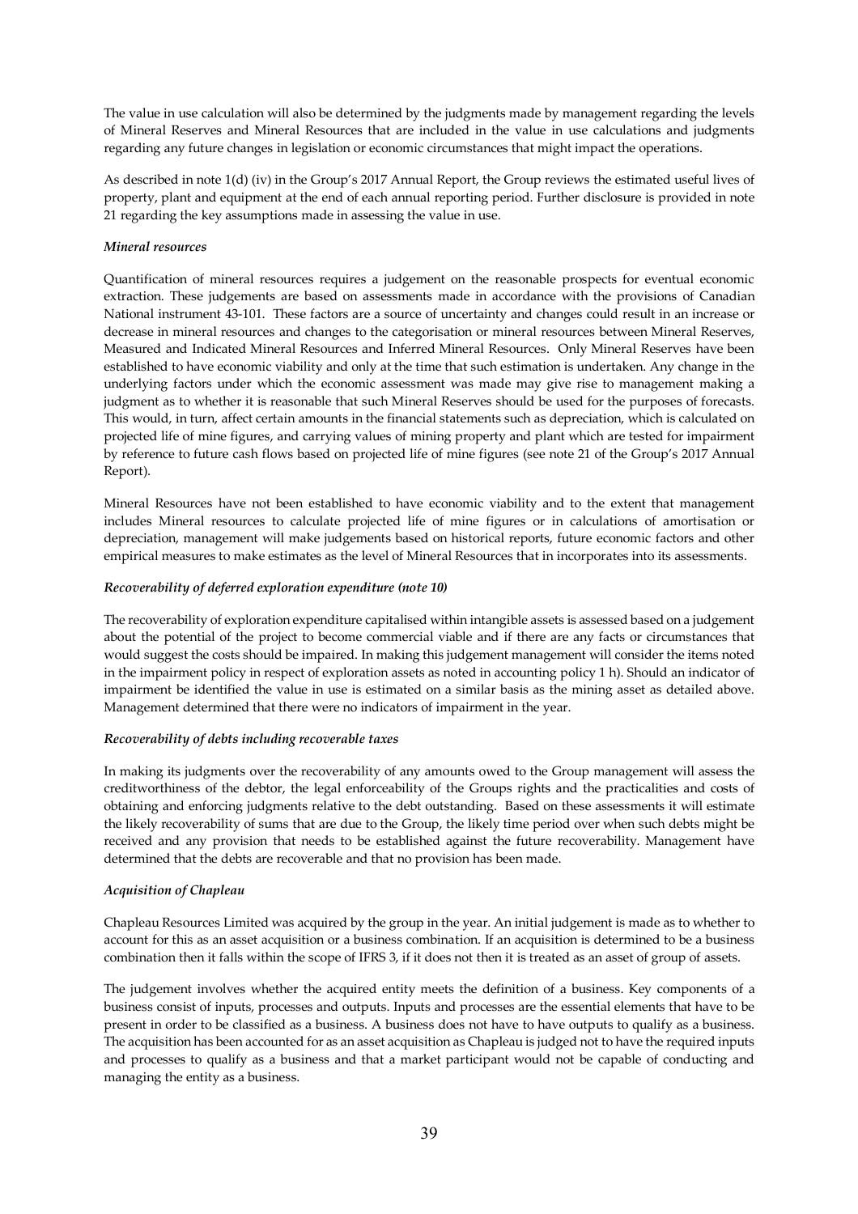The value in use calculation will also be determined by the judgments made by management regarding the levels of Mineral Reserves and Mineral Resources that are included in the value in use calculations and judgments regarding any future changes in legislation or economic circumstances that might impact the operations.

As described in note 1(d) (iv) in the Group's 2017 Annual Report, the Group reviews the estimated useful lives of property, plant and equipment at the end of each annual reporting period. Further disclosure is provided in note 21 regarding the key assumptions made in assessing the value in use.

*Mineral resources*

Quantification of mineral resources requires a judgement on the reasonable prospects for eventual economic extraction. These judgements are based on assessments made in accordance with the provisions of Canadian National instrument 43-101. These factors are a source of uncertainty and changes could result in an increase or decrease in mineral resources and changes to the categorisation or mineral resources between Mineral Reserves, Measured and Indicated Mineral Resources and Inferred Mineral Resources. Only Mineral Reserves have been established to have economic viability and only at the time that such estimation is undertaken. Any change in the underlying factors under which the economic assessment was made may give rise to management making a judgment as to whether it is reasonable that such Mineral Reserves should be used for the purposes of forecasts. This would, in turn, affect certain amounts in the financial statements such as depreciation, which is calculated on projected life of mine figures, and carrying values of mining property and plant which are tested for impairment by reference to future cash flows based on projected life of mine figures (see note 21 of the Group's 2017 Annual Report).

Mineral Resources have not been established to have economic viability and to the extent that management includes Mineral resources to calculate projected life of mine figures or in calculations of amortisation or depreciation, management will make judgements based on historical reports, future economic factors and other empirical measures to make estimates as the level of Mineral Resources that in incorporates into its assessments.

*Recoverability of deferred exploration expenditure (note 10)*

The recoverability of exploration expenditure capitalised within intangible assets is assessed based on a judgement about the potential of the project to become commercial viable and if there are any facts or circumstances that would suggest the costs should be impaired. In making this judgement management will consider the items noted in the impairment policy in respect of exploration assets as noted in accounting policy 1 h). Should an indicator of impairment be identified the value in use is estimated on a similar basis as the mining asset as detailed above. Management determined that there were no indicators of impairment in the year.

*Recoverability of debts including recoverable taxes*

In making its judgments over the recoverability of any amounts owed to the Group management will assess the creditworthiness of the debtor, the legal enforceability of the Groups rights and the practicalities and costs of obtaining and enforcing judgments relative to the debt outstanding. Based on these assessments it will estimate the likely recoverability of sums that are due to the Group, the likely time period over when such debts might be received and any provision that needs to be established against the future recoverability. Management have determined that the debts are recoverable and that no provision has been made.

*Acquisition of Chapleau*

Chapleau Resources Limited was acquired by the group in the year. An initial judgement is made as to whether to account for this as an asset acquisition or a business combination. If an acquisition is determined to be a business combination then it falls within the scope of IFRS 3, if it does not then it is treated as an asset of group of assets.

The judgement involves whether the acquired entity meets the definition of a business. Key components of a business consist of inputs, processes and outputs. Inputs and processes are the essential elements that have to be present in order to be classified as a business. A business does not have to have outputs to qualify as a business. The acquisition has been accounted for as an asset acquisition as Chapleau is judged not to have the required inputs and processes to qualify as a business and that a market participant would not be capable of conducting and managing the entity as a business.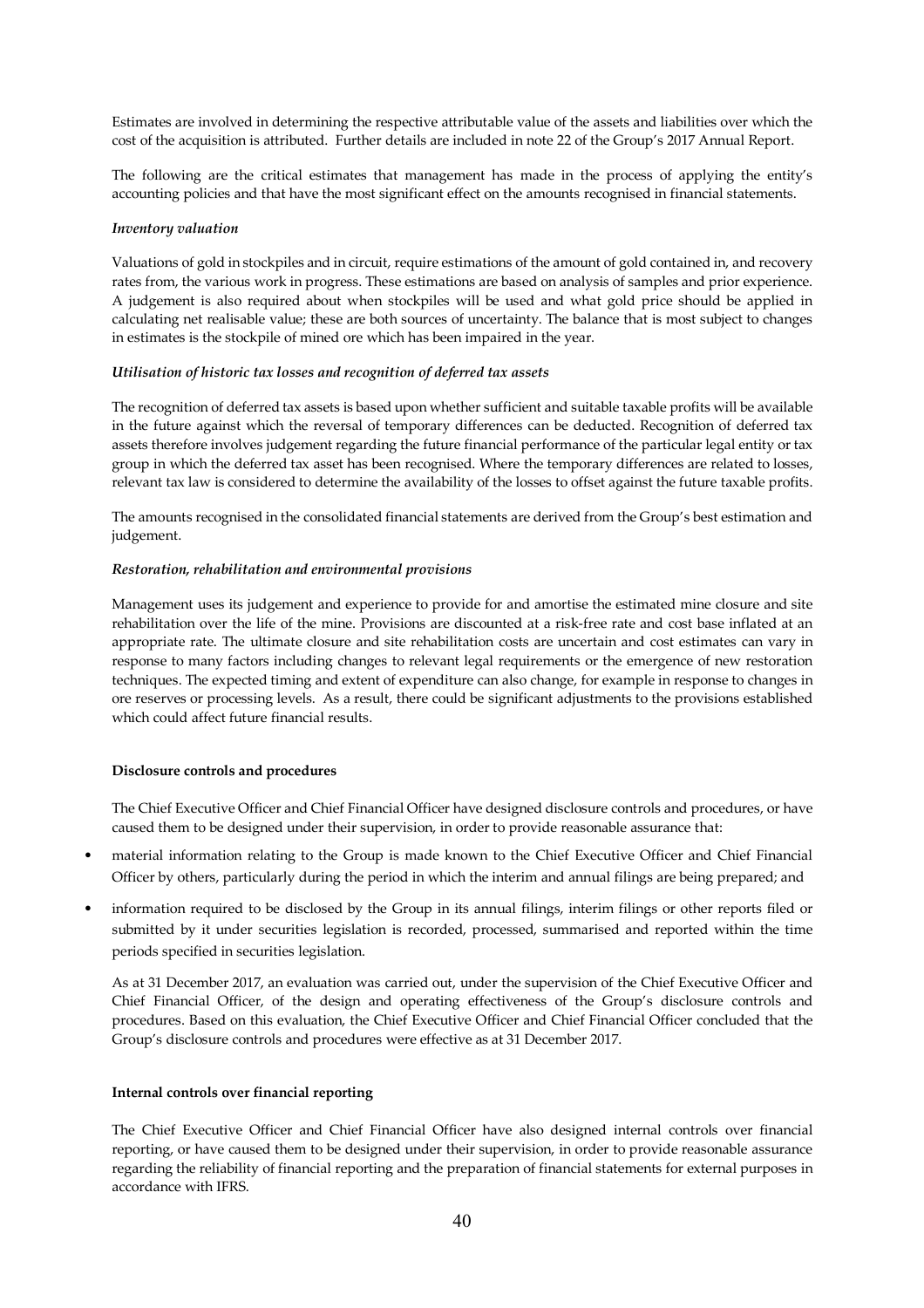Estimates are involved in determining the respective attributable value of the assets and liabilities over which the cost of the acquisition is attributed. Further details are included in note 22 of the Group's 2017 Annual Report.

The following are the critical estimates that management has made in the process of applying the entity's accounting policies and that have the most significant effect on the amounts recognised in financial statements.

*Inventory valuation*

Valuations of gold in stockpiles and in circuit, require estimations of the amount of gold contained in, and recovery rates from, the various work in progress. These estimations are based on analysis of samples and prior experience. A judgement is also required about when stockpiles will be used and what gold price should be applied in calculating net realisable value; these are both sources of uncertainty. The balance that is most subject to changes in estimates is the stockpile of mined ore which has been impaired in the year.

*Utilisation of historic tax losses and recognition of deferred tax assets*

The recognition of deferred tax assets is based upon whether sufficient and suitable taxable profits will be available in the future against which the reversal of temporary differences can be deducted. Recognition of deferred tax assets therefore involves judgement regarding the future financial performance of the particular legal entity or tax group in which the deferred tax asset has been recognised. Where the temporary differences are related to losses, relevant tax law is considered to determine the availability of the losses to offset against the future taxable profits.

The amounts recognised in the consolidated financial statements are derived from the Group's best estimation and judgement.

*Restoration, rehabilitation and environmental provisions*

Management uses its judgement and experience to provide for and amortise the estimated mine closure and site rehabilitation over the life of the mine. Provisions are discounted at a risk-free rate and cost base inflated at an appropriate rate. The ultimate closure and site rehabilitation costs are uncertain and cost estimates can vary in response to many factors including changes to relevant legal requirements or the emergence of new restoration techniques. The expected timing and extent of expenditure can also change, for example in response to changes in ore reserves or processing levels. As a result, there could be significant adjustments to the provisions established which could affect future financial results.

**Disclosure controls and procedures**

The Chief Executive Officer and Chief Financial Officer have designed disclosure controls and procedures, or have caused them to be designed under their supervision, in order to provide reasonable assurance that:

- material information relating to the Group is made known to the Chief Executive Officer and Chief Financial Officer by others, particularly during the period in which the interim and annual filings are being prepared; and
- information required to be disclosed by the Group in its annual filings, interim filings or other reports filed or submitted by it under securities legislation is recorded, processed, summarised and reported within the time periods specified in securities legislation.

As at 31 December 2017, an evaluation was carried out, under the supervision of the Chief Executive Officer and Chief Financial Officer, of the design and operating effectiveness of the Group's disclosure controls and procedures. Based on this evaluation, the Chief Executive Officer and Chief Financial Officer concluded that the Group's disclosure controls and procedures were effective as at 31 December 2017.

**Internal controls over financial reporting**

The Chief Executive Officer and Chief Financial Officer have also designed internal controls over financial reporting, or have caused them to be designed under their supervision, in order to provide reasonable assurance regarding the reliability of financial reporting and the preparation of financial statements for external purposes in accordance with IFRS.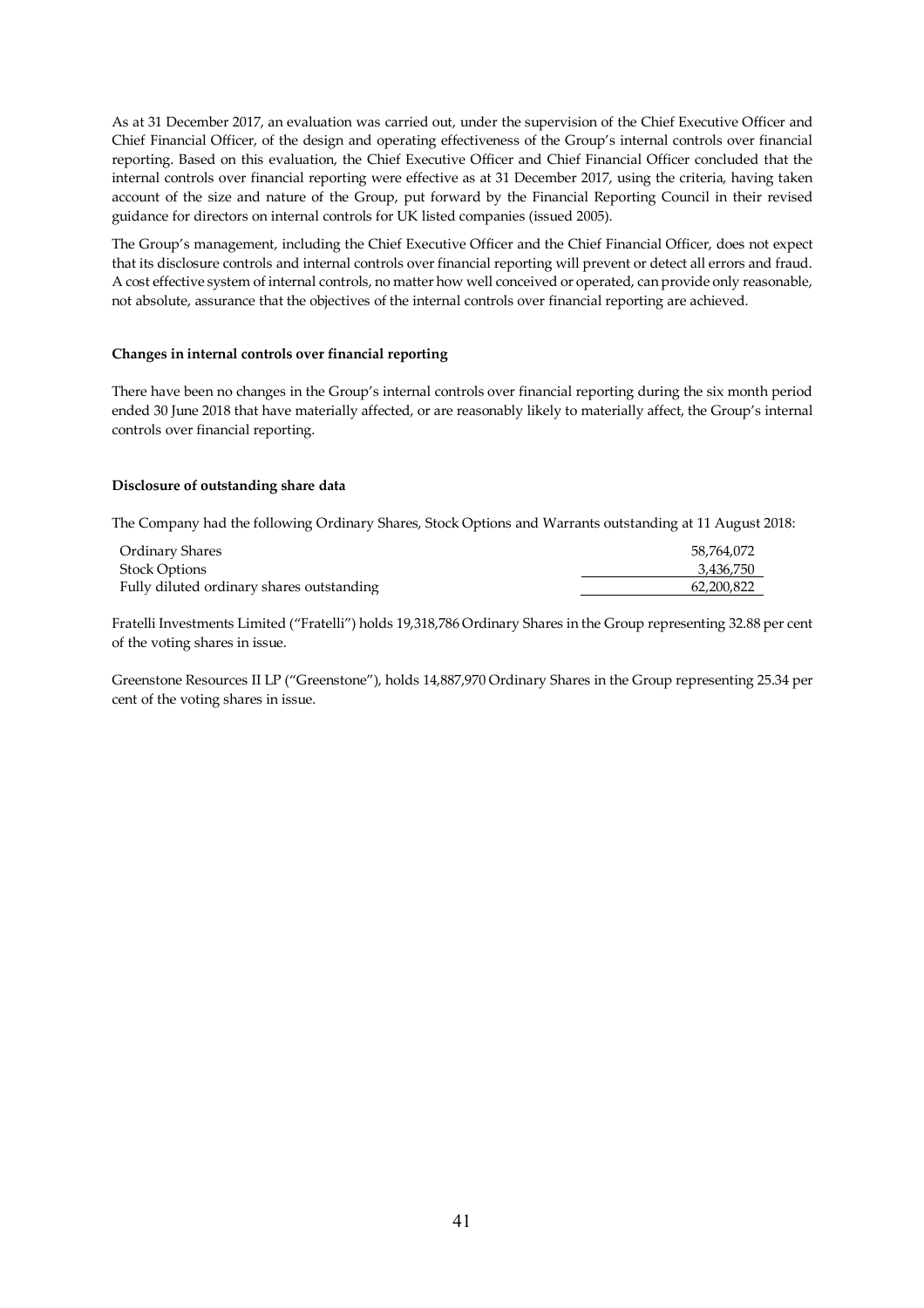As at 31 December 2017, an evaluation was carried out, under the supervision of the Chief Executive Officer and Chief Financial Officer, of the design and operating effectiveness of the Group's internal controls over financial reporting. Based on this evaluation, the Chief Executive Officer and Chief Financial Officer concluded that the internal controls over financial reporting were effective as at 31 December 2017, using the criteria, having taken account of the size and nature of the Group, put forward by the Financial Reporting Council in their revised guidance for directors on internal controls for UK listed companies (issued 2005).

The Group's management, including the Chief Executive Officer and the Chief Financial Officer, does not expect that its disclosure controls and internal controls over financial reporting will prevent or detect all errors and fraud. A cost effective system of internal controls, no matter how well conceived or operated, can provide only reasonable, not absolute, assurance that the objectives of the internal controls over financial reporting are achieved.

**Changes in internal controls over financial reporting**

There have been no changes in the Group's internal controls over financial reporting during the six month period ended 30 June 2018 that have materially affected, or are reasonably likely to materially affect, the Group's internal controls over financial reporting.

**Disclosure of outstanding share data**

The Company had the following Ordinary Shares, Stock Options and Warrants outstanding at 11 August 2018:

| | |
|---|---|
| Ordinary Shares | 58,764,072 |
| Stock Options | 3,436,750 |
| Fully diluted ordinary shares outstanding | 62,200,822 |

Fratelli Investments Limited ("Fratelli") holds 19,318,786 Ordinary Shares in the Group representing 32.88 per cent of the voting shares in issue.

Greenstone Resources II LP ("Greenstone"), holds 14,887,970 Ordinary Shares in the Group representing 25.34 per cent of the voting shares in issue.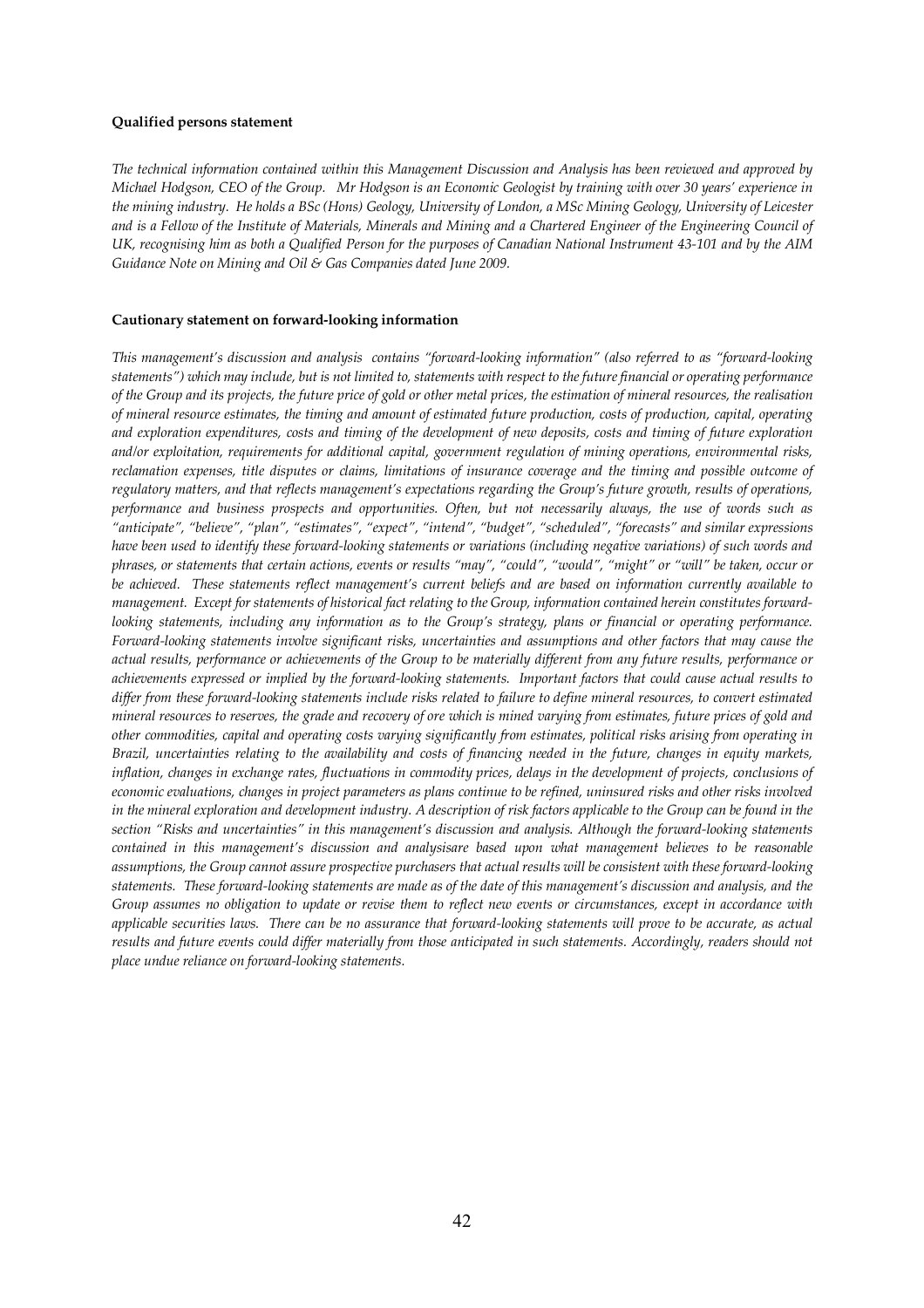**Qualified persons statement**

*The technical information contained within this Management Discussion and Analysis has been reviewed and approved by Michael Hodgson, CEO of the Group. Mr Hodgson is an Economic Geologist by training with over 30 years' experience in the mining industry. He holds a BSc (Hons) Geology, University of London, a MSc Mining Geology, University of Leicester and is a Fellow of the Institute of Materials, Minerals and Mining and a Chartered Engineer of the Engineering Council of UK, recognising him as both a Qualified Person for the purposes of Canadian National Instrument 43-101 and by the AIM Guidance Note on Mining and Oil & Gas Companies dated June 2009.*

**Cautionary statement on forward-looking information**

*This management's discussion and analysis contains "forward-looking information" (also referred to as "forward-looking statements") which may include, but is not limited to, statements with respect to the future financial or operating performance of the Group and its projects, the future price of gold or other metal prices, the estimation of mineral resources, the realisation of mineral resource estimates, the timing and amount of estimated future production, costs of production, capital, operating and exploration expenditures, costs and timing of the development of new deposits, costs and timing of future exploration and/or exploitation, requirements for additional capital, government regulation of mining operations, environmental risks, reclamation expenses, title disputes or claims, limitations of insurance coverage and the timing and possible outcome of regulatory matters, and that reflects management's expectations regarding the Group's future growth, results of operations, performance and business prospects and opportunities. Often, but not necessarily always, the use of words such as "anticipate", "believe", "plan", "estimates", "expect", "intend", "budget", "scheduled", "forecasts" and similar expressions have been used to identify these forward-looking statements or variations (including negative variations) of such words and phrases, or statements that certain actions, events or results "may", "could", "would", "might" or "will" be taken, occur or be achieved. These statements reflect management's current beliefs and are based on information currently available to management. Except for statements of historical fact relating to the Group, information contained herein constitutes forward-looking statements, including any information as to the Group's strategy, plans or financial or operating performance. Forward-looking statements involve significant risks, uncertainties and assumptions and other factors that may cause the actual results, performance or achievements of the Group to be materially different from any future results, performance or achievements expressed or implied by the forward-looking statements. Important factors that could cause actual results to differ from these forward-looking statements include risks related to failure to define mineral resources, to convert estimated mineral resources to reserves, the grade and recovery of ore which is mined varying from estimates, future prices of gold and other commodities, capital and operating costs varying significantly from estimates, political risks arising from operating in Brazil, uncertainties relating to the availability and costs of financing needed in the future, changes in equity markets, inflation, changes in exchange rates, fluctuations in commodity prices, delays in the development of projects, conclusions of economic evaluations, changes in project parameters as plans continue to be refined, uninsured risks and other risks involved in the mineral exploration and development industry. A description of risk factors applicable to the Group can be found in the section "Risks and uncertainties" in this management's discussion and analysis. Although the forward-looking statements contained in this management's discussion and analysisare based upon what management believes to be reasonable assumptions, the Group cannot assure prospective purchasers that actual results will be consistent with these forward-looking statements. These forward-looking statements are made as of the date of this management's discussion and analysis, and the Group assumes no obligation to update or revise them to reflect new events or circumstances, except in accordance with applicable securities laws. There can be no assurance that forward-looking statements will prove to be accurate, as actual results and future events could differ materially from those anticipated in such statements. Accordingly, readers should not place undue reliance on forward-looking statements.*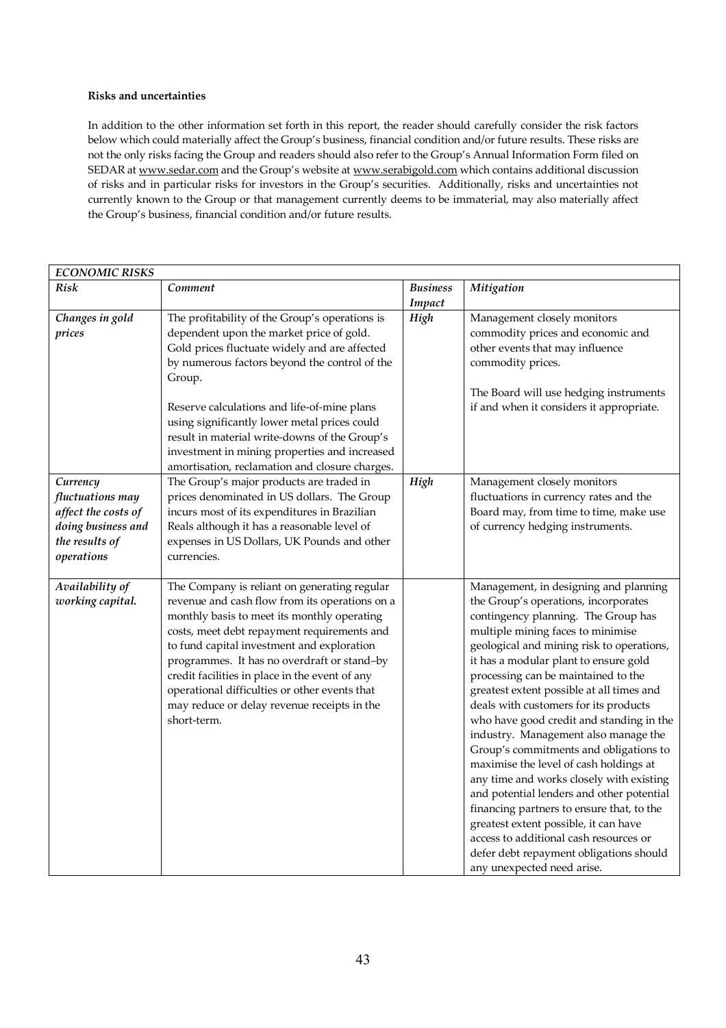**Risks and uncertainties**

In addition to the other information set forth in this report, the reader should carefully consider the risk factors below which could materially affect the Group's business, financial condition and/or future results. These risks are not the only risks facing the Group and readers should also refer to the Group's Annual Information Form filed on SEDAR at www.sedar.com and the Group's website at www.serabigold.com which contains additional discussion of risks and in particular risks for investors in the Group's securities. Additionally, risks and uncertainties not currently known to the Group or that management currently deems to be immaterial, may also materially affect the Group's business, financial condition and/or future results.

| *ECONOMIC RISKS* | | | |
|---|---|---|---|
| ***Risk*** | ***Comment*** | ***Business Impact*** | ***Mitigation*** |
| ***Changes in gold prices*** | The profitability of the Group's operations is dependent upon the market price of gold. Gold prices fluctuate widely and are affected by numerous factors beyond the control of the Group.<br><br>Reserve calculations and life-of-mine plans using significantly lower metal prices could result in material write-downs of the Group's investment in mining properties and increased amortisation, reclamation and closure charges. | ***High*** | Management closely monitors commodity prices and economic and other events that may influence commodity prices.<br><br>The Board will use hedging instruments if and when it considers it appropriate. |
| ***Currency fluctuations may affect the costs of doing business and the results of operations*** | The Group's major products are traded in prices denominated in US dollars. The Group incurs most of its expenditures in Brazilian Reals although it has a reasonable level of expenses in US Dollars, UK Pounds and other currencies. | ***High*** | Management closely monitors fluctuations in currency rates and the Board may, from time to time, make use of currency hedging instruments. |
| ***Availability of working capital.*** | The Company is reliant on generating regular revenue and cash flow from its operations on a monthly basis to meet its monthly operating costs, meet debt repayment requirements and to fund capital investment and exploration programmes. It has no overdraft or stand–by credit facilities in place in the event of any operational difficulties or other events that may reduce or delay revenue receipts in the short-term. | | Management, in designing and planning the Group's operations, incorporates contingency planning. The Group has multiple mining faces to minimise geological and mining risk to operations, it has a modular plant to ensure gold processing can be maintained to the greatest extent possible at all times and deals with customers for its products who have good credit and standing in the industry. Management also manage the Group's commitments and obligations to maximise the level of cash holdings at any time and works closely with existing and potential lenders and other potential financing partners to ensure that, to the greatest extent possible, it can have access to additional cash resources or defer debt repayment obligations should any unexpected need arise. |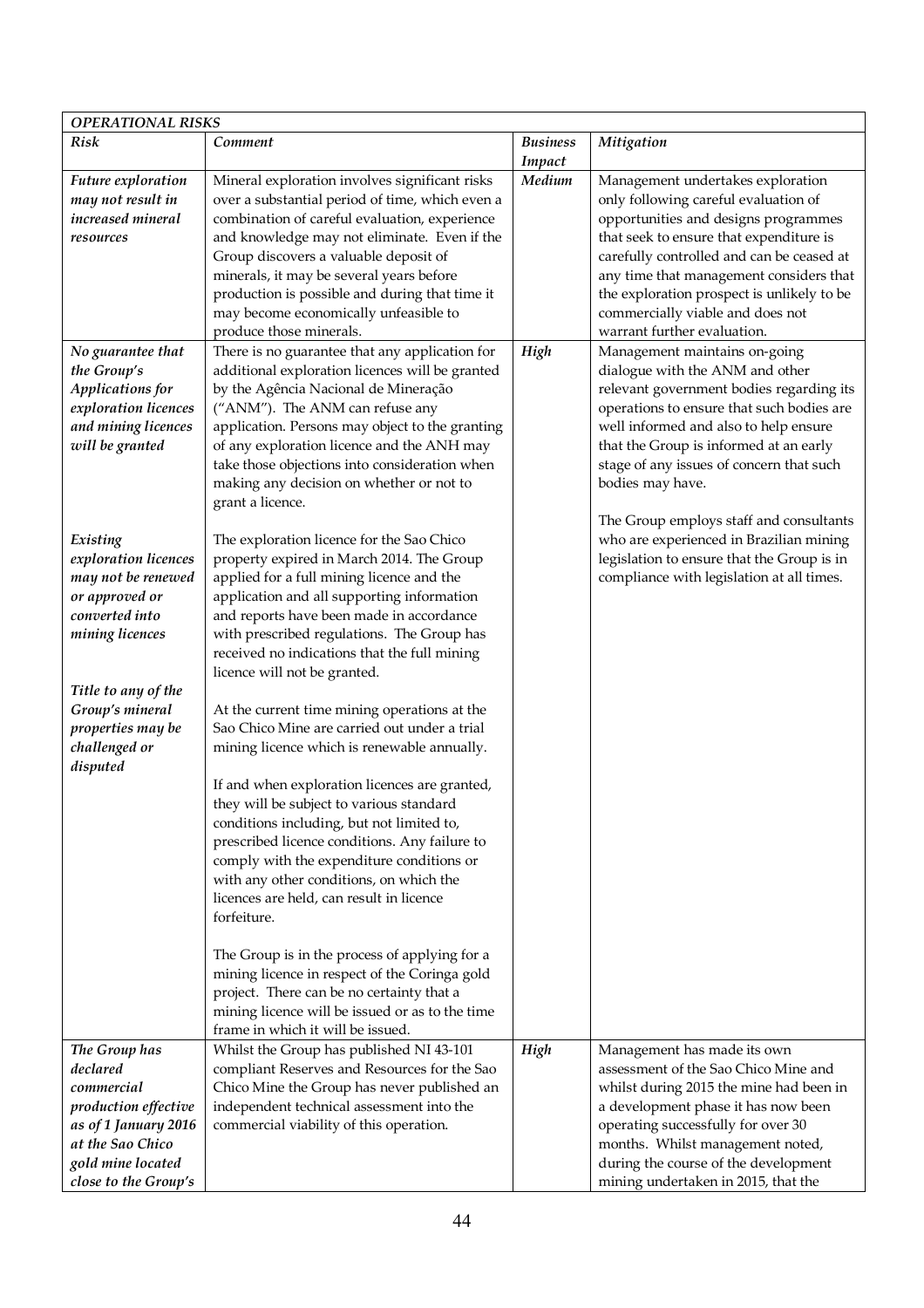| *OPERATIONAL RISKS* | | | |
|---|---|---|---|
| ***Risk*** | ***Comment*** | ***Business Impact*** | ***Mitigation*** |
| ***Future exploration may not result in increased mineral resources*** | Mineral exploration involves significant risks over a substantial period of time, which even a combination of careful evaluation, experience and knowledge may not eliminate. Even if the Group discovers a valuable deposit of minerals, it may be several years before production is possible and during that time it may become economically unfeasible to produce those minerals. | ***Medium*** | Management undertakes exploration only following careful evaluation of opportunities and designs programmes that seek to ensure that expenditure is carefully controlled and can be ceased at any time that management considers that the exploration prospect is unlikely to be commercially viable and does not warrant further evaluation. |
| ***No guarantee that the Group's Applications for exploration licences and mining licences will be granted***<br><br>***Existing exploration licences may not be renewed or approved or converted into mining licences***<br><br>***Title to any of the Group's mineral properties may be challenged or disputed*** | There is no guarantee that any application for additional exploration licences will be granted by the Agência Nacional de Mineração ("ANM"). The ANM can refuse any application. Persons may object to the granting of any exploration licence and the ANH may take those objections into consideration when making any decision on whether or not to grant a licence.<br><br>The exploration licence for the Sao Chico property expired in March 2014. The Group applied for a full mining licence and the application and all supporting information and reports have been made in accordance with prescribed regulations. The Group has received no indications that the full mining licence will not be granted.<br><br>At the current time mining operations at the Sao Chico Mine are carried out under a trial mining licence which is renewable annually.<br><br>If and when exploration licences are granted, they will be subject to various standard conditions including, but not limited to, prescribed licence conditions. Any failure to comply with the expenditure conditions or with any other conditions, on which the licences are held, can result in licence forfeiture.<br><br>The Group is in the process of applying for a mining licence in respect of the Coringa gold project. There can be no certainty that a mining licence will be issued or as to the time frame in which it will be issued. | ***High*** | Management maintains on-going dialogue with the ANM and other relevant government bodies regarding its operations to ensure that such bodies are well informed and also to help ensure that the Group is informed at an early stage of any issues of concern that such bodies may have.<br><br>The Group employs staff and consultants who are experienced in Brazilian mining legislation to ensure that the Group is in compliance with legislation at all times. |
| ***The Group has declared commercial production effective as of 1 January 2016 at the Sao Chico gold mine located close to the Group's*** | Whilst the Group has published NI 43-101 compliant Reserves and Resources for the Sao Chico Mine the Group has never published an independent technical assessment into the commercial viability of this operation. | ***High*** | Management has made its own assessment of the Sao Chico Mine and whilst during 2015 the mine had been in a development phase it has now been operating successfully for over 30 months. Whilst management noted, during the course of the development mining undertaken in 2015, that the |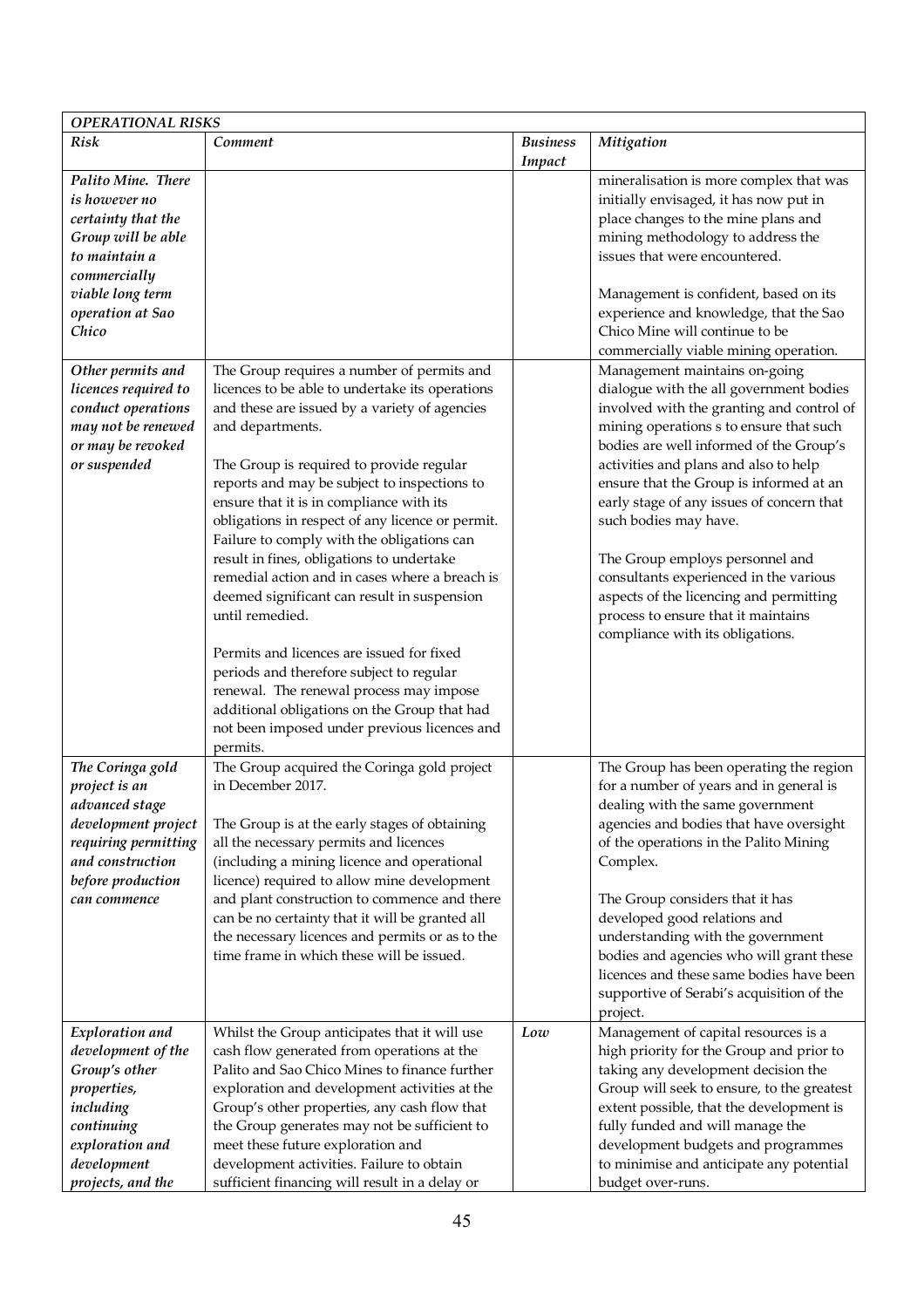| *OPERATIONAL RISKS* | | | |
|---|---|---|---|
| ***Risk*** | ***Comment*** | ***Business Impact*** | ***Mitigation*** |
| ***Palito Mine. There is however no certainty that the Group will be able to maintain a commercially viable long term operation at Sao Chico*** | | | mineralisation is more complex that was initially envisaged, it has now put in place changes to the mine plans and mining methodology to address the issues that were encountered.<br><br>Management is confident, based on its experience and knowledge, that the Sao Chico Mine will continue to be commercially viable mining operation. |
| ***Other permits and licences required to conduct operations may not be renewed or may be revoked or suspended*** | The Group requires a number of permits and licences to be able to undertake its operations and these are issued by a variety of agencies and departments.<br><br>The Group is required to provide regular reports and may be subject to inspections to ensure that it is in compliance with its obligations in respect of any licence or permit. Failure to comply with the obligations can result in fines, obligations to undertake remedial action and in cases where a breach is deemed significant can result in suspension until remedied.<br><br>Permits and licences are issued for fixed periods and therefore subject to regular renewal. The renewal process may impose additional obligations on the Group that had not been imposed under previous licences and permits. | | Management maintains on-going dialogue with the all government bodies involved with the granting and control of mining operations s to ensure that such bodies are well informed of the Group's activities and plans and also to help ensure that the Group is informed at an early stage of any issues of concern that such bodies may have.<br><br>The Group employs personnel and consultants experienced in the various aspects of the licencing and permitting process to ensure that it maintains compliance with its obligations. |
| ***The Coringa gold project is an advanced stage development project requiring permitting and construction before production can commence*** | The Group acquired the Coringa gold project in December 2017.<br><br>The Group is at the early stages of obtaining all the necessary permits and licences (including a mining licence and operational licence) required to allow mine development and plant construction to commence and there can be no certainty that it will be granted all the necessary licences and permits or as to the time frame in which these will be issued. | | The Group has been operating the region for a number of years and in general is dealing with the same government agencies and bodies that have oversight of the operations in the Palito Mining Complex.<br><br>The Group considers that it has developed good relations and understanding with the government bodies and agencies who will grant these licences and these same bodies have been supportive of Serabi's acquisition of the project. |
| ***Exploration and development of the Group's other properties, including continuing exploration and development projects, and the*** | Whilst the Group anticipates that it will use cash flow generated from operations at the Palito and Sao Chico Mines to finance further exploration and development activities at the Group's other properties, any cash flow that the Group generates may not be sufficient to meet these future exploration and development activities. Failure to obtain sufficient financing will result in a delay or | ***Low*** | Management of capital resources is a high priority for the Group and prior to taking any development decision the Group will seek to ensure, to the greatest extent possible, that the development is fully funded and will manage the development budgets and programmes to minimise and anticipate any potential budget over-runs. |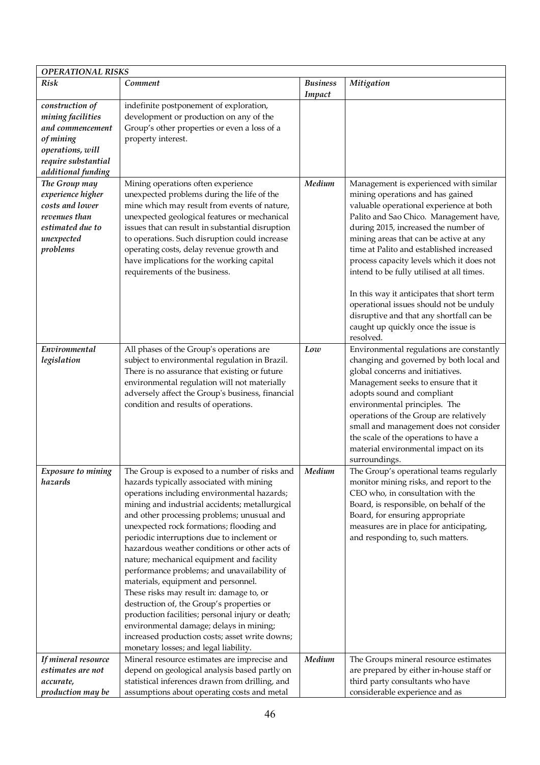| *OPERATIONAL RISKS* | | | |
|---|---|---|---|
| ***Risk*** | ***Comment*** | ***Business Impact*** | ***Mitigation*** |
| ***construction of mining facilities and commencement of mining operations, will require substantial additional funding*** | indefinite postponement of exploration, development or production on any of the Group's other properties or even a loss of a property interest. | | |
| ***The Group may experience higher costs and lower revenues than estimated due to unexpected problems*** | Mining operations often experience unexpected problems during the life of the mine which may result from events of nature, unexpected geological features or mechanical issues that can result in substantial disruption to operations. Such disruption could increase operating costs, delay revenue growth and have implications for the working capital requirements of the business. | ***Medium*** | Management is experienced with similar mining operations and has gained valuable operational experience at both Palito and Sao Chico. Management have, during 2015, increased the number of mining areas that can be active at any time at Palito and established increased process capacity levels which it does not intend to be fully utilised at all times.<br><br>In this way it anticipates that short term operational issues should not be unduly disruptive and that any shortfall can be caught up quickly once the issue is resolved. |
| ***Environmental legislation*** | All phases of the Group's operations are subject to environmental regulation in Brazil. There is no assurance that existing or future environmental regulation will not materially adversely affect the Group's business, financial condition and results of operations. | ***Low*** | Environmental regulations are constantly changing and governed by both local and global concerns and initiatives. Management seeks to ensure that it adopts sound and compliant environmental principles. The operations of the Group are relatively small and management does not consider the scale of the operations to have a material environmental impact on its surroundings. |
| ***Exposure to mining hazards*** | The Group is exposed to a number of risks and hazards typically associated with mining operations including environmental hazards; mining and industrial accidents; metallurgical and other processing problems; unusual and unexpected rock formations; flooding and periodic interruptions due to inclement or hazardous weather conditions or other acts of nature; mechanical equipment and facility performance problems; and unavailability of materials, equipment and personnel.<br>These risks may result in: damage to, or destruction of, the Group's properties or production facilities; personal injury or death; environmental damage; delays in mining; increased production costs; asset write downs; monetary losses; and legal liability. | ***Medium*** | The Group's operational teams regularly monitor mining risks, and report to the CEO who, in consultation with the Board, is responsible, on behalf of the Board, for ensuring appropriate measures are in place for anticipating, and responding to, such matters. |
| ***If mineral resource estimates are not accurate, production may be*** | Mineral resource estimates are imprecise and depend on geological analysis based partly on statistical inferences drawn from drilling, and assumptions about operating costs and metal | ***Medium*** | The Groups mineral resource estimates are prepared by either in-house staff or third party consultants who have considerable experience and as |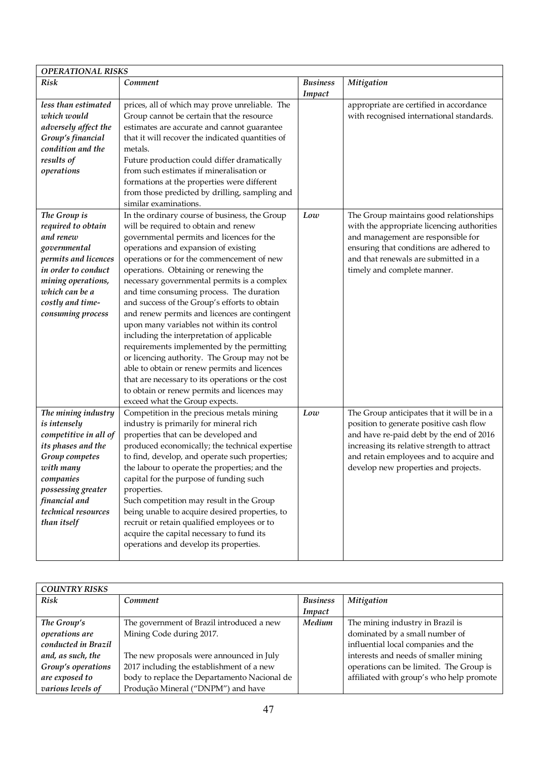| *OPERATIONAL RISKS* | | | |
|---|---|---|---|
| ***Risk*** | ***Comment*** | ***Business Impact*** | ***Mitigation*** |
| *less than estimated which would adversely affect the Group's financial condition and the results of operations* | prices, all of which may prove unreliable. The Group cannot be certain that the resource estimates are accurate and cannot guarantee that it will recover the indicated quantities of metals.<br>Future production could differ dramatically from such estimates if mineralisation or formations at the properties were different from those predicted by drilling, sampling and similar examinations. | | appropriate are certified in accordance with recognised international standards. |
| *The Group is required to obtain and renew governmental permits and licences in order to conduct mining operations, which can be a costly and time-consuming process* | In the ordinary course of business, the Group will be required to obtain and renew governmental permits and licences for the operations and expansion of existing operations or for the commencement of new operations. Obtaining or renewing the necessary governmental permits is a complex and time consuming process. The duration and success of the Group's efforts to obtain and renew permits and licences are contingent upon many variables not within its control including the interpretation of applicable requirements implemented by the permitting or licencing authority. The Group may not be able to obtain or renew permits and licences that are necessary to its operations or the cost to obtain or renew permits and licences may exceed what the Group expects. | *Low* | The Group maintains good relationships with the appropriate licencing authorities and management are responsible for ensuring that conditions are adhered to and that renewals are submitted in a timely and complete manner. |
| *The mining industry is intensely competitive in all of its phases and the Group competes with many companies possessing greater financial and technical resources than itself* | Competition in the precious metals mining industry is primarily for mineral rich properties that can be developed and produced economically; the technical expertise to find, develop, and operate such properties; the labour to operate the properties; and the capital for the purpose of funding such properties.<br>Such competition may result in the Group being unable to acquire desired properties, to recruit or retain qualified employees or to acquire the capital necessary to fund its operations and develop its properties. | *Low* | The Group anticipates that it will be in a position to generate positive cash flow and have re-paid debt by the end of 2016 increasing its relative strength to attract and retain employees and to acquire and develop new properties and projects. |

| *COUNTRY RISKS* | | | |
|---|---|---|---|
| ***Risk*** | ***Comment*** | ***Business Impact*** | ***Mitigation*** |
| *The Group's operations are conducted in Brazil and, as such, the Group's operations are exposed to various levels of* | The government of Brazil introduced a new Mining Code during 2017.<br><br>The new proposals were announced in July 2017 including the establishment of a new body to replace the Departamento Nacional de Produção Mineral ("DNPM") and have | *Medium* | The mining industry in Brazil is dominated by a small number of influential local companies and the interests and needs of smaller mining operations can be limited. The Group is affiliated with group's who help promote |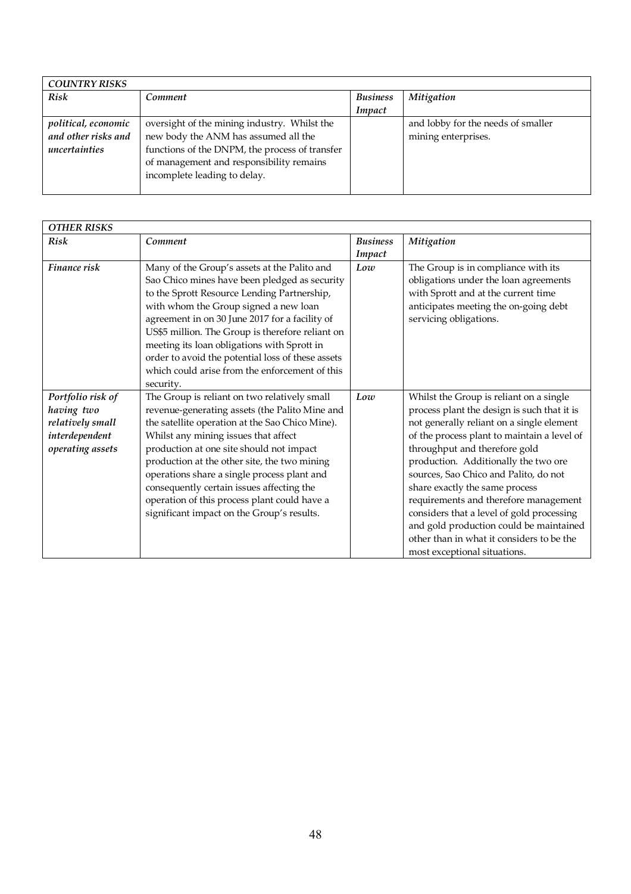| *COUNTRY RISKS* | | | |
|---|---|---|---|
| ***Risk*** | ***Comment*** | ***Business Impact*** | ***Mitigation*** |
| ***political, economic and other risks and uncertainties*** | oversight of the mining industry. Whilst the new body the ANM has assumed all the functions of the DNPM, the process of transfer of management and responsibility remains incomplete leading to delay. | | and lobby for the needs of smaller mining enterprises. |

| *OTHER RISKS* | | | |
|---|---|---|---|
| ***Risk*** | ***Comment*** | ***Business Impact*** | ***Mitigation*** |
| ***Finance risk*** | Many of the Group's assets at the Palito and Sao Chico mines have been pledged as security to the Sprott Resource Lending Partnership, with whom the Group signed a new loan agreement in on 30 June 2017 for a facility of US$5 million. The Group is therefore reliant on meeting its loan obligations with Sprott in order to avoid the potential loss of these assets which could arise from the enforcement of this security. | *Low* | The Group is in compliance with its obligations under the loan agreements with Sprott and at the current time anticipates meeting the on-going debt servicing obligations. |
| ***Portfolio risk of having two relatively small interdependent operating assets*** | The Group is reliant on two relatively small revenue-generating assets (the Palito Mine and the satellite operation at the Sao Chico Mine). Whilst any mining issues that affect production at one site should not impact production at the other site, the two mining operations share a single process plant and consequently certain issues affecting the operation of this process plant could have a significant impact on the Group's results. | *Low* | Whilst the Group is reliant on a single process plant the design is such that it is not generally reliant on a single element of the process plant to maintain a level of throughput and therefore gold production. Additionally the two ore sources, Sao Chico and Palito, do not share exactly the same process requirements and therefore management considers that a level of gold processing and gold production could be maintained other than in what it considers to be the most exceptional situations. |